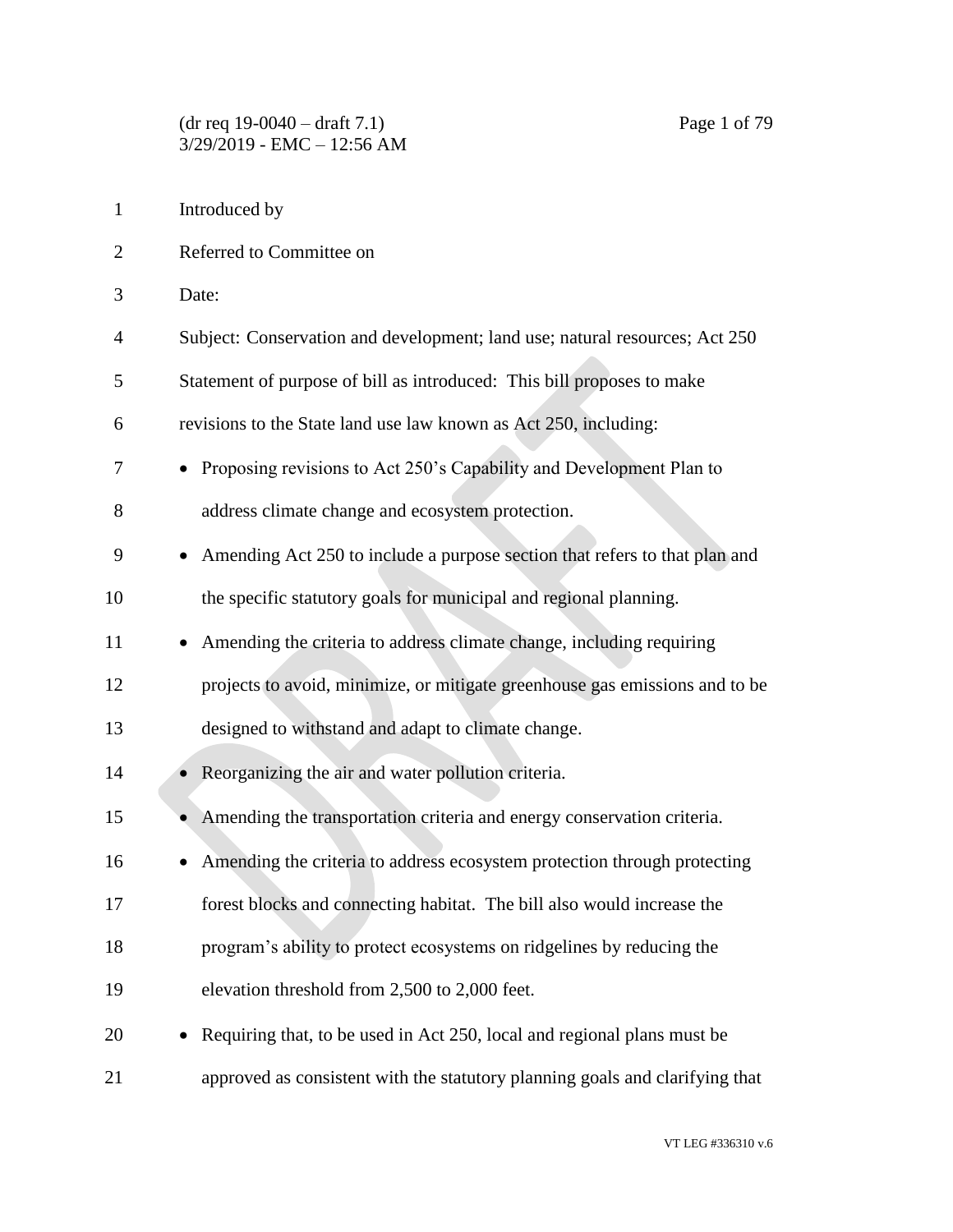Introduced by

Referred to Committee on

Date:

Subject: Conservation and development; land use; natural resources; Act 250

Statement of purpose of bill as introduced: This bill proposes to make revisions to the State land use law known as Act 250, including:

- Proposing revisions to Act 250's Capability and Development Plan to address climate change and ecosystem protection.
- Amending Act 250 to include a purpose section that refers to that plan and the specific statutory goals for municipal and regional planning.
- Amending the criteria to address climate change, including requiring projects to avoid, minimize, or mitigate greenhouse gas emissions and to be designed to withstand and adapt to climate change.
- Reorganizing the air and water pollution criteria.
- Amending the transportation criteria and energy conservation criteria.
- Amending the criteria to address ecosystem protection through protecting forest blocks and connecting habitat. The bill also would increase the program's ability to protect ecosystems on ridgelines by reducing the elevation threshold from 2,500 to 2,000 feet.
- Requiring that, to be used in Act 250, local and regional plans must be approved as consistent with the statutory planning goals and clarifying that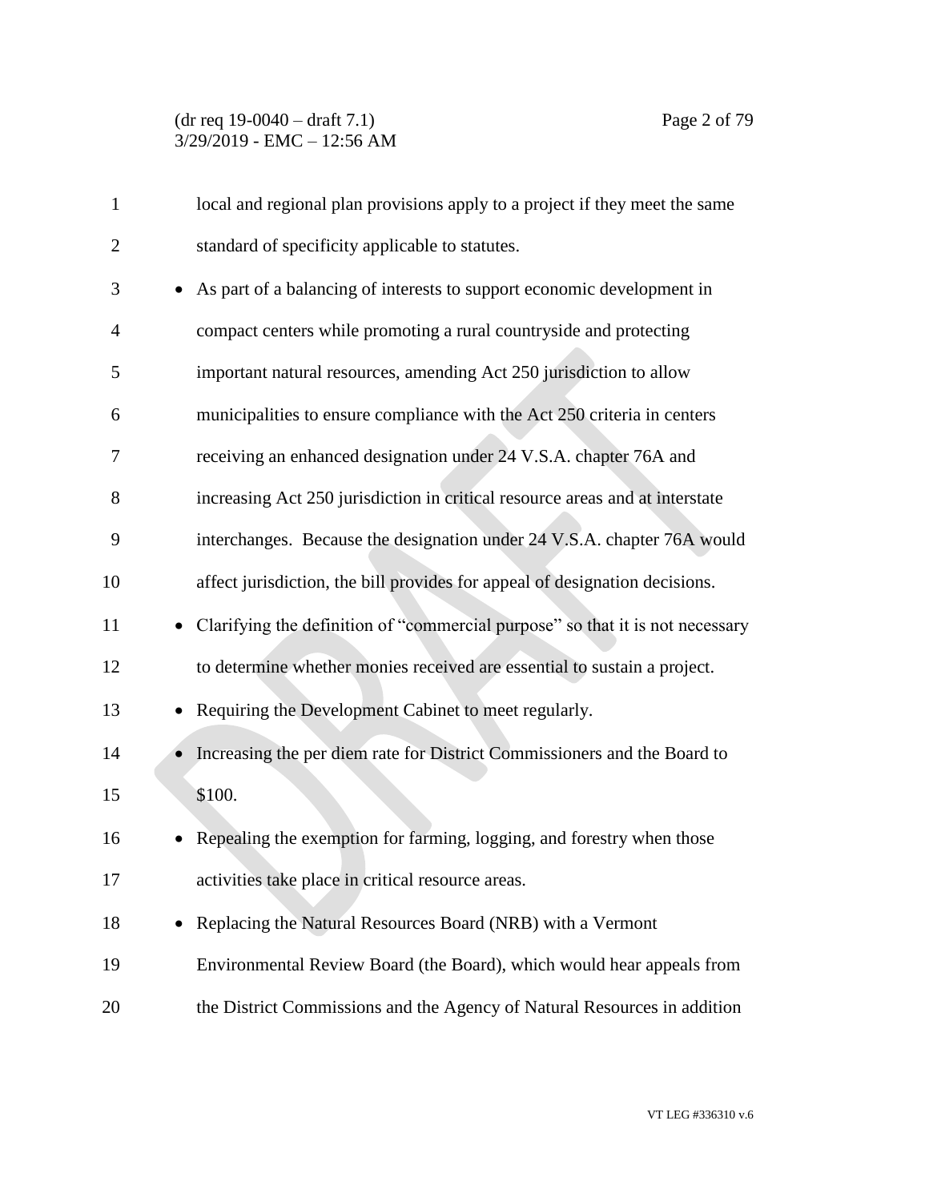local and regional plan provisions apply to a project if they meet the same standard of specificity applicable to statutes.

- As part of a balancing of interests to support economic development in compact centers while promoting a rural countryside and protecting important natural resources, amending Act 250 jurisdiction to allow municipalities to ensure compliance with the Act 250 criteria in centers receiving an enhanced designation under 24 V.S.A. chapter 76A and increasing Act 250 jurisdiction in critical resource areas and at interstate interchanges. Because the designation under 24 V.S.A. chapter 76A would affect jurisdiction, the bill provides for appeal of designation decisions.
- Clarifying the definition of "commercial purpose" so that it is not necessary to determine whether monies received are essential to sustain a project.
- Requiring the Development Cabinet to meet regularly.
- Increasing the per diem rate for District Commissioners and the Board to $100.
- Repealing the exemption for farming, logging, and forestry when those activities take place in critical resource areas.
- Replacing the Natural Resources Board (NRB) with a Vermont Environmental Review Board (the Board), which would hear appeals from the District Commissions and the Agency of Natural Resources in addition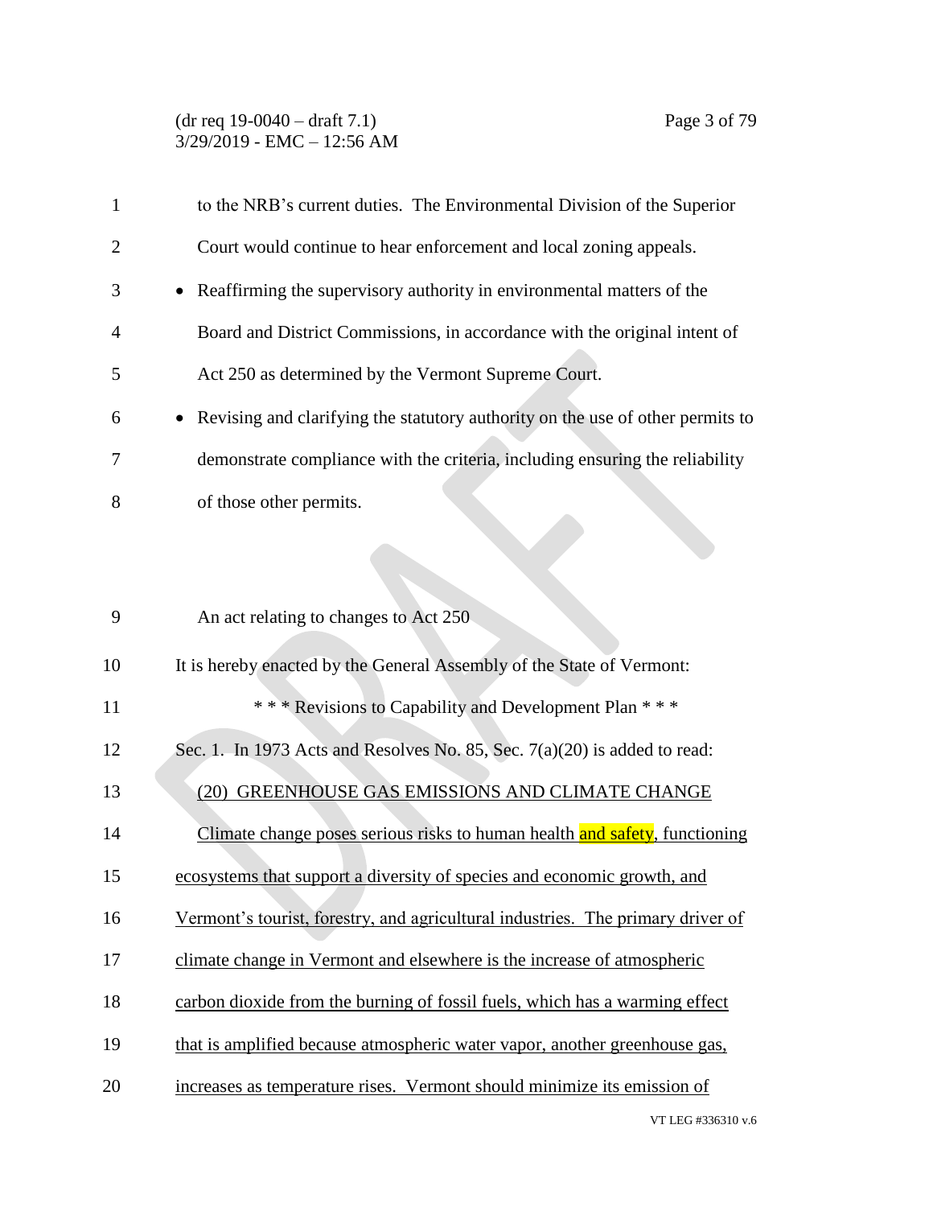to the NRB's current duties. The Environmental Division of the Superior Court would continue to hear enforcement and local zoning appeals.

- Reaffirming the supervisory authority in environmental matters of the Board and District Commissions, in accordance with the original intent of Act 250 as determined by the Vermont Supreme Court.
- Revising and clarifying the statutory authority on the use of other permits to demonstrate compliance with the criteria, including ensuring the reliability of those other permits.

An act relating to changes to Act 250

It is hereby enacted by the General Assembly of the State of Vermont:

\* \* \* Revisions to Capability and Development Plan \* \* \*

Sec. 1. In 1973 Acts and Resolves No. 85, Sec. 7(a)(20) is added to read:

<u>(20) GREENHOUSE GAS EMISSIONS AND CLIMATE CHANGE</u>

<u>Climate change poses serious risks to human health and safety, functioning ecosystems that support a diversity of species and economic growth, and Vermont's tourist, forestry, and agricultural industries. The primary driver of climate change in Vermont and elsewhere is the increase of atmospheric carbon dioxide from the burning of fossil fuels, which has a warming effect that is amplified because atmospheric water vapor, another greenhouse gas, increases as temperature rises. Vermont should minimize its emission of</u>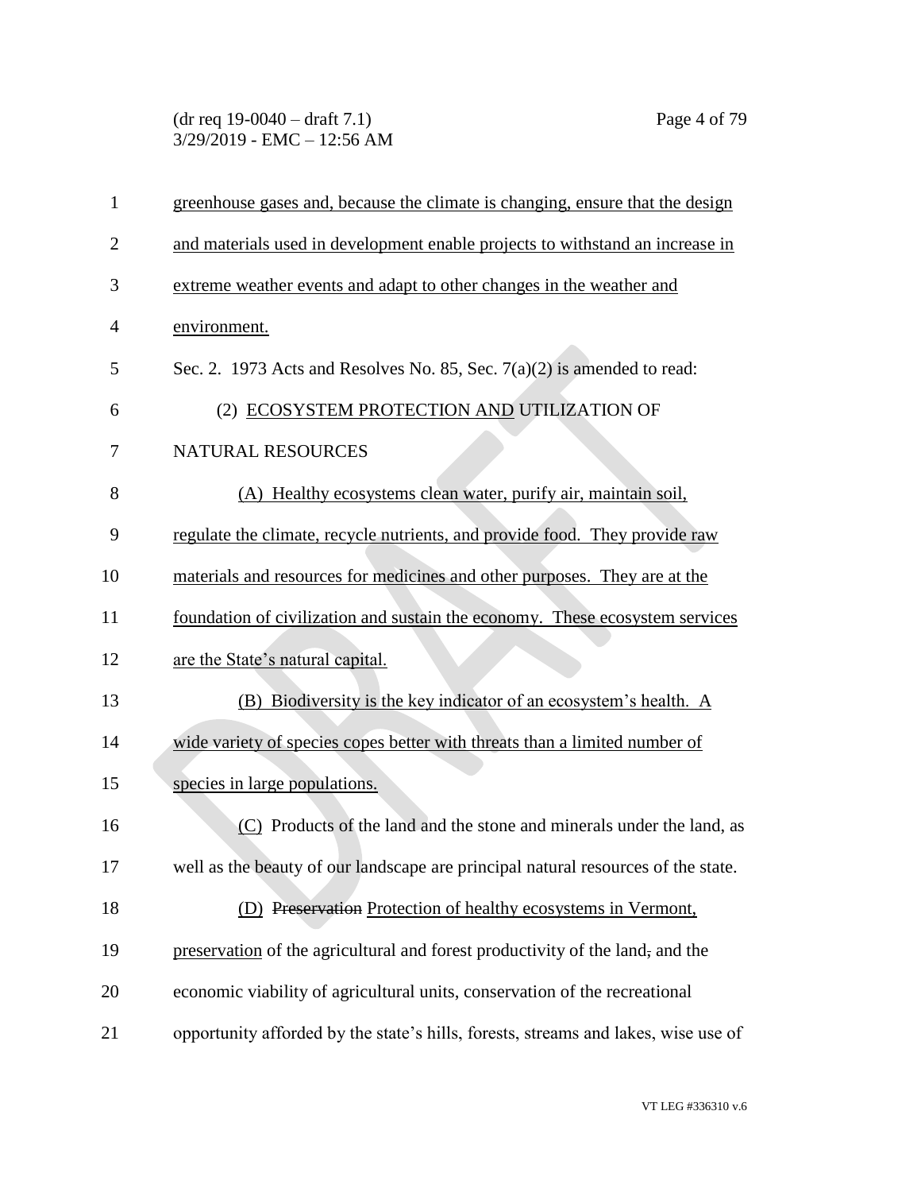greenhouse gases and, because the climate is changing, ensure that the design and materials used in development enable projects to withstand an increase in extreme weather events and adapt to other changes in the weather and environment.

Sec. 2. 1973 Acts and Resolves No. 85, Sec. 7(a)(2) is amended to read:

(2) ECOSYSTEM PROTECTION AND UTILIZATION OF NATURAL RESOURCES

(A) Healthy ecosystems clean water, purify air, maintain soil, regulate the climate, recycle nutrients, and provide food. They provide raw materials and resources for medicines and other purposes. They are at the foundation of civilization and sustain the economy. These ecosystem services are the State's natural capital.

(B) Biodiversity is the key indicator of an ecosystem's health. A wide variety of species copes better with threats than a limited number of species in large populations.

(C) Products of the land and the stone and minerals under the land, as well as the beauty of our landscape are principal natural resources of the state.

(D) ~~Preservation~~ Protection of healthy ecosystems in Vermont, preservation of the agricultural and forest productivity of the land~~,~~ and the economic viability of agricultural units, conservation of the recreational opportunity afforded by the state's hills, forests, streams and lakes, wise use of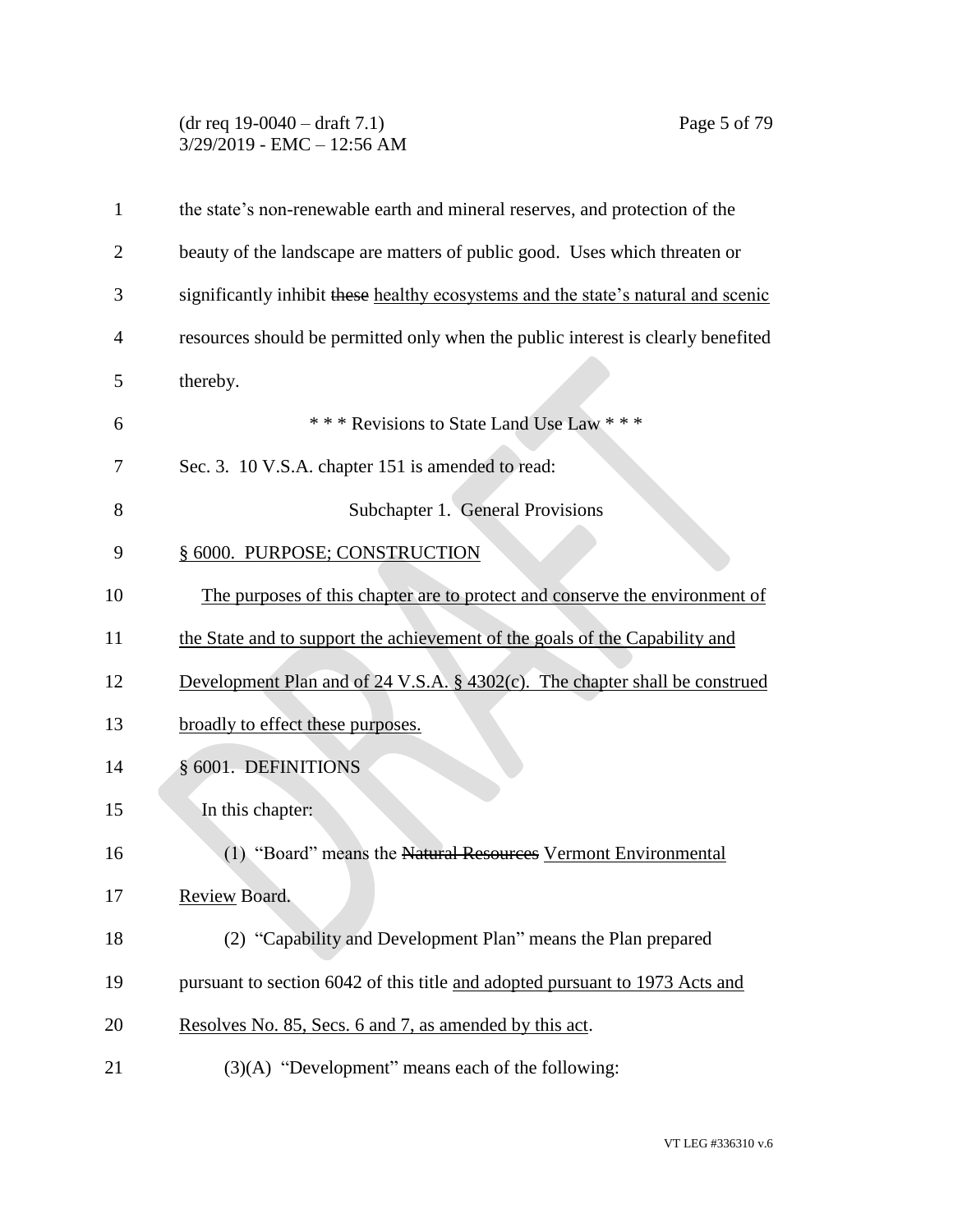the state's non-renewable earth and mineral reserves, and protection of the beauty of the landscape are matters of public good. Uses which threaten or significantly inhibit ~~these~~ healthy ecosystems and the state's natural and scenic resources should be permitted only when the public interest is clearly benefited thereby.

\* \* \* Revisions to State Land Use Law \* \* \*

Sec. 3. 10 V.S.A. chapter 151 is amended to read:

Subchapter 1. General Provisions

<u>§ 6000. PURPOSE; CONSTRUCTION</u>

<u>The purposes of this chapter are to protect and conserve the environment of the State and to support the achievement of the goals of the Capability and Development Plan and of 24 V.S.A. § 4302(c). The chapter shall be construed broadly to effect these purposes.</u>

§ 6001. DEFINITIONS

In this chapter:

(1) "Board" means the ~~Natural Resources~~ <u>Vermont Environmental Review</u> Board.

(2) "Capability and Development Plan" means the Plan prepared pursuant to section 6042 of this title <u>and adopted pursuant to 1973 Acts and Resolves No. 85, Secs. 6 and 7, as amended by this act</u>.

(3)(A) "Development" means each of the following: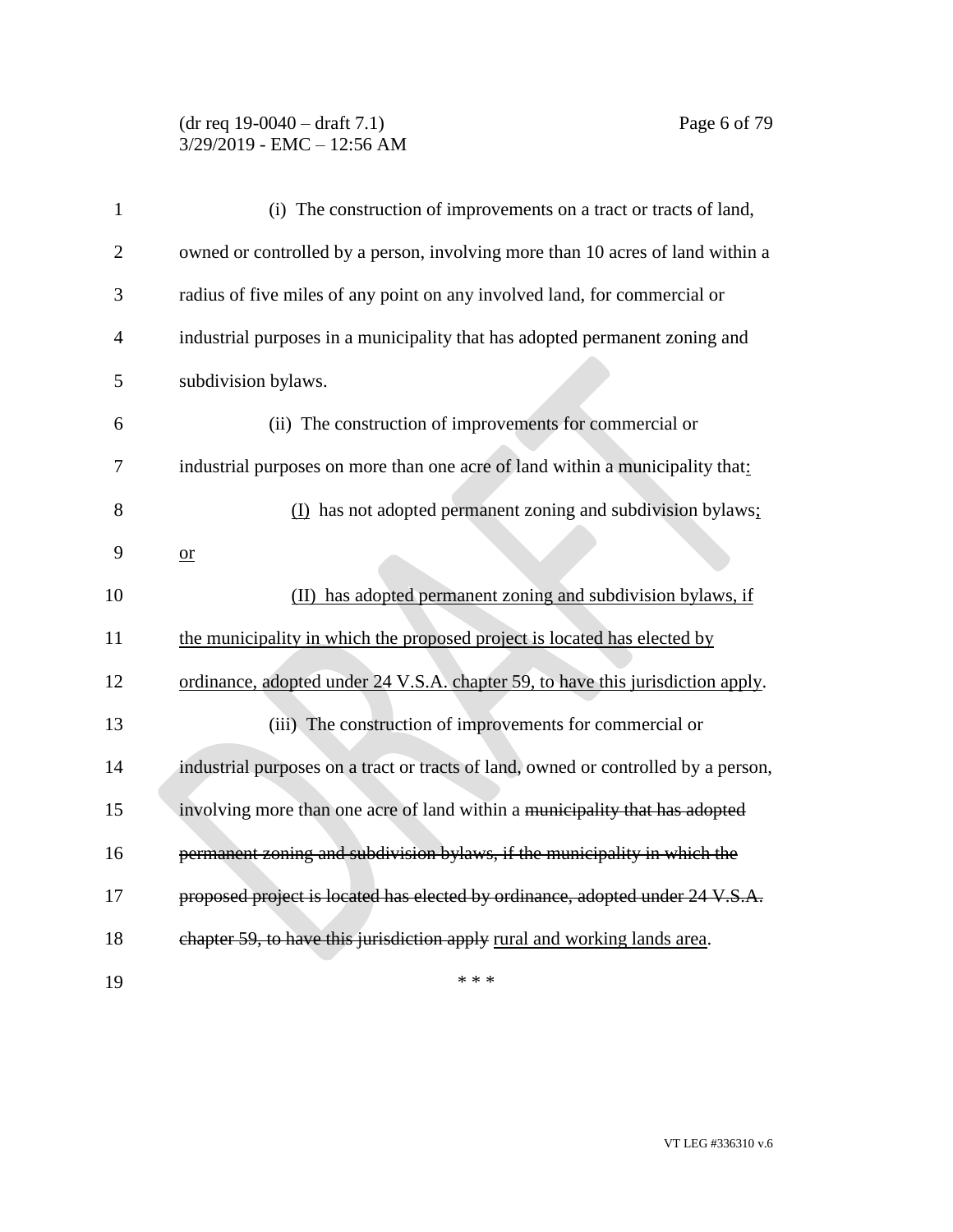(i) The construction of improvements on a tract or tracts of land, owned or controlled by a person, involving more than 10 acres of land within a radius of five miles of any point on any involved land, for commercial or industrial purposes in a municipality that has adopted permanent zoning and subdivision bylaws.

(ii) The construction of improvements for commercial or industrial purposes on more than one acre of land within a municipality that:

(I) has not adopted permanent zoning and subdivision bylaws; or

(II) has adopted permanent zoning and subdivision bylaws, if the municipality in which the proposed project is located has elected by ordinance, adopted under 24 V.S.A. chapter 59, to have this jurisdiction apply.

(iii) The construction of improvements for commercial or industrial purposes on a tract or tracts of land, owned or controlled by a person, involving more than one acre of land within a ~~municipality that has adopted permanent zoning and subdivision bylaws, if the municipality in which the proposed project is located has elected by ordinance, adopted under 24 V.S.A. chapter 59, to have this jurisdiction apply~~ rural and working lands area.

\* \* \*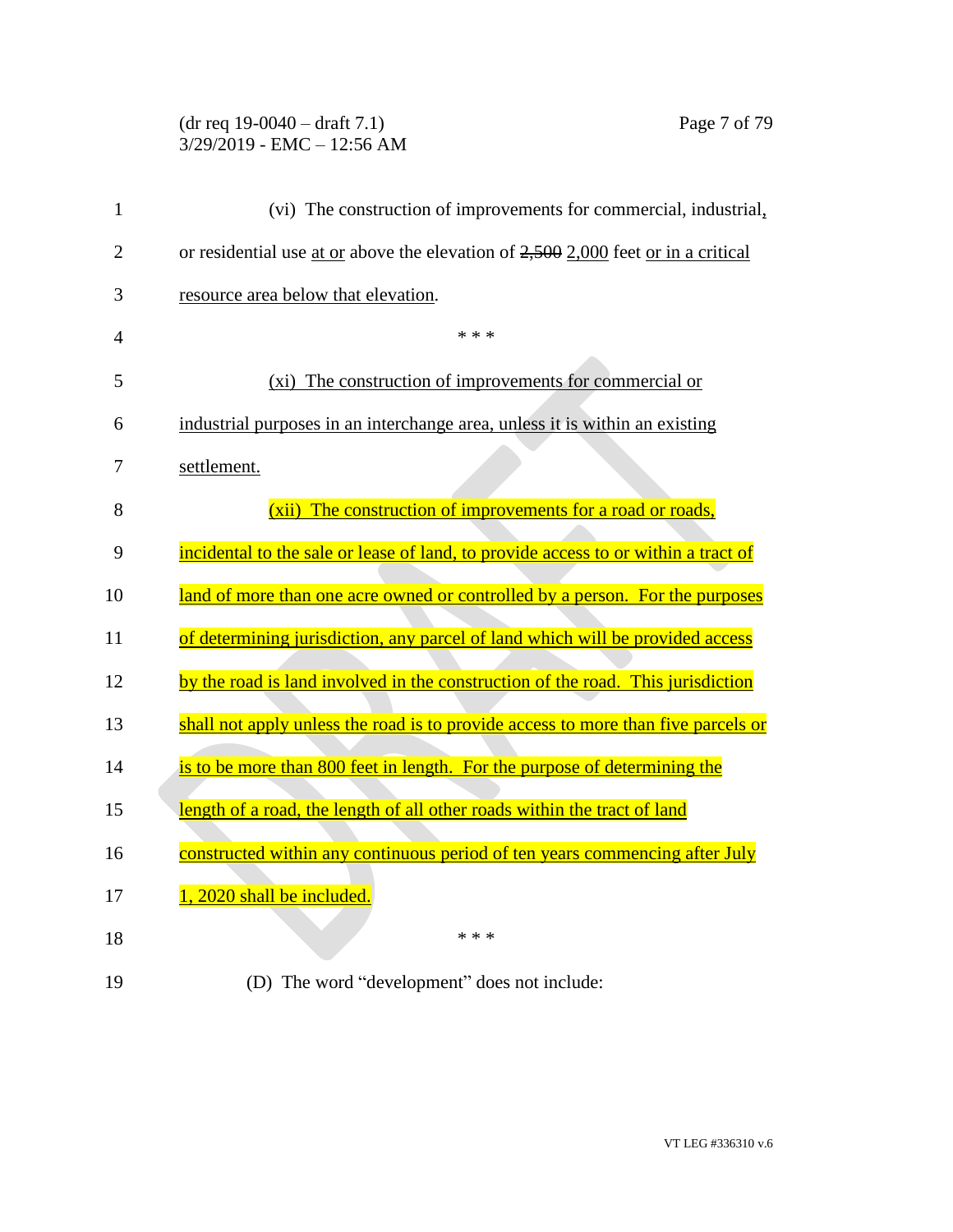(vi) The construction of improvements for commercial, industrial, or residential use at or above the elevation of ~~2,500~~ 2,000 feet or in a critical resource area below that elevation.

\* \* \*

(xi) The construction of improvements for commercial or industrial purposes in an interchange area, unless it is within an existing settlement.

(xii) The construction of improvements for a road or roads, incidental to the sale or lease of land, to provide access to or within a tract of land of more than one acre owned or controlled by a person. For the purposes of determining jurisdiction, any parcel of land which will be provided access by the road is land involved in the construction of the road. This jurisdiction shall not apply unless the road is to provide access to more than five parcels or is to be more than 800 feet in length. For the purpose of determining the length of a road, the length of all other roads within the tract of land constructed within any continuous period of ten years commencing after July 1, 2020 shall be included.

\* \* \*

(D) The word "development" does not include: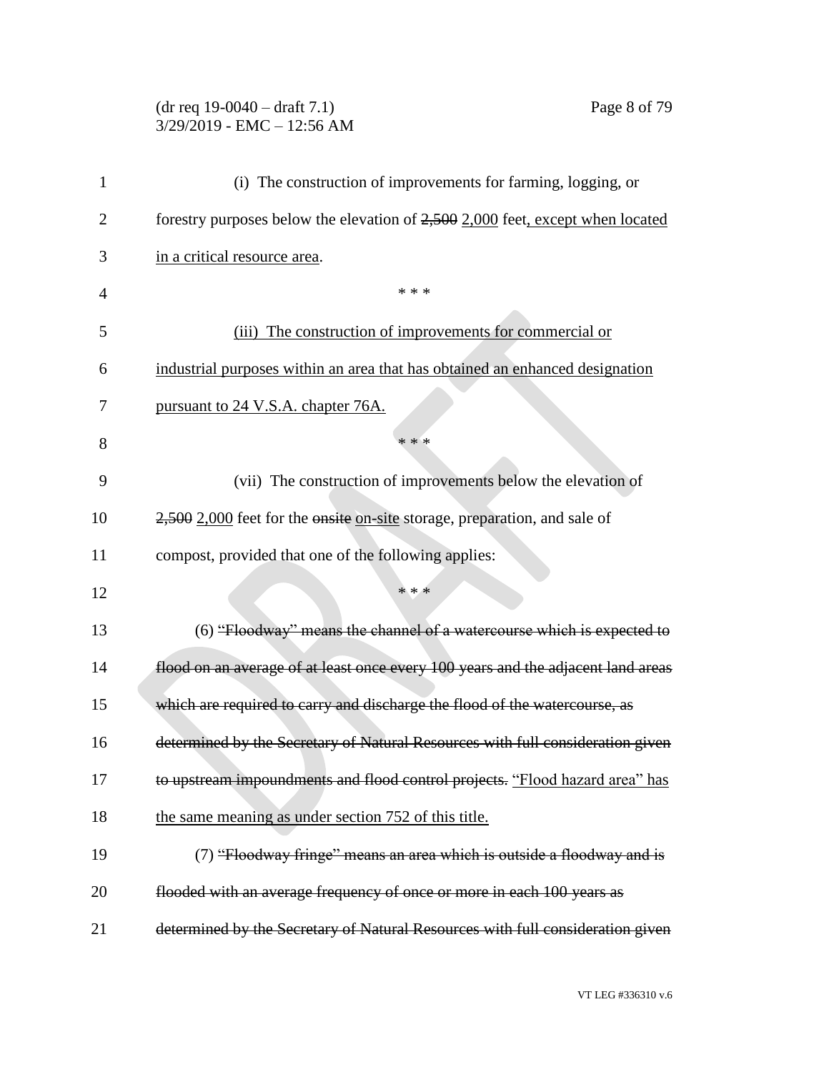(i) The construction of improvements for farming, logging, or forestry purposes below the elevation of ~~2,500~~ <u>2,000</u> feet<u>, except when located in a critical resource area</u>.

\* \* \*

<u>(iii) The construction of improvements for commercial or industrial purposes within an area that has obtained an enhanced designation pursuant to 24 V.S.A. chapter 76A.</u>

\* \* \*

(vii) The construction of improvements below the elevation of ~~2,500~~ <u>2,000</u> feet for the ~~onsite~~ <u>on-site</u> storage, preparation, and sale of compost, provided that one of the following applies:

\* \* \*

(6) ~~"Floodway" means the channel of a watercourse which is expected to flood on an average of at least once every 100 years and the adjacent land areas which are required to carry and discharge the flood of the watercourse, as determined by the Secretary of Natural Resources with full consideration given to upstream impoundments and flood control projects.~~ <u>"Flood hazard area" has the same meaning as under section 752 of this title.</u>

(7) ~~"Floodway fringe" means an area which is outside a floodway and is flooded with an average frequency of once or more in each 100 years as determined by the Secretary of Natural Resources with full consideration given~~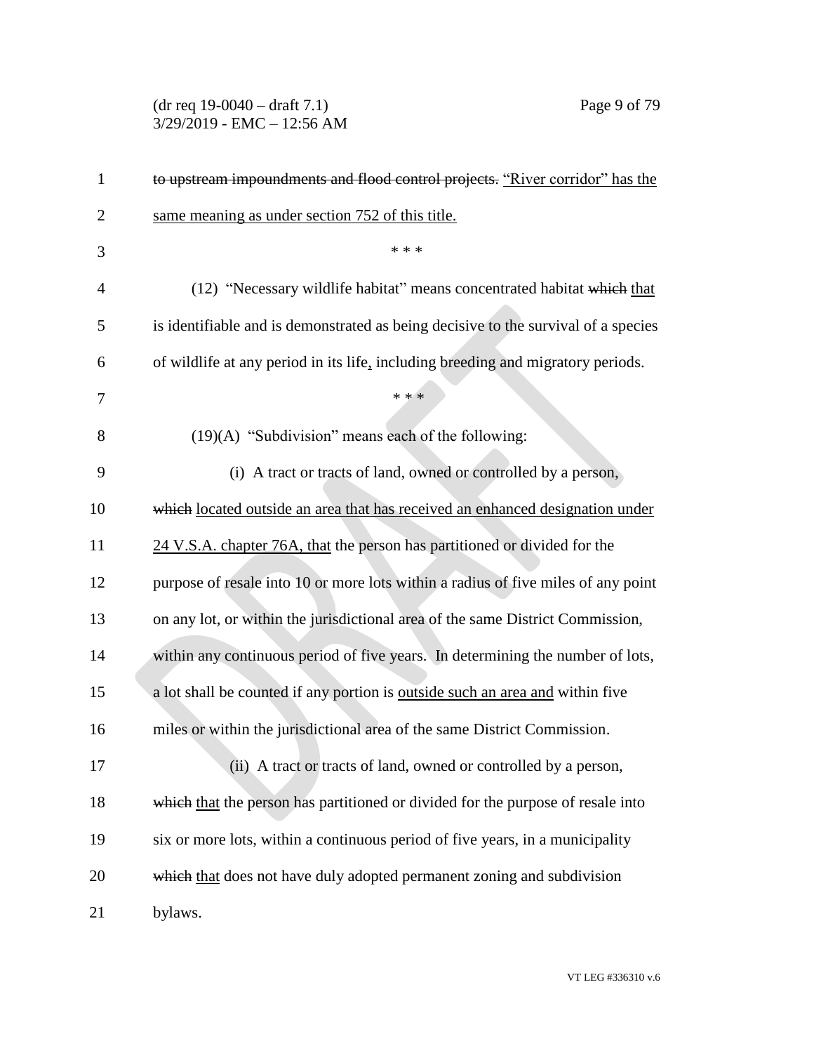to upstream impoundments and flood control projects. "River corridor" has the same meaning as under section 752 of this title.

\* \* \*

(12) "Necessary wildlife habitat" means concentrated habitat which that is identifiable and is demonstrated as being decisive to the survival of a species of wildlife at any period in its life, including breeding and migratory periods.

\* \* \*

(19)(A) "Subdivision" means each of the following:

(i) A tract or tracts of land, owned or controlled by a person, which located outside an area that has received an enhanced designation under 24 V.S.A. chapter 76A, that the person has partitioned or divided for the purpose of resale into 10 or more lots within a radius of five miles of any point on any lot, or within the jurisdictional area of the same District Commission, within any continuous period of five years. In determining the number of lots, a lot shall be counted if any portion is outside such an area and within five miles or within the jurisdictional area of the same District Commission.

(ii) A tract or tracts of land, owned or controlled by a person, which that the person has partitioned or divided for the purpose of resale into six or more lots, within a continuous period of five years, in a municipality which that does not have duly adopted permanent zoning and subdivision bylaws.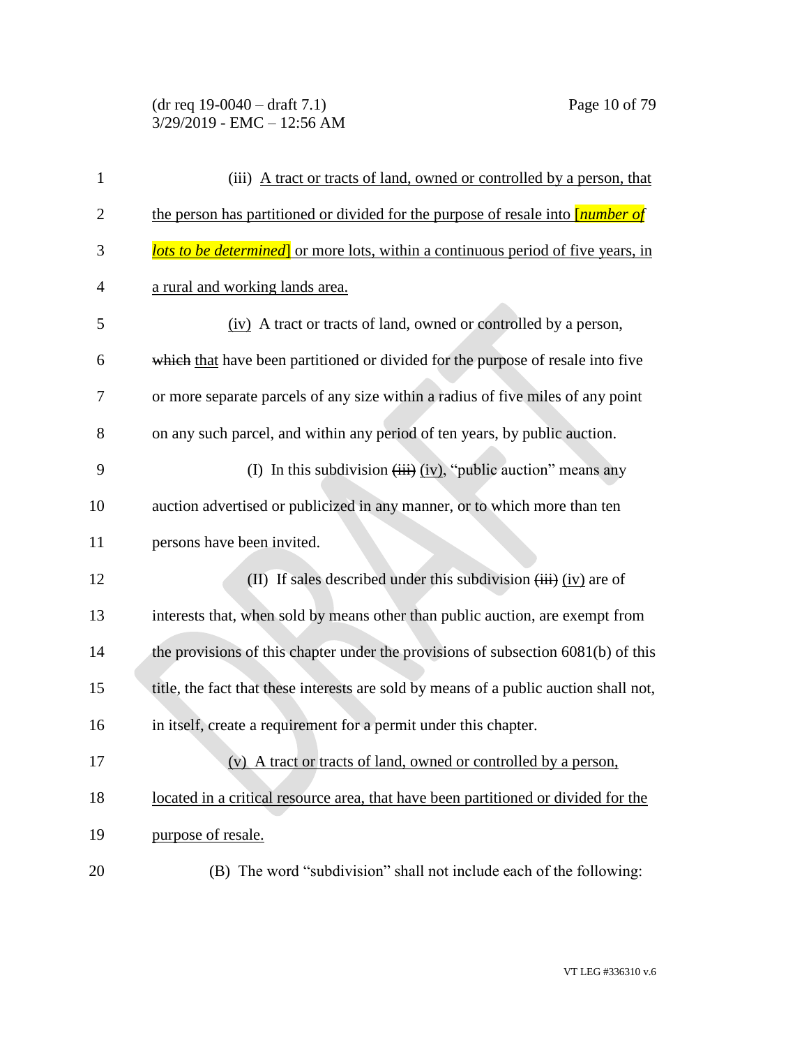(iii) A tract or tracts of land, owned or controlled by a person, that the person has partitioned or divided for the purpose of resale into [*number of lots to be determined*] or more lots, within a continuous period of five years, in a rural and working lands area.

(iv) A tract or tracts of land, owned or controlled by a person, ~~which~~ that have been partitioned or divided for the purpose of resale into five or more separate parcels of any size within a radius of five miles of any point on any such parcel, and within any period of ten years, by public auction.

(I) In this subdivision ~~(iii)~~ (iv), "public auction" means any auction advertised or publicized in any manner, or to which more than ten persons have been invited.

(II) If sales described under this subdivision ~~(iii)~~ (iv) are of interests that, when sold by means other than public auction, are exempt from the provisions of this chapter under the provisions of subsection 6081(b) of this title, the fact that these interests are sold by means of a public auction shall not, in itself, create a requirement for a permit under this chapter.

(v) A tract or tracts of land, owned or controlled by a person, located in a critical resource area, that have been partitioned or divided for the purpose of resale.

(B) The word "subdivision" shall not include each of the following: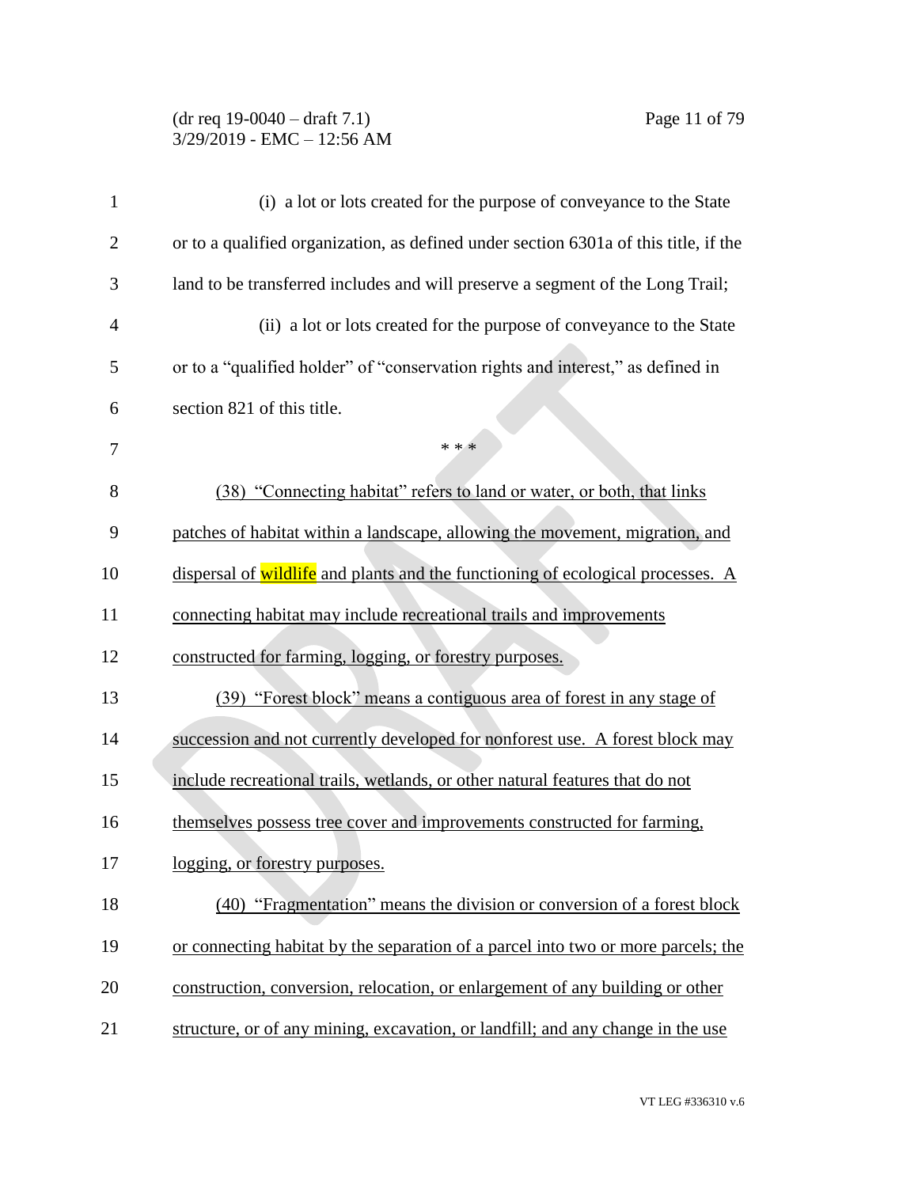(i) a lot or lots created for the purpose of conveyance to the State or to a qualified organization, as defined under section 6301a of this title, if the land to be transferred includes and will preserve a segment of the Long Trail;

(ii) a lot or lots created for the purpose of conveyance to the State or to a "qualified holder" of "conservation rights and interest," as defined in section 821 of this title.

\* \* \*

(38) "Connecting habitat" refers to land or water, or both, that links patches of habitat within a landscape, allowing the movement, migration, and dispersal of wildlife and plants and the functioning of ecological processes. A connecting habitat may include recreational trails and improvements constructed for farming, logging, or forestry purposes.

(39) "Forest block" means a contiguous area of forest in any stage of succession and not currently developed for nonforest use. A forest block may include recreational trails, wetlands, or other natural features that do not themselves possess tree cover and improvements constructed for farming, logging, or forestry purposes.

(40) "Fragmentation" means the division or conversion of a forest block or connecting habitat by the separation of a parcel into two or more parcels; the construction, conversion, relocation, or enlargement of any building or other structure, or of any mining, excavation, or landfill; and any change in the use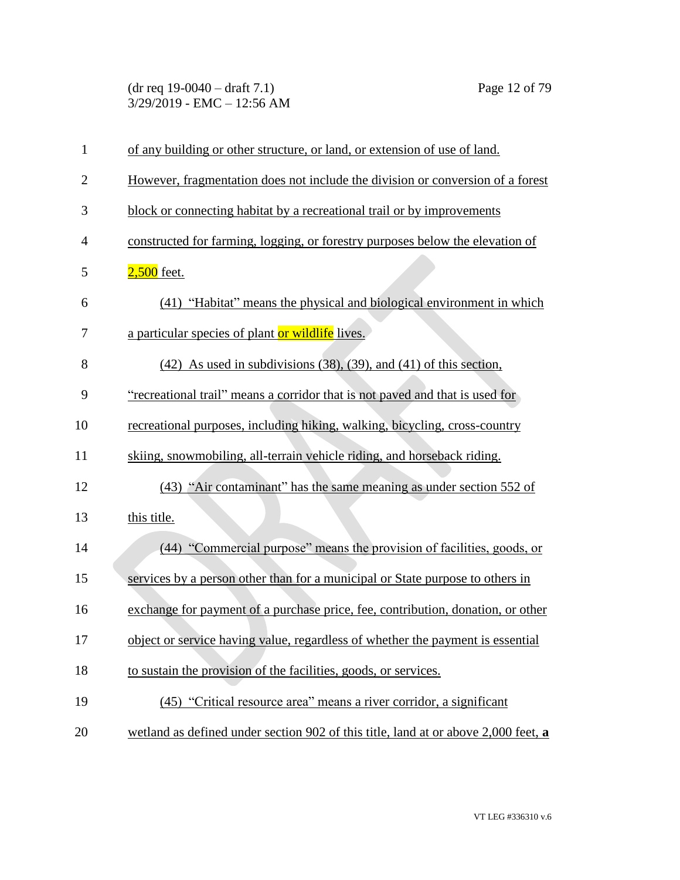of any building or other structure, or land, or extension of use of land. However, fragmentation does not include the division or conversion of a forest block or connecting habitat by a recreational trail or by improvements constructed for farming, logging, or forestry purposes below the elevation of 2,500 feet.

(41) "Habitat" means the physical and biological environment in which a particular species of plant or wildlife lives.

(42) As used in subdivisions (38), (39), and (41) of this section, "recreational trail" means a corridor that is not paved and that is used for recreational purposes, including hiking, walking, bicycling, cross-country skiing, snowmobiling, all-terrain vehicle riding, and horseback riding.

(43) "Air contaminant" has the same meaning as under section 552 of this title.

(44) "Commercial purpose" means the provision of facilities, goods, or services by a person other than for a municipal or State purpose to others in exchange for payment of a purchase price, fee, contribution, donation, or other object or service having value, regardless of whether the payment is essential to sustain the provision of the facilities, goods, or services.

(45) "Critical resource area" means a river corridor, a significant wetland as defined under section 902 of this title, land at or above 2,000 feet, **a**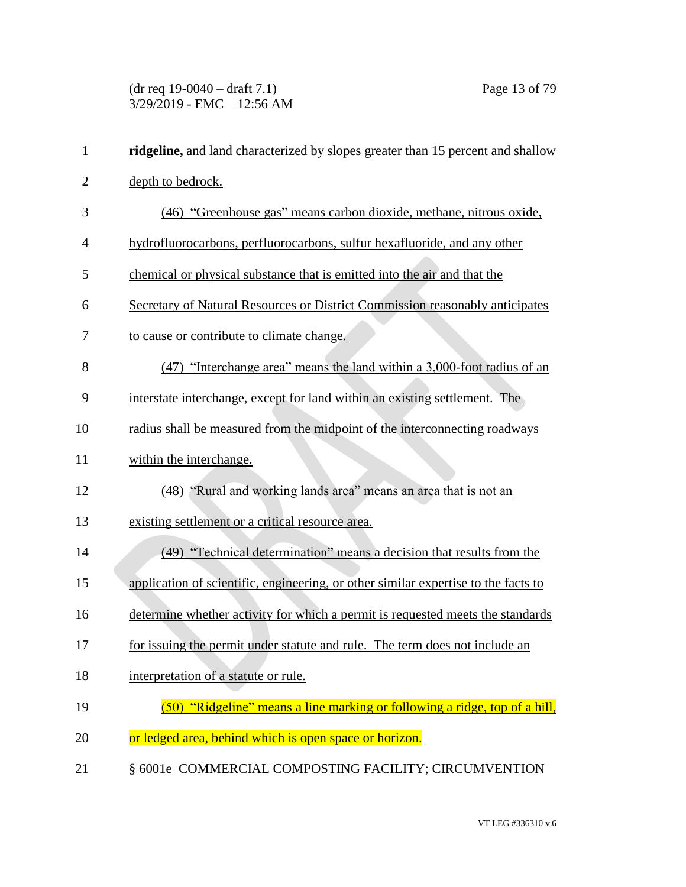**ridgeline,** and land characterized by slopes greater than 15 percent and shallow depth to bedrock.

(46) "Greenhouse gas" means carbon dioxide, methane, nitrous oxide, hydrofluorocarbons, perfluorocarbons, sulfur hexafluoride, and any other chemical or physical substance that is emitted into the air and that the Secretary of Natural Resources or District Commission reasonably anticipates to cause or contribute to climate change.

(47) "Interchange area" means the land within a 3,000-foot radius of an interstate interchange, except for land within an existing settlement. The radius shall be measured from the midpoint of the interconnecting roadways within the interchange.

(48) "Rural and working lands area" means an area that is not an existing settlement or a critical resource area.

(49) "Technical determination" means a decision that results from the application of scientific, engineering, or other similar expertise to the facts to determine whether activity for which a permit is requested meets the standards for issuing the permit under statute and rule. The term does not include an interpretation of a statute or rule.

(50) "Ridgeline" means a line marking or following a ridge, top of a hill, or ledged area, behind which is open space or horizon.

§ 6001e COMMERCIAL COMPOSTING FACILITY; CIRCUMVENTION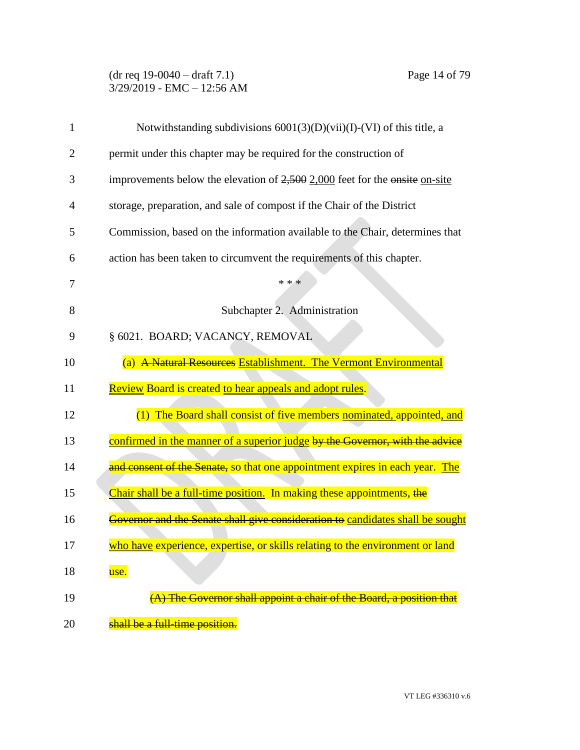Notwithstanding subdivisions 6001(3)(D)(vii)(I)-(VI) of this title, a permit under this chapter may be required for the construction of improvements below the elevation of ~~2,500~~ 2,000 feet for the ~~onsite~~ on-site storage, preparation, and sale of compost if the Chair of the District Commission, based on the information available to the Chair, determines that action has been taken to circumvent the requirements of this chapter.

\* \* \*

Subchapter 2. Administration

§ 6021. BOARD; VACANCY, REMOVAL

(a) ~~A Natural Resources~~ Establishment. The Vermont Environmental Review Board is created to hear appeals and adopt rules.

(1) The Board shall consist of five members nominated, appointed, and confirmed in the manner of a superior judge ~~by the Governor, with the advice and consent of the Senate,~~ so that one appointment expires in each year. The Chair shall be a full-time position. In making these appointments, ~~the Governor and the Senate shall give consideration to~~ candidates shall be sought who have experience, expertise, or skills relating to the environment or land use.

~~(A) The Governor shall appoint a chair of the Board, a position that shall be a full-time position.~~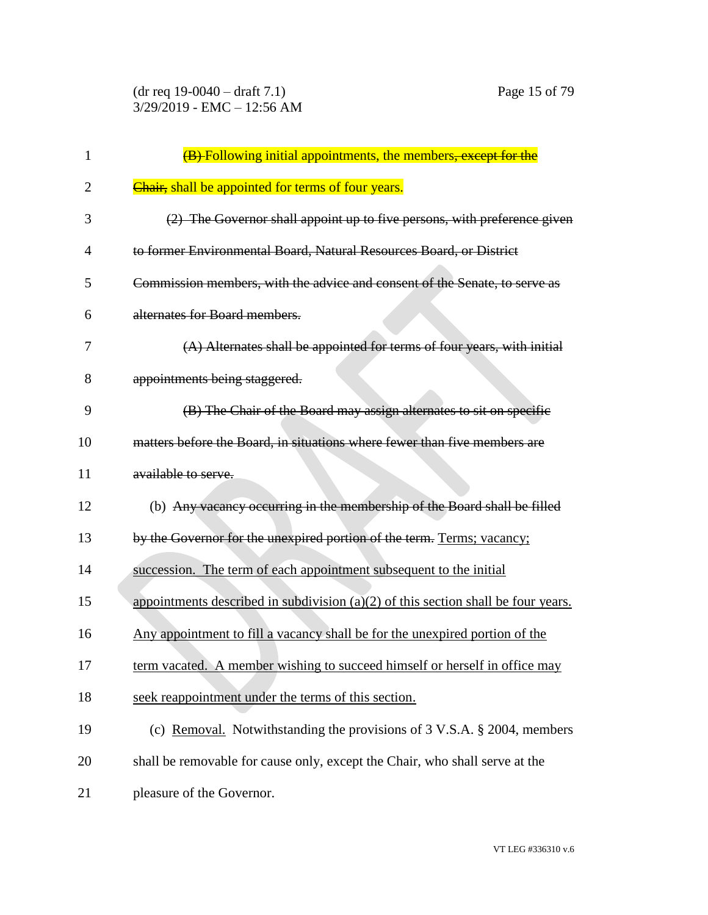(B) Following initial appointments, the members~~, except for the Chair,~~ shall be appointed for terms of four years.

~~(2) The Governor shall appoint up to five persons, with preference given to former Environmental Board, Natural Resources Board, or District Commission members, with the advice and consent of the Senate, to serve as alternates for Board members.~~

~~(A) Alternates shall be appointed for terms of four years, with initial appointments being staggered.~~

~~(B) The Chair of the Board may assign alternates to sit on specific matters before the Board, in situations where fewer than five members are available to serve.~~

(b) ~~Any vacancy occurring in the membership of the Board shall be filled by the Governor for the unexpired portion of the term.~~ <u>Terms; vacancy; succession. The term of each appointment subsequent to the initial appointments described in subdivision (a)(2) of this section shall be four years. Any appointment to fill a vacancy shall be for the unexpired portion of the term vacated. A member wishing to succeed himself or herself in office may seek reappointment under the terms of this section.</u>

(c) <u>Removal.</u> Notwithstanding the provisions of 3 V.S.A. § 2004, members shall be removable for cause only, except the Chair, who shall serve at the pleasure of the Governor.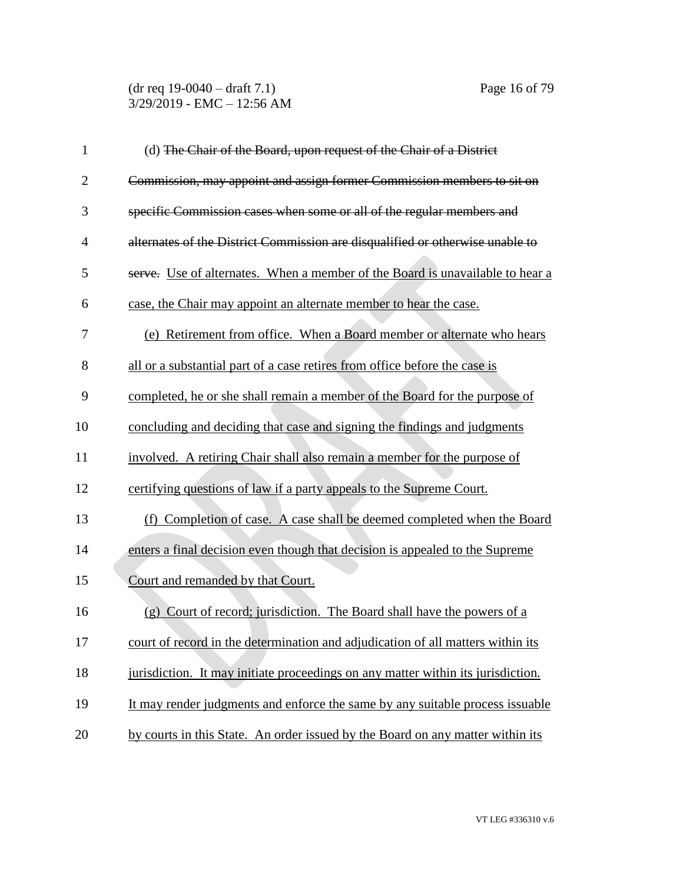(d) ~~The Chair of the Board, upon request of the Chair of a District Commission, may appoint and assign former Commission members to sit on specific Commission cases when some or all of the regular members and alternates of the District Commission are disqualified or otherwise unable to serve.~~ Use of alternates. When a member of the Board is unavailable to hear a case, the Chair may appoint an alternate member to hear the case.

(e) Retirement from office. When a Board member or alternate who hears all or a substantial part of a case retires from office before the case is completed, he or she shall remain a member of the Board for the purpose of concluding and deciding that case and signing the findings and judgments involved. A retiring Chair shall also remain a member for the purpose of certifying questions of law if a party appeals to the Supreme Court.

(f) Completion of case. A case shall be deemed completed when the Board enters a final decision even though that decision is appealed to the Supreme Court and remanded by that Court.

(g) Court of record; jurisdiction. The Board shall have the powers of a court of record in the determination and adjudication of all matters within its jurisdiction. It may initiate proceedings on any matter within its jurisdiction. It may render judgments and enforce the same by any suitable process issuable by courts in this State. An order issued by the Board on any matter within its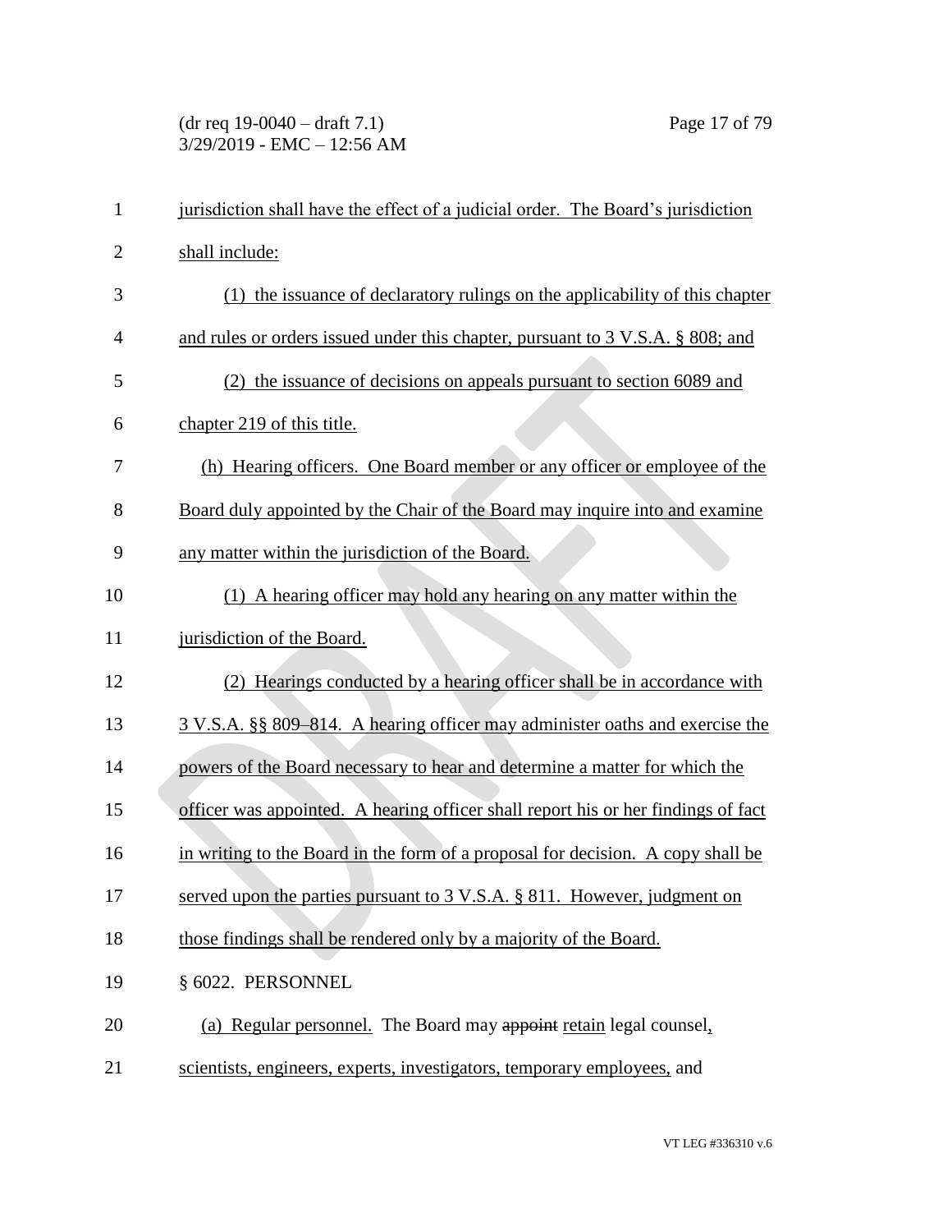jurisdiction shall have the effect of a judicial order. The Board's jurisdiction shall include:

(1) the issuance of declaratory rulings on the applicability of this chapter and rules or orders issued under this chapter, pursuant to 3 V.S.A. § 808; and

(2) the issuance of decisions on appeals pursuant to section 6089 and chapter 219 of this title.

(h) Hearing officers. One Board member or any officer or employee of the Board duly appointed by the Chair of the Board may inquire into and examine any matter within the jurisdiction of the Board.

(1) A hearing officer may hold any hearing on any matter within the jurisdiction of the Board.

(2) Hearings conducted by a hearing officer shall be in accordance with 3 V.S.A. §§ 809–814. A hearing officer may administer oaths and exercise the powers of the Board necessary to hear and determine a matter for which the officer was appointed. A hearing officer shall report his or her findings of fact in writing to the Board in the form of a proposal for decision. A copy shall be served upon the parties pursuant to 3 V.S.A. § 811. However, judgment on those findings shall be rendered only by a majority of the Board.

§ 6022. PERSONNEL

(a) Regular personnel. The Board may ~~appoint~~ retain legal counsel, scientists, engineers, experts, investigators, temporary employees, and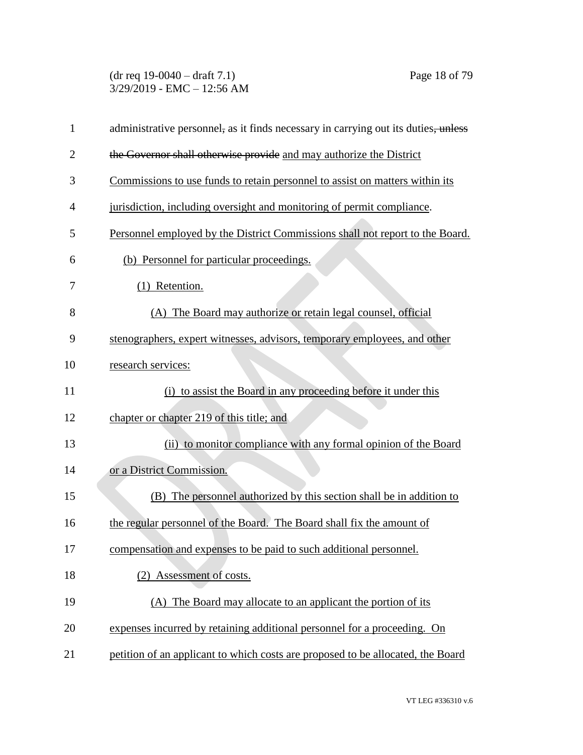administrative personnel~~,~~ as it finds necessary in carrying out its duties~~, unless the Governor shall otherwise provide~~ and may authorize the District Commissions to use funds to retain personnel to assist on matters within its jurisdiction, including oversight and monitoring of permit compliance. Personnel employed by the District Commissions shall not report to the Board.

(b) Personnel for particular proceedings.

(1) Retention.

(A) The Board may authorize or retain legal counsel, official stenographers, expert witnesses, advisors, temporary employees, and other research services:

(i) to assist the Board in any proceeding before it under this chapter or chapter 219 of this title; and

(ii) to monitor compliance with any formal opinion of the Board or a District Commission.

(B) The personnel authorized by this section shall be in addition to the regular personnel of the Board. The Board shall fix the amount of compensation and expenses to be paid to such additional personnel.

(2) Assessment of costs.

(A) The Board may allocate to an applicant the portion of its expenses incurred by retaining additional personnel for a proceeding. On petition of an applicant to which costs are proposed to be allocated, the Board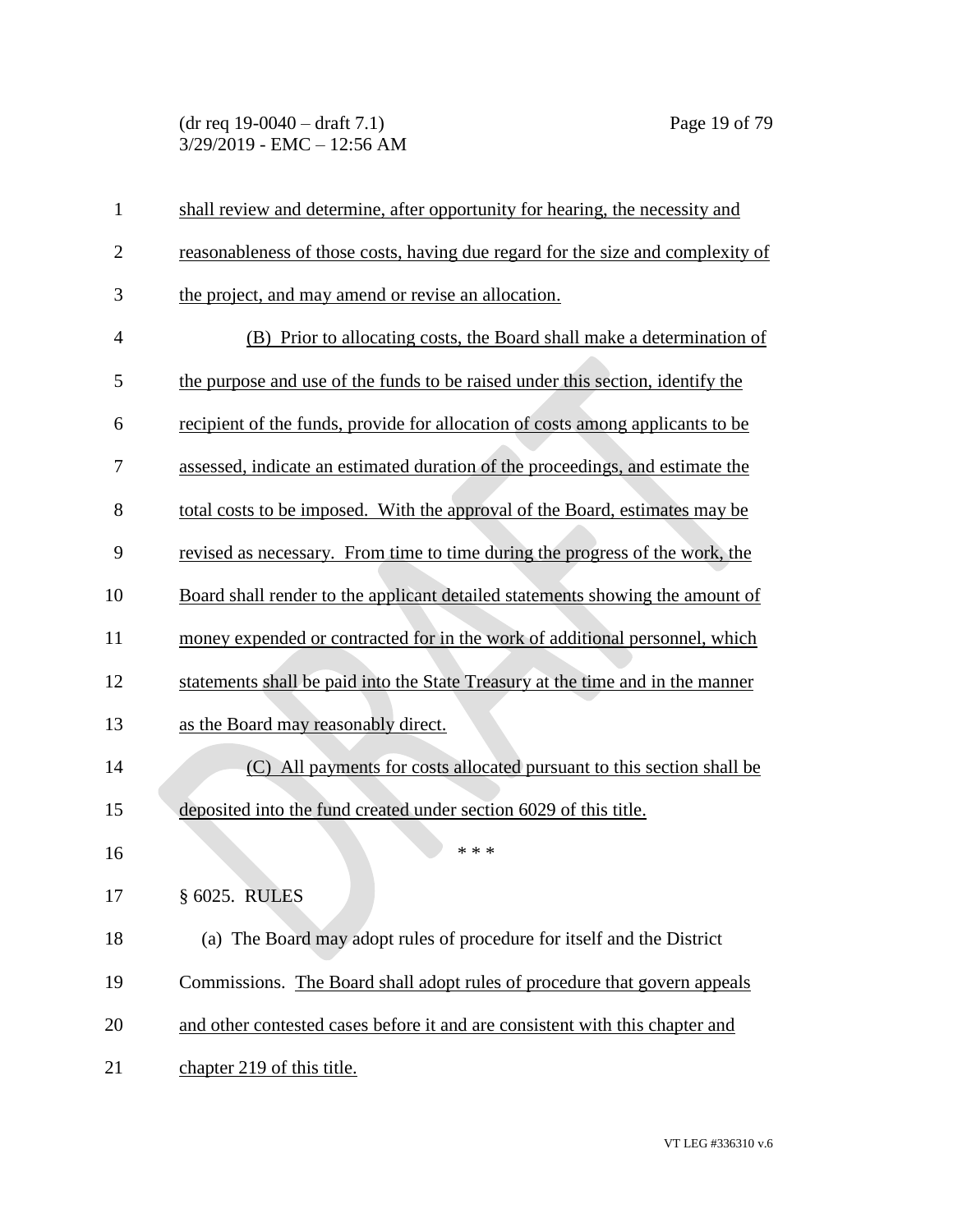shall review and determine, after opportunity for hearing, the necessity and reasonableness of those costs, having due regard for the size and complexity of the project, and may amend or revise an allocation.

(B) Prior to allocating costs, the Board shall make a determination of the purpose and use of the funds to be raised under this section, identify the recipient of the funds, provide for allocation of costs among applicants to be assessed, indicate an estimated duration of the proceedings, and estimate the total costs to be imposed. With the approval of the Board, estimates may be revised as necessary. From time to time during the progress of the work, the Board shall render to the applicant detailed statements showing the amount of money expended or contracted for in the work of additional personnel, which statements shall be paid into the State Treasury at the time and in the manner as the Board may reasonably direct.

(C) All payments for costs allocated pursuant to this section shall be deposited into the fund created under section 6029 of this title.

\* \* \*

§ 6025. RULES

(a) The Board may adopt rules of procedure for itself and the District Commissions. The Board shall adopt rules of procedure that govern appeals and other contested cases before it and are consistent with this chapter and chapter 219 of this title.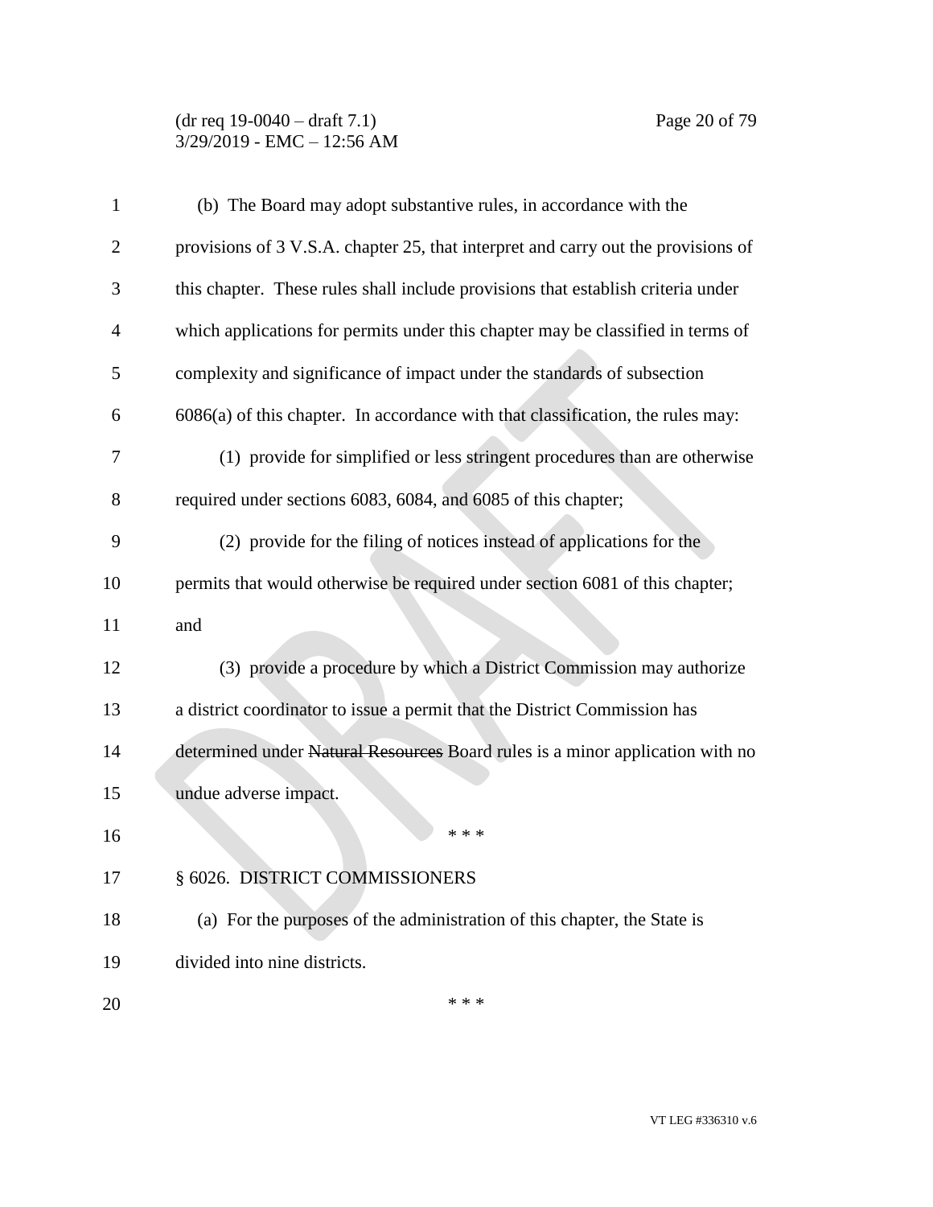(b) The Board may adopt substantive rules, in accordance with the provisions of 3 V.S.A. chapter 25, that interpret and carry out the provisions of this chapter. These rules shall include provisions that establish criteria under which applications for permits under this chapter may be classified in terms of complexity and significance of impact under the standards of subsection 6086(a) of this chapter. In accordance with that classification, the rules may:

(1) provide for simplified or less stringent procedures than are otherwise required under sections 6083, 6084, and 6085 of this chapter;

(2) provide for the filing of notices instead of applications for the permits that would otherwise be required under section 6081 of this chapter; and

(3) provide a procedure by which a District Commission may authorize a district coordinator to issue a permit that the District Commission has determined under ~~Natural Resources~~ Board rules is a minor application with no undue adverse impact.

\* \* \*

§ 6026. DISTRICT COMMISSIONERS

(a) For the purposes of the administration of this chapter, the State is divided into nine districts.

\* \* \*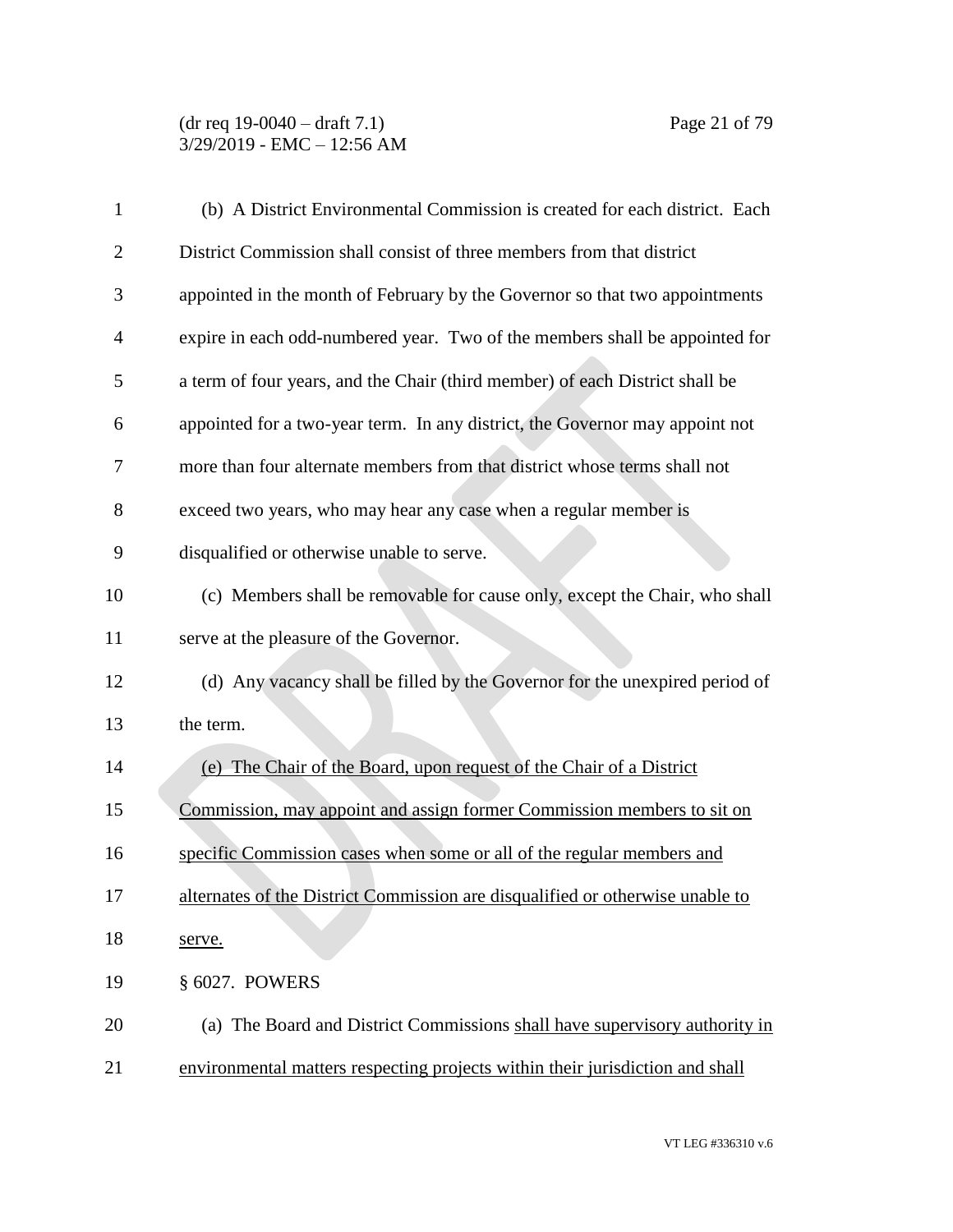(b) A District Environmental Commission is created for each district. Each District Commission shall consist of three members from that district appointed in the month of February by the Governor so that two appointments expire in each odd-numbered year. Two of the members shall be appointed for a term of four years, and the Chair (third member) of each District shall be appointed for a two-year term. In any district, the Governor may appoint not more than four alternate members from that district whose terms shall not exceed two years, who may hear any case when a regular member is disqualified or otherwise unable to serve.

(c) Members shall be removable for cause only, except the Chair, who shall serve at the pleasure of the Governor.

(d) Any vacancy shall be filled by the Governor for the unexpired period of the term.

<u>(e) The Chair of the Board, upon request of the Chair of a District Commission, may appoint and assign former Commission members to sit on specific Commission cases when some or all of the regular members and alternates of the District Commission are disqualified or otherwise unable to serve.</u>

§ 6027. POWERS

(a) The Board and District Commissions <u>shall have supervisory authority in environmental matters respecting projects within their jurisdiction and shall</u>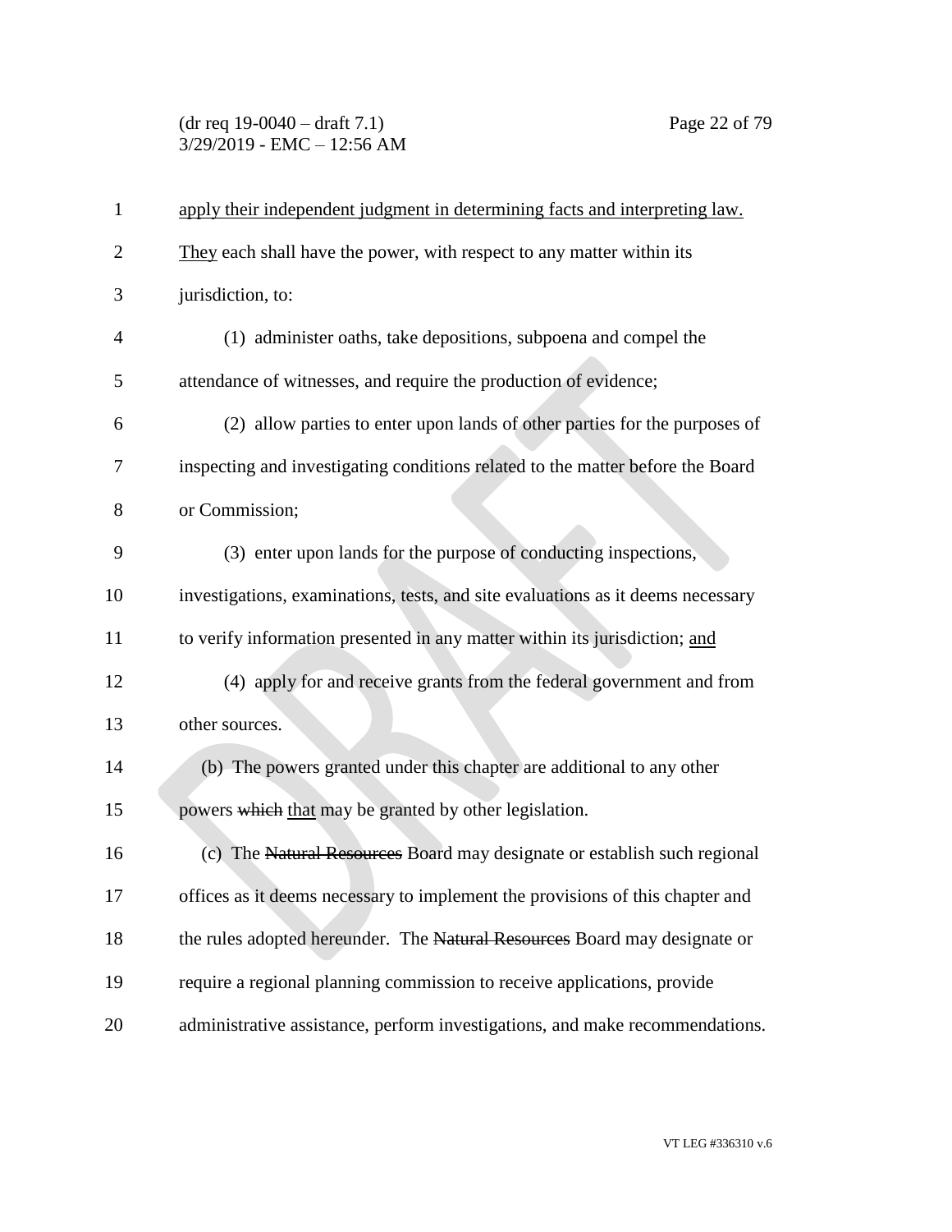apply their independent judgment in determining facts and interpreting law. They each shall have the power, with respect to any matter within its jurisdiction, to:

(1) administer oaths, take depositions, subpoena and compel the attendance of witnesses, and require the production of evidence;

(2) allow parties to enter upon lands of other parties for the purposes of inspecting and investigating conditions related to the matter before the Board or Commission;

(3) enter upon lands for the purpose of conducting inspections, investigations, examinations, tests, and site evaluations as it deems necessary to verify information presented in any matter within its jurisdiction; and

(4) apply for and receive grants from the federal government and from other sources.

(b) The powers granted under this chapter are additional to any other powers ~~which~~ that may be granted by other legislation.

(c) The ~~Natural Resources~~ Board may designate or establish such regional offices as it deems necessary to implement the provisions of this chapter and the rules adopted hereunder. The ~~Natural Resources~~ Board may designate or require a regional planning commission to receive applications, provide administrative assistance, perform investigations, and make recommendations.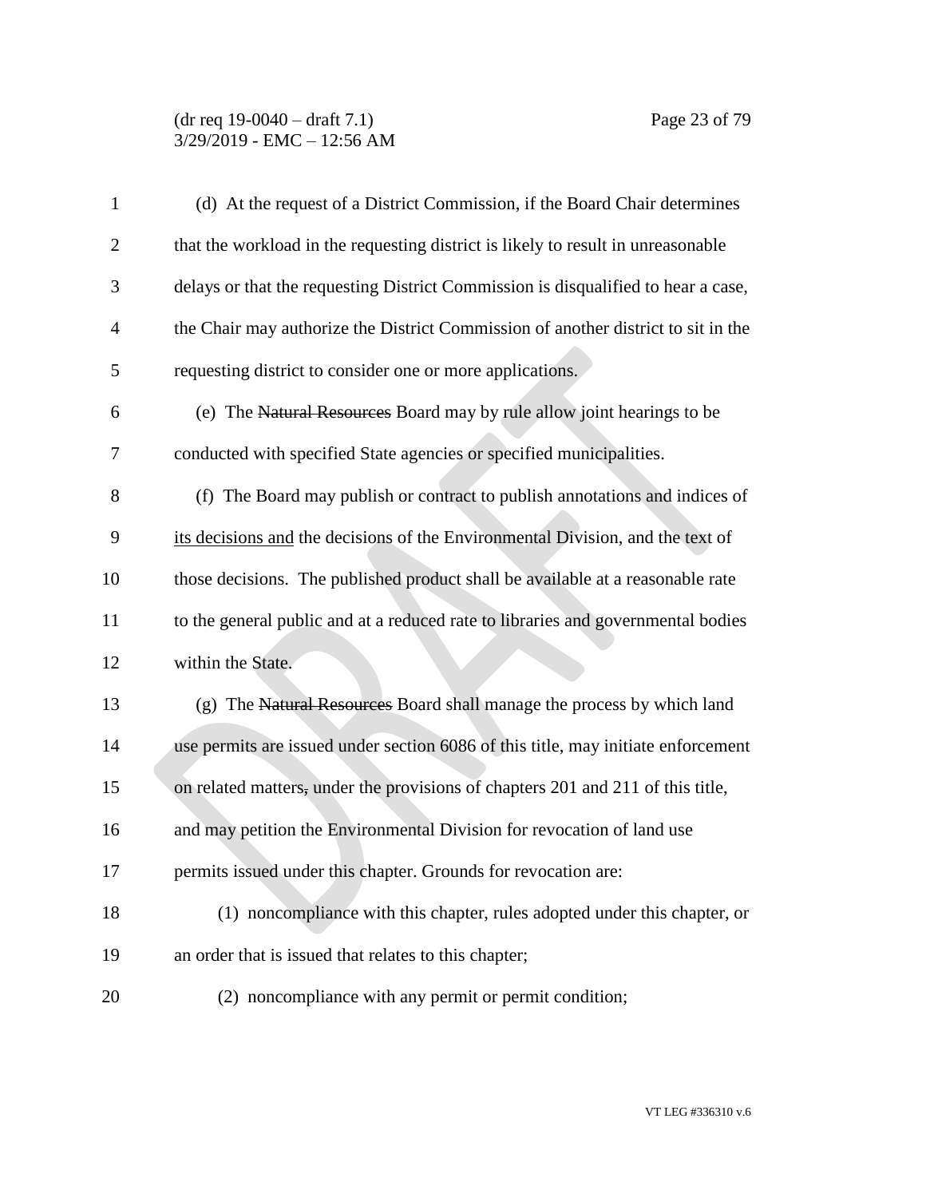(d) At the request of a District Commission, if the Board Chair determines that the workload in the requesting district is likely to result in unreasonable delays or that the requesting District Commission is disqualified to hear a case, the Chair may authorize the District Commission of another district to sit in the requesting district to consider one or more applications.

(e) The ~~Natural Resources~~ Board may by rule allow joint hearings to be conducted with specified State agencies or specified municipalities.

(f) The Board may publish or contract to publish annotations and indices of <u>its decisions and</u> the decisions of the Environmental Division, and the text of those decisions. The published product shall be available at a reasonable rate to the general public and at a reduced rate to libraries and governmental bodies within the State.

(g) The ~~Natural Resources~~ Board shall manage the process by which land use permits are issued under section 6086 of this title, may initiate enforcement on related matters~~,~~ under the provisions of chapters 201 and 211 of this title, and may petition the Environmental Division for revocation of land use permits issued under this chapter. Grounds for revocation are:

(1) noncompliance with this chapter, rules adopted under this chapter, or an order that is issued that relates to this chapter;

(2) noncompliance with any permit or permit condition;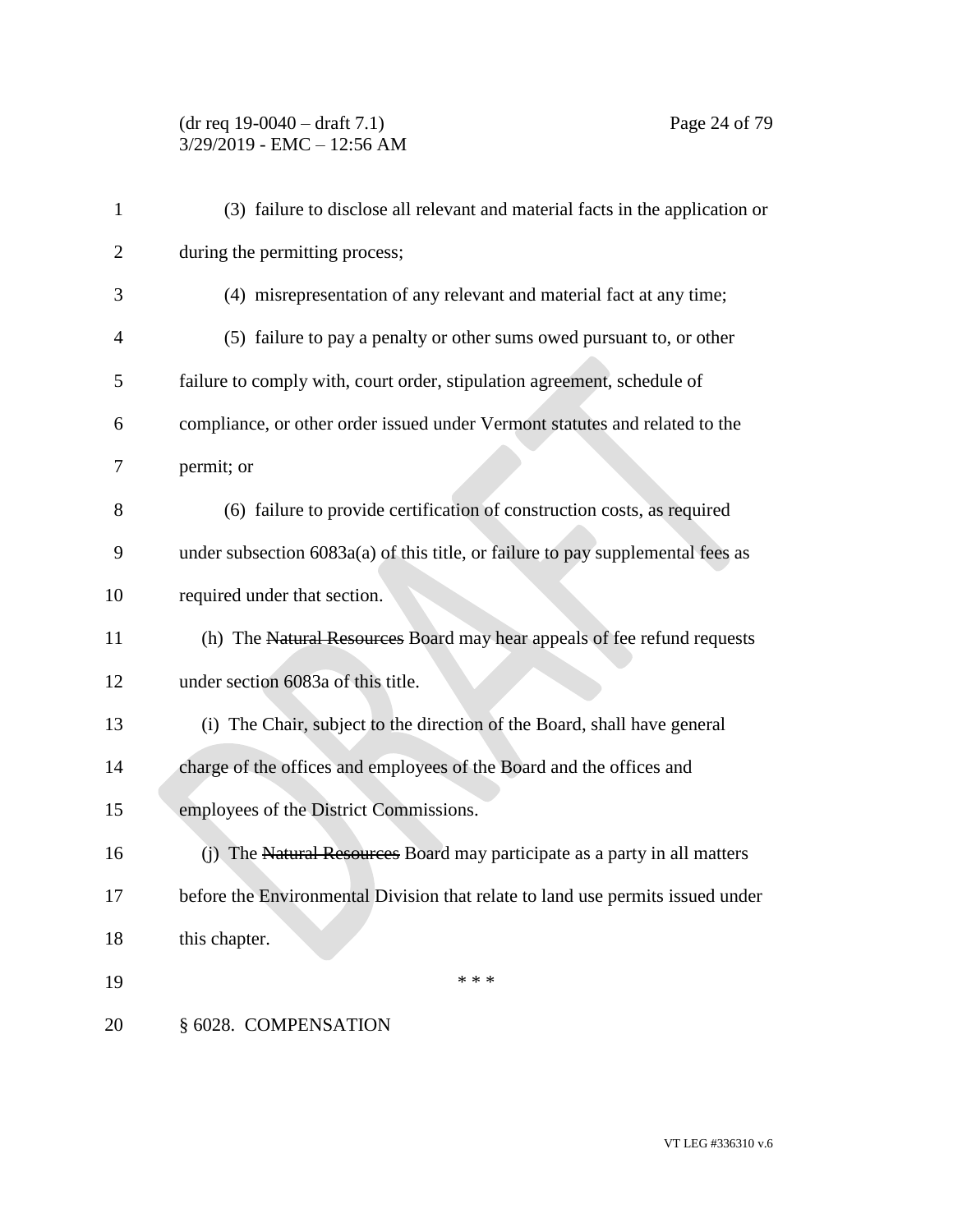(3) failure to disclose all relevant and material facts in the application or during the permitting process;

(4) misrepresentation of any relevant and material fact at any time;

(5) failure to pay a penalty or other sums owed pursuant to, or other failure to comply with, court order, stipulation agreement, schedule of compliance, or other order issued under Vermont statutes and related to the permit; or

(6) failure to provide certification of construction costs, as required under subsection 6083a(a) of this title, or failure to pay supplemental fees as required under that section.

(h) The ~~Natural Resources~~ Board may hear appeals of fee refund requests under section 6083a of this title.

(i) The Chair, subject to the direction of the Board, shall have general charge of the offices and employees of the Board and the offices and employees of the District Commissions.

(j) The ~~Natural Resources~~ Board may participate as a party in all matters before the Environmental Division that relate to land use permits issued under this chapter.

\* \* \*

§ 6028. COMPENSATION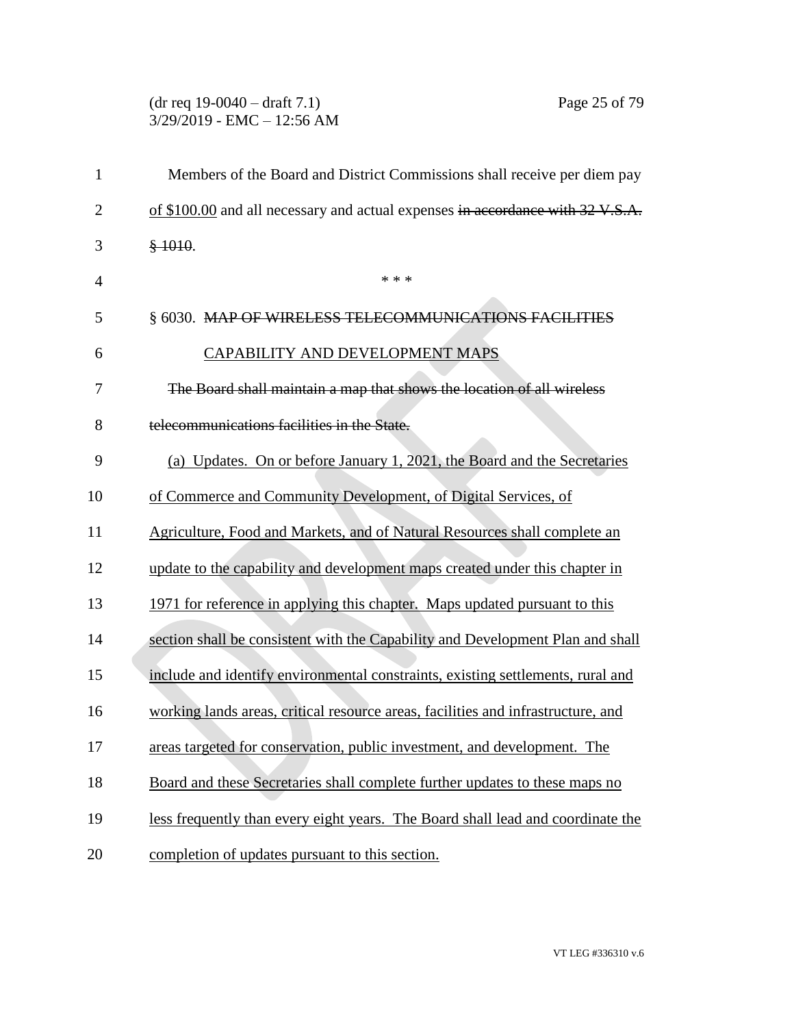Members of the Board and District Commissions shall receive per diem pay of $100.00 and all necessary and actual expenses ~~in accordance with 32 V.S.A. § 1010~~.

\* \* \*

§ 6030. ~~MAP OF WIRELESS TELECOMMUNICATIONS FACILITIES~~ CAPABILITY AND DEVELOPMENT MAPS

~~The Board shall maintain a map that shows the location of all wireless telecommunications facilities in the State.~~

(a) Updates. On or before January 1, 2021, the Board and the Secretaries of Commerce and Community Development, of Digital Services, of Agriculture, Food and Markets, and of Natural Resources shall complete an update to the capability and development maps created under this chapter in 1971 for reference in applying this chapter. Maps updated pursuant to this section shall be consistent with the Capability and Development Plan and shall include and identify environmental constraints, existing settlements, rural and working lands areas, critical resource areas, facilities and infrastructure, and areas targeted for conservation, public investment, and development. The Board and these Secretaries shall complete further updates to these maps no less frequently than every eight years. The Board shall lead and coordinate the completion of updates pursuant to this section.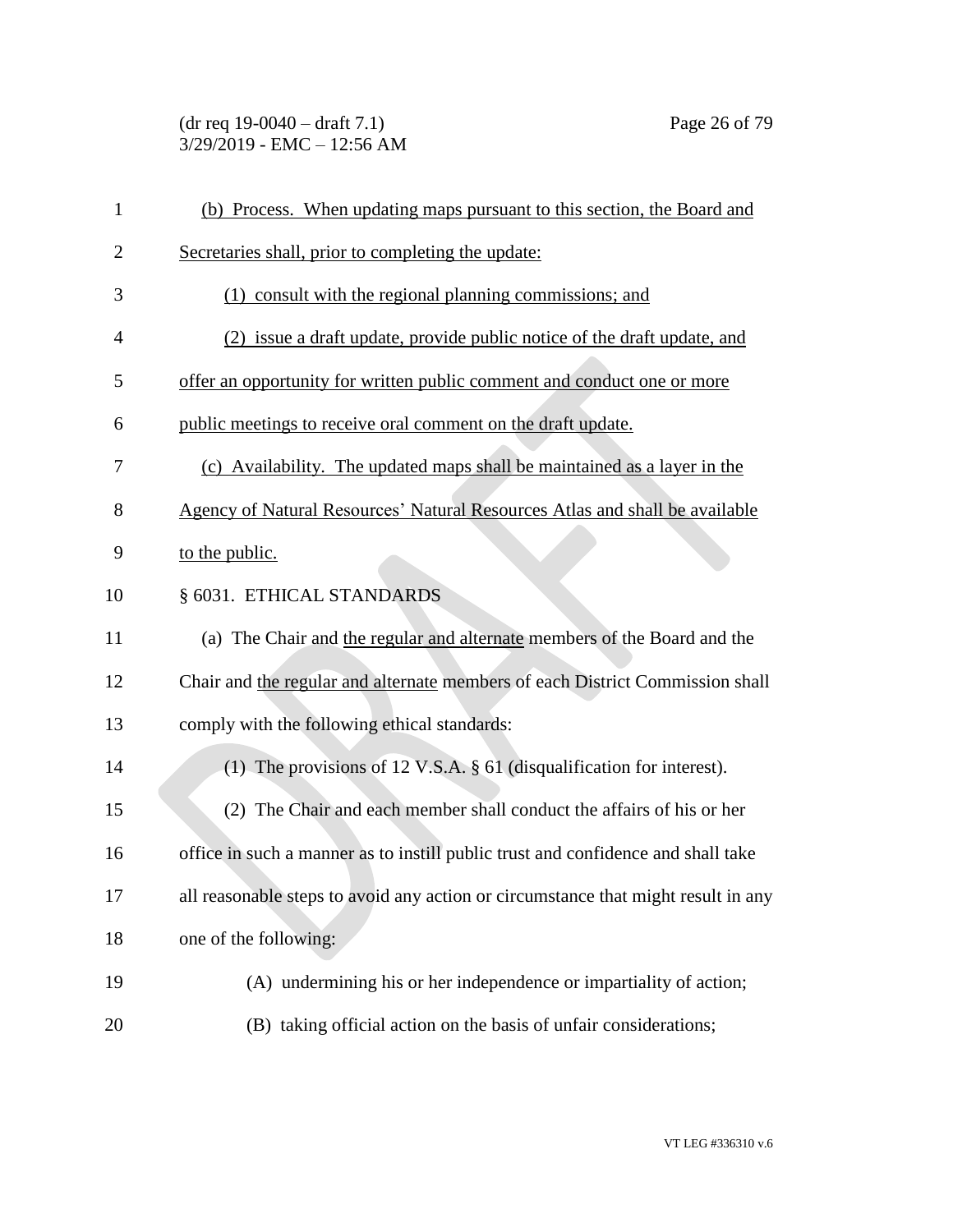(b) Process. When updating maps pursuant to this section, the Board and Secretaries shall, prior to completing the update:

(1) consult with the regional planning commissions; and

(2) issue a draft update, provide public notice of the draft update, and offer an opportunity for written public comment and conduct one or more public meetings to receive oral comment on the draft update.

(c) Availability. The updated maps shall be maintained as a layer in the Agency of Natural Resources' Natural Resources Atlas and shall be available to the public.

§ 6031. ETHICAL STANDARDS

(a) The Chair and the regular and alternate members of the Board and the Chair and the regular and alternate members of each District Commission shall comply with the following ethical standards:

(1) The provisions of 12 V.S.A. § 61 (disqualification for interest).

(2) The Chair and each member shall conduct the affairs of his or her office in such a manner as to instill public trust and confidence and shall take all reasonable steps to avoid any action or circumstance that might result in any one of the following:

(A) undermining his or her independence or impartiality of action;

(B) taking official action on the basis of unfair considerations;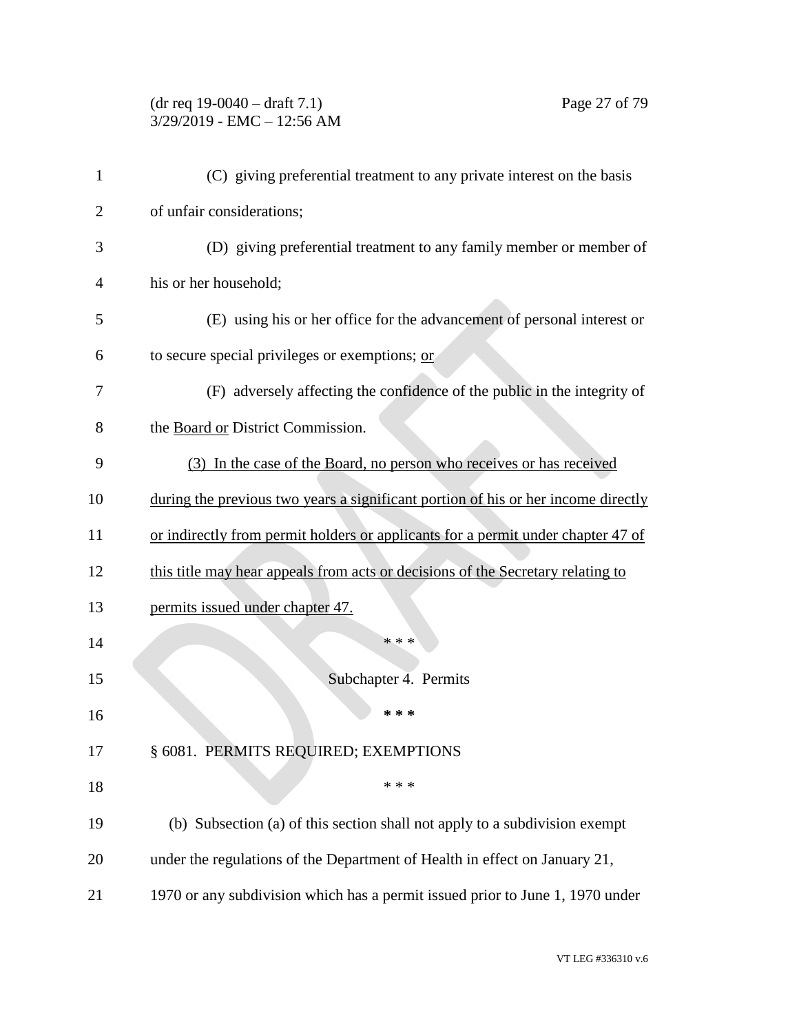(C) giving preferential treatment to any private interest on the basis of unfair considerations;

(D) giving preferential treatment to any family member or member of his or her household;

(E) using his or her office for the advancement of personal interest or to secure special privileges or exemptions; <u>or</u>

(F) adversely affecting the confidence of the public in the integrity of the <u>Board or</u> District Commission.

<u>(3) In the case of the Board, no person who receives or has received during the previous two years a significant portion of his or her income directly or indirectly from permit holders or applicants for a permit under chapter 47 of this title may hear appeals from acts or decisions of the Secretary relating to permits issued under chapter 47.</u>

\* \* \*

Subchapter 4. Permits

**\* \* \***

§ 6081. PERMITS REQUIRED; EXEMPTIONS

\* \* \*

(b) Subsection (a) of this section shall not apply to a subdivision exempt under the regulations of the Department of Health in effect on January 21, 1970 or any subdivision which has a permit issued prior to June 1, 1970 under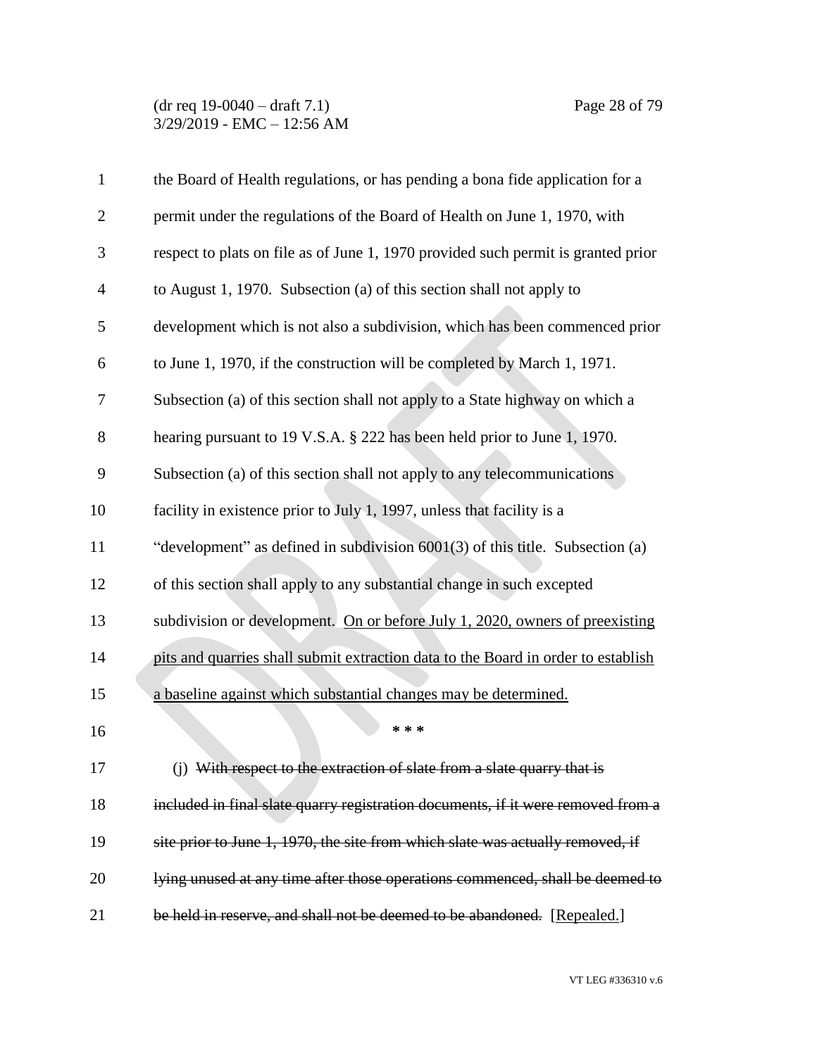the Board of Health regulations, or has pending a bona fide application for a permit under the regulations of the Board of Health on June 1, 1970, with respect to plats on file as of June 1, 1970 provided such permit is granted prior to August 1, 1970. Subsection (a) of this section shall not apply to development which is not also a subdivision, which has been commenced prior to June 1, 1970, if the construction will be completed by March 1, 1971. Subsection (a) of this section shall not apply to a State highway on which a hearing pursuant to 19 V.S.A. § 222 has been held prior to June 1, 1970. Subsection (a) of this section shall not apply to any telecommunications facility in existence prior to July 1, 1997, unless that facility is a "development" as defined in subdivision 6001(3) of this title. Subsection (a) of this section shall apply to any substantial change in such excepted subdivision or development. <u>On or before July 1, 2020, owners of preexisting pits and quarries shall submit extraction data to the Board in order to establish a baseline against which substantial changes may be determined.</u>

\* \* \*

(j) ~~With respect to the extraction of slate from a slate quarry that is included in final slate quarry registration documents, if it were removed from a site prior to June 1, 1970, the site from which slate was actually removed, if lying unused at any time after those operations commenced, shall be deemed to be held in reserve, and shall not be deemed to be abandoned.~~ [<u>Repealed.</u>]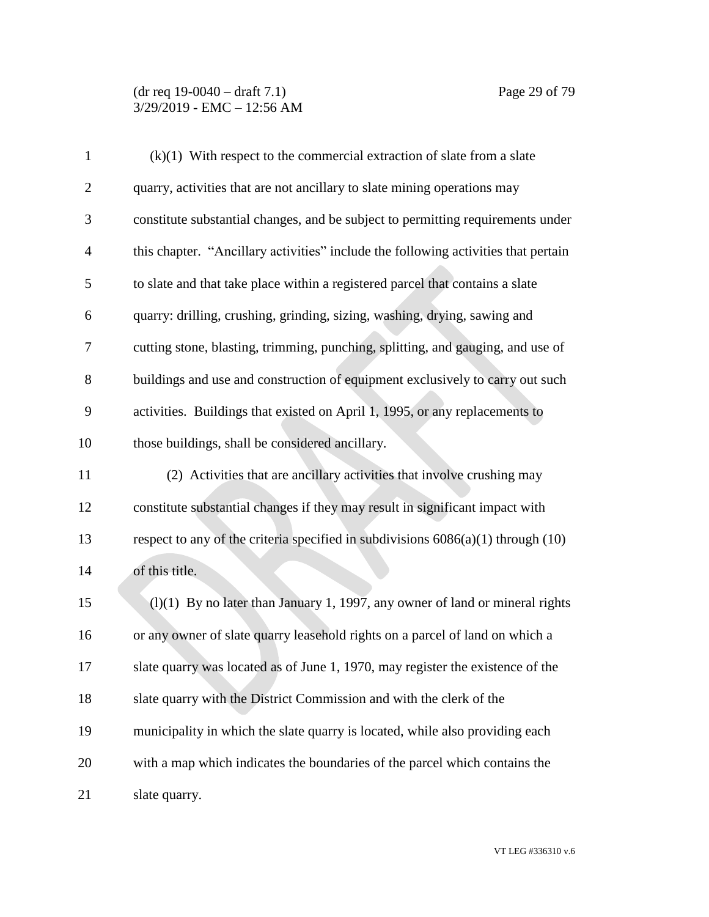(k)(1) With respect to the commercial extraction of slate from a slate quarry, activities that are not ancillary to slate mining operations may constitute substantial changes, and be subject to permitting requirements under this chapter. "Ancillary activities" include the following activities that pertain to slate and that take place within a registered parcel that contains a slate quarry: drilling, crushing, grinding, sizing, washing, drying, sawing and cutting stone, blasting, trimming, punching, splitting, and gauging, and use of buildings and use and construction of equipment exclusively to carry out such activities. Buildings that existed on April 1, 1995, or any replacements to those buildings, shall be considered ancillary.

(2) Activities that are ancillary activities that involve crushing may constitute substantial changes if they may result in significant impact with respect to any of the criteria specified in subdivisions 6086(a)(1) through (10) of this title.

(l)(1) By no later than January 1, 1997, any owner of land or mineral rights or any owner of slate quarry leasehold rights on a parcel of land on which a slate quarry was located as of June 1, 1970, may register the existence of the slate quarry with the District Commission and with the clerk of the municipality in which the slate quarry is located, while also providing each with a map which indicates the boundaries of the parcel which contains the slate quarry.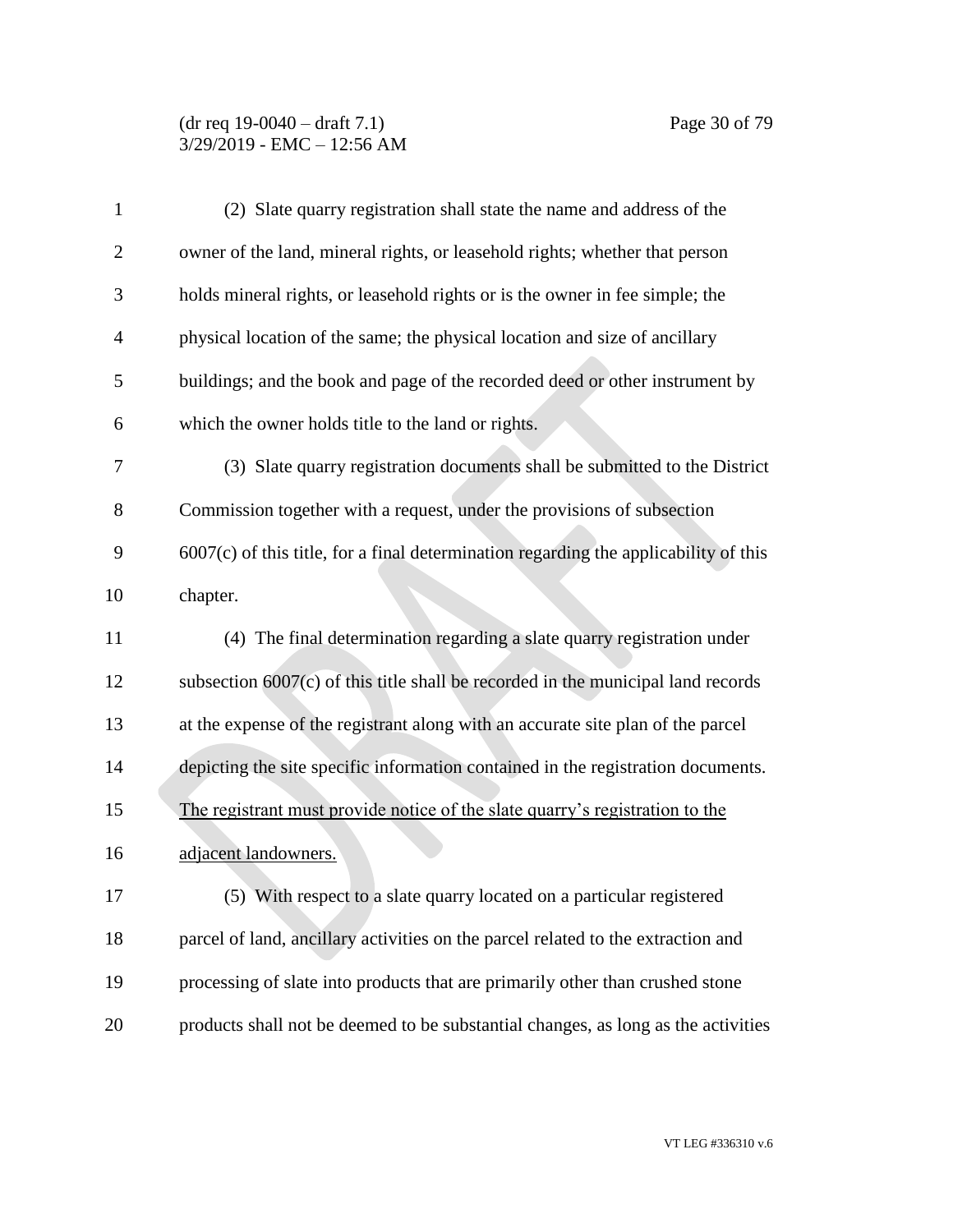(2) Slate quarry registration shall state the name and address of the owner of the land, mineral rights, or leasehold rights; whether that person holds mineral rights, or leasehold rights or is the owner in fee simple; the physical location of the same; the physical location and size of ancillary buildings; and the book and page of the recorded deed or other instrument by which the owner holds title to the land or rights.

(3) Slate quarry registration documents shall be submitted to the District Commission together with a request, under the provisions of subsection 6007(c) of this title, for a final determination regarding the applicability of this chapter.

(4) The final determination regarding a slate quarry registration under subsection 6007(c) of this title shall be recorded in the municipal land records at the expense of the registrant along with an accurate site plan of the parcel depicting the site specific information contained in the registration documents. <u>The registrant must provide notice of the slate quarry's registration to the adjacent landowners.</u>

(5) With respect to a slate quarry located on a particular registered parcel of land, ancillary activities on the parcel related to the extraction and processing of slate into products that are primarily other than crushed stone products shall not be deemed to be substantial changes, as long as the activities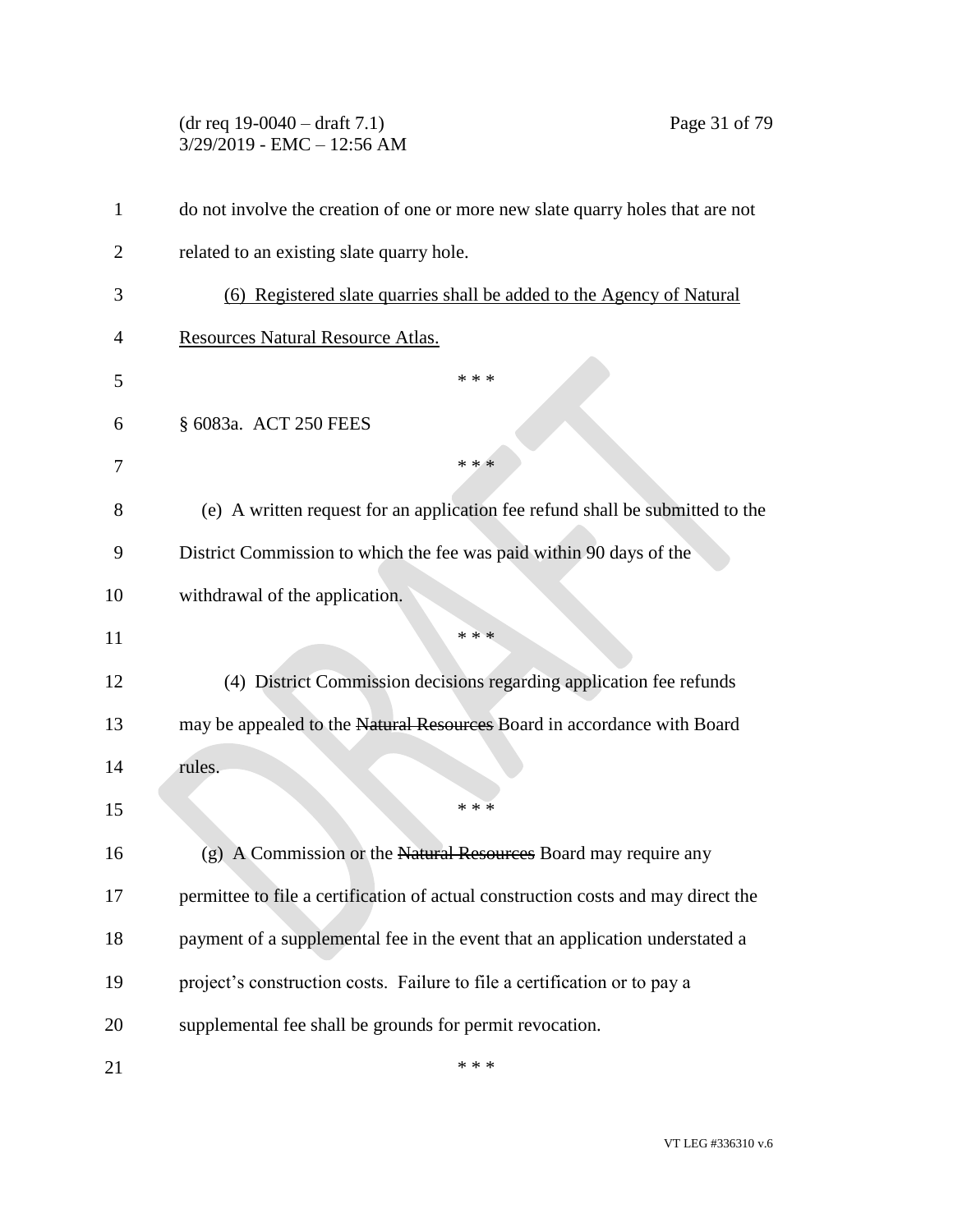do not involve the creation of one or more new slate quarry holes that are not related to an existing slate quarry hole.

(6) Registered slate quarries shall be added to the Agency of Natural Resources Natural Resource Atlas.

\* \* \*

§ 6083a. ACT 250 FEES

\* \* \*

(e) A written request for an application fee refund shall be submitted to the District Commission to which the fee was paid within 90 days of the withdrawal of the application.

\* \* \*

(4) District Commission decisions regarding application fee refunds may be appealed to the ~~Natural Resources~~ Board in accordance with Board rules.

\* \* \*

(g) A Commission or the ~~Natural Resources~~ Board may require any permittee to file a certification of actual construction costs and may direct the payment of a supplemental fee in the event that an application understated a project's construction costs. Failure to file a certification or to pay a supplemental fee shall be grounds for permit revocation.

\* \* \*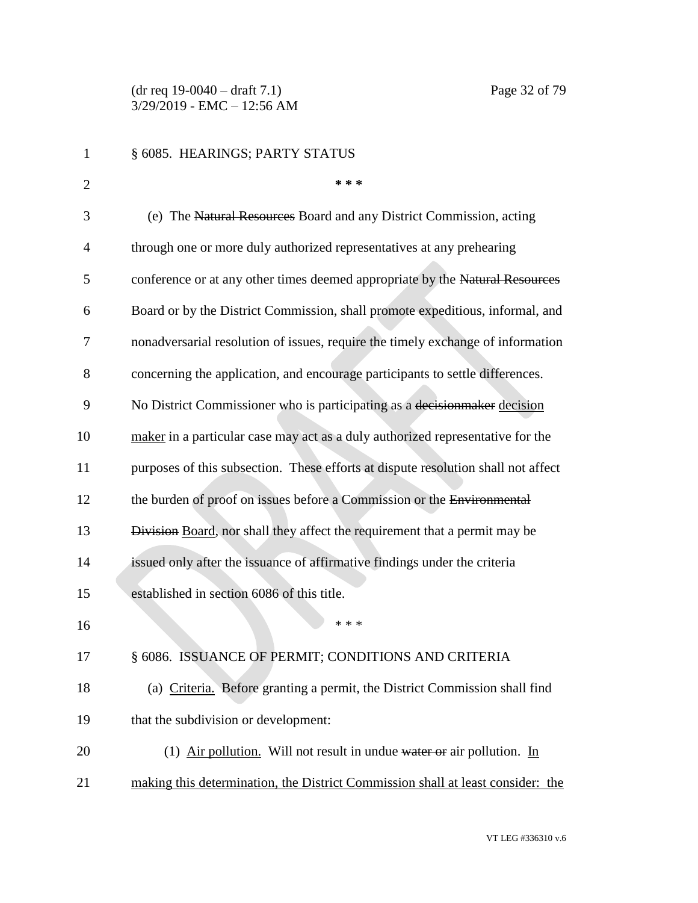§ 6085. HEARINGS; PARTY STATUS

\* \* \*

(e) The ~~Natural Resources~~ Board and any District Commission, acting through one or more duly authorized representatives at any prehearing conference or at any other times deemed appropriate by the ~~Natural Resources~~ Board or by the District Commission, shall promote expeditious, informal, and nonadversarial resolution of issues, require the timely exchange of information concerning the application, and encourage participants to settle differences. No District Commissioner who is participating as a ~~decisionmaker~~ <u>decision maker</u> in a particular case may act as a duly authorized representative for the purposes of this subsection. These efforts at dispute resolution shall not affect the burden of proof on issues before a Commission or the ~~Environmental Division~~ <u>Board</u>, nor shall they affect the requirement that a permit may be issued only after the issuance of affirmative findings under the criteria established in section 6086 of this title.

\* \* \*

§ 6086. ISSUANCE OF PERMIT; CONDITIONS AND CRITERIA

(a) <u>Criteria.</u> Before granting a permit, the District Commission shall find that the subdivision or development:

(1) <u>Air pollution.</u> Will not result in undue ~~water or~~ air pollution. <u>In making this determination, the District Commission shall at least consider: the</u>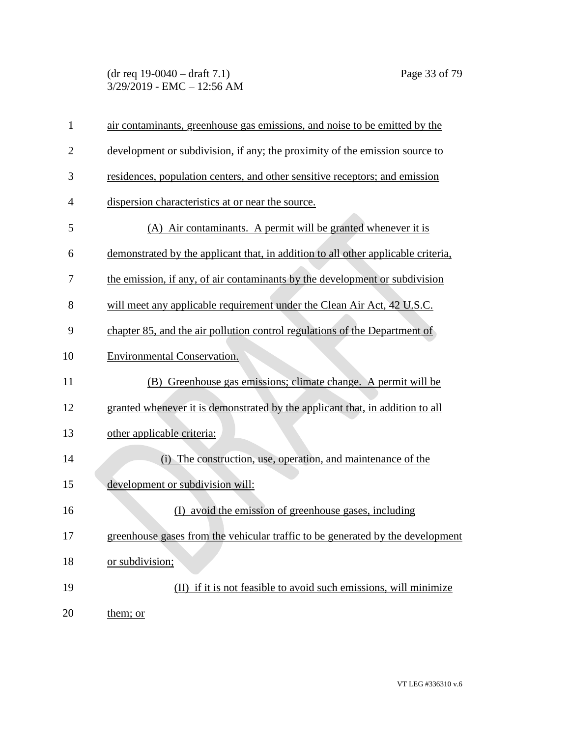air contaminants, greenhouse gas emissions, and noise to be emitted by the development or subdivision, if any; the proximity of the emission source to residences, population centers, and other sensitive receptors; and emission dispersion characteristics at or near the source.

(A) Air contaminants. A permit will be granted whenever it is demonstrated by the applicant that, in addition to all other applicable criteria, the emission, if any, of air contaminants by the development or subdivision will meet any applicable requirement under the Clean Air Act, 42 U.S.C. chapter 85, and the air pollution control regulations of the Department of Environmental Conservation.

(B) Greenhouse gas emissions; climate change. A permit will be granted whenever it is demonstrated by the applicant that, in addition to all other applicable criteria:

(i) The construction, use, operation, and maintenance of the development or subdivision will:

(I) avoid the emission of greenhouse gases, including greenhouse gases from the vehicular traffic to be generated by the development or subdivision;

(II) if it is not feasible to avoid such emissions, will minimize them; or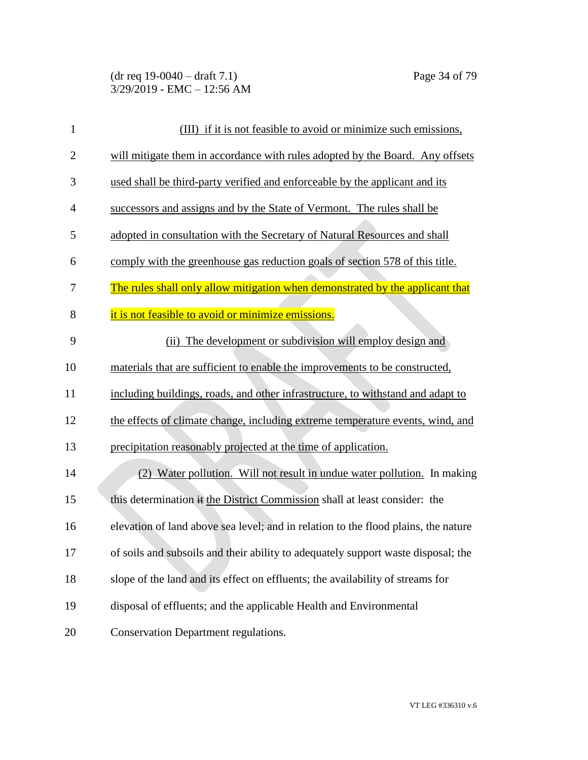(III) if it is not feasible to avoid or minimize such emissions, will mitigate them in accordance with rules adopted by the Board. Any offsets used shall be third-party verified and enforceable by the applicant and its successors and assigns and by the State of Vermont. The rules shall be adopted in consultation with the Secretary of Natural Resources and shall comply with the greenhouse gas reduction goals of section 578 of this title. The rules shall only allow mitigation when demonstrated by the applicant that it is not feasible to avoid or minimize emissions.

(ii) The development or subdivision will employ design and materials that are sufficient to enable the improvements to be constructed, including buildings, roads, and other infrastructure, to withstand and adapt to the effects of climate change, including extreme temperature events, wind, and precipitation reasonably projected at the time of application.

(2) Water pollution. Will not result in undue water pollution. In making this determination ~~it~~ the District Commission shall at least consider: the elevation of land above sea level; and in relation to the flood plains, the nature of soils and subsoils and their ability to adequately support waste disposal; the slope of the land and its effect on effluents; the availability of streams for disposal of effluents; and the applicable Health and Environmental Conservation Department regulations.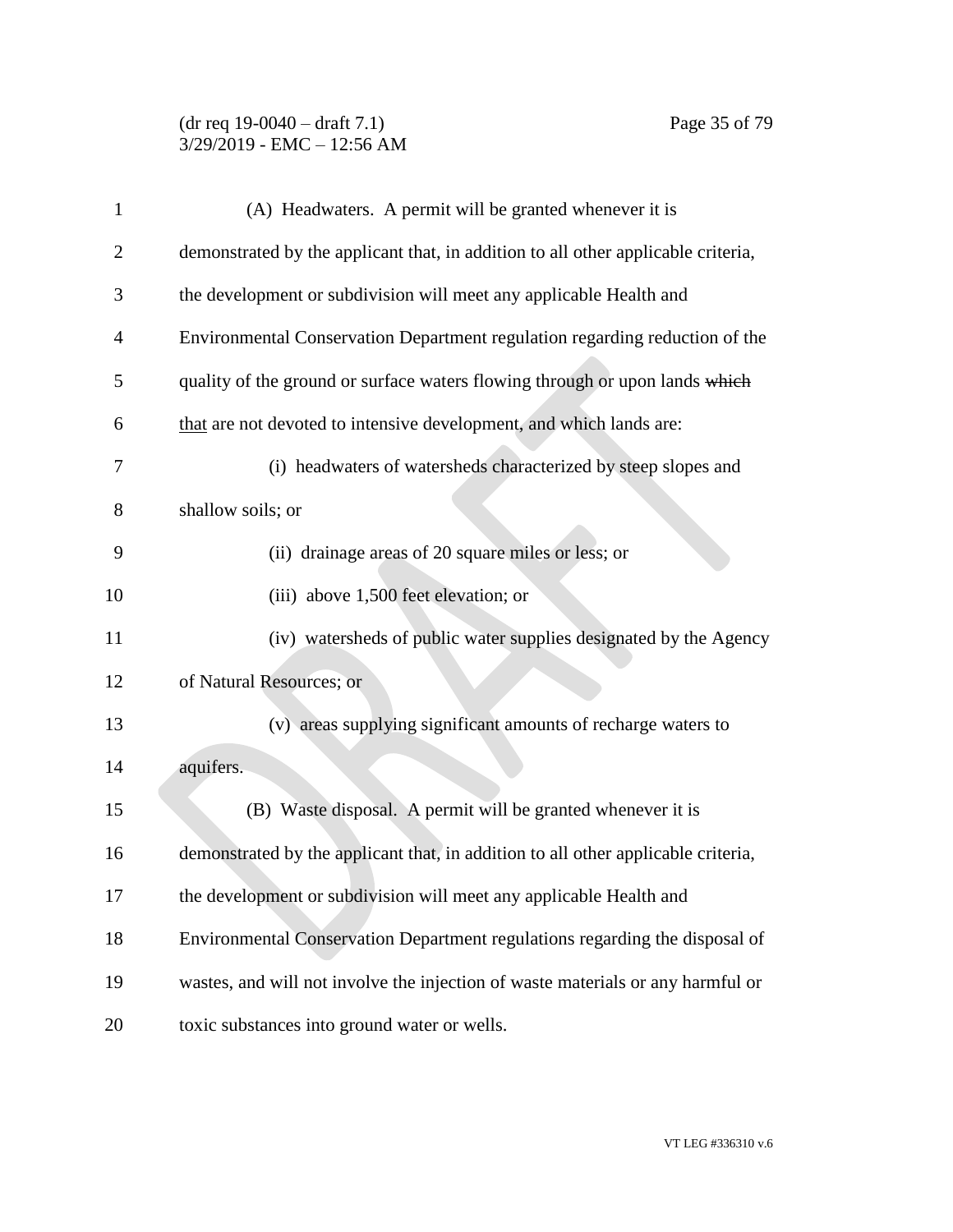(A) Headwaters. A permit will be granted whenever it is demonstrated by the applicant that, in addition to all other applicable criteria, the development or subdivision will meet any applicable Health and Environmental Conservation Department regulation regarding reduction of the quality of the ground or surface waters flowing through or upon lands ~~which~~ that are not devoted to intensive development, and which lands are:

(i) headwaters of watersheds characterized by steep slopes and shallow soils; or

(ii) drainage areas of 20 square miles or less; or

(iii) above 1,500 feet elevation; or

(iv) watersheds of public water supplies designated by the Agency of Natural Resources; or

(v) areas supplying significant amounts of recharge waters to aquifers.

(B) Waste disposal. A permit will be granted whenever it is demonstrated by the applicant that, in addition to all other applicable criteria, the development or subdivision will meet any applicable Health and Environmental Conservation Department regulations regarding the disposal of wastes, and will not involve the injection of waste materials or any harmful or toxic substances into ground water or wells.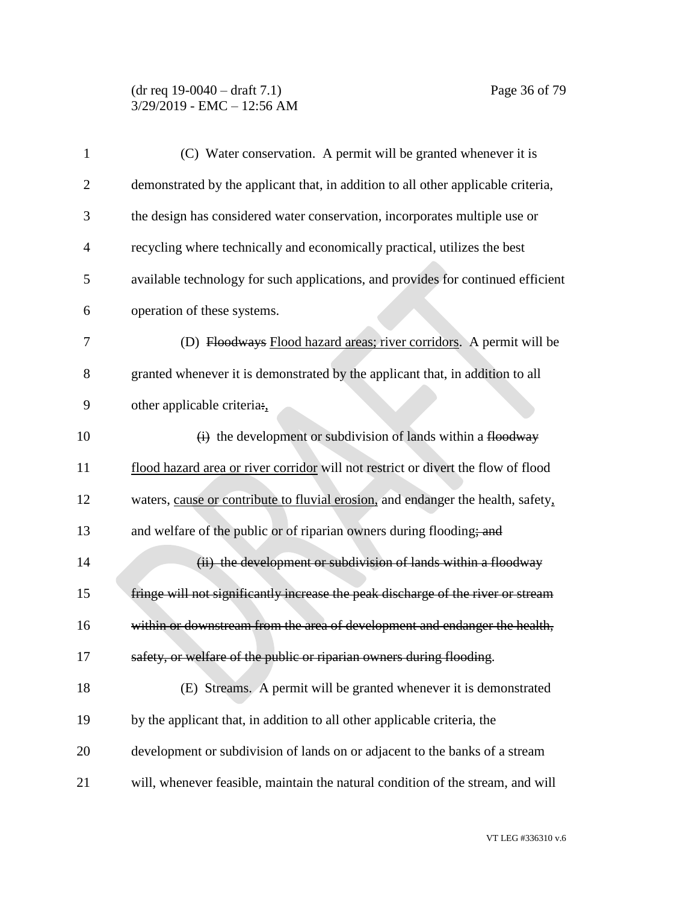(C) Water conservation. A permit will be granted whenever it is demonstrated by the applicant that, in addition to all other applicable criteria, the design has considered water conservation, incorporates multiple use or recycling where technically and economically practical, utilizes the best available technology for such applications, and provides for continued efficient operation of these systems.

(D) ~~Floodways~~ Flood hazard areas; river corridors. A permit will be granted whenever it is demonstrated by the applicant that, in addition to all other applicable criteria~~:~~,

~~(i)~~ the development or subdivision of lands within a ~~floodway~~ flood hazard area or river corridor will not restrict or divert the flow of flood waters, cause or contribute to fluvial erosion, and endanger the health, safety, and welfare of the public or of riparian owners during flooding~~; and~~

~~(ii) the development or subdivision of lands within a floodway fringe will not significantly increase the peak discharge of the river or stream within or downstream from the area of development and endanger the health, safety, or welfare of the public or riparian owners during flooding~~.

(E) Streams. A permit will be granted whenever it is demonstrated by the applicant that, in addition to all other applicable criteria, the development or subdivision of lands on or adjacent to the banks of a stream will, whenever feasible, maintain the natural condition of the stream, and will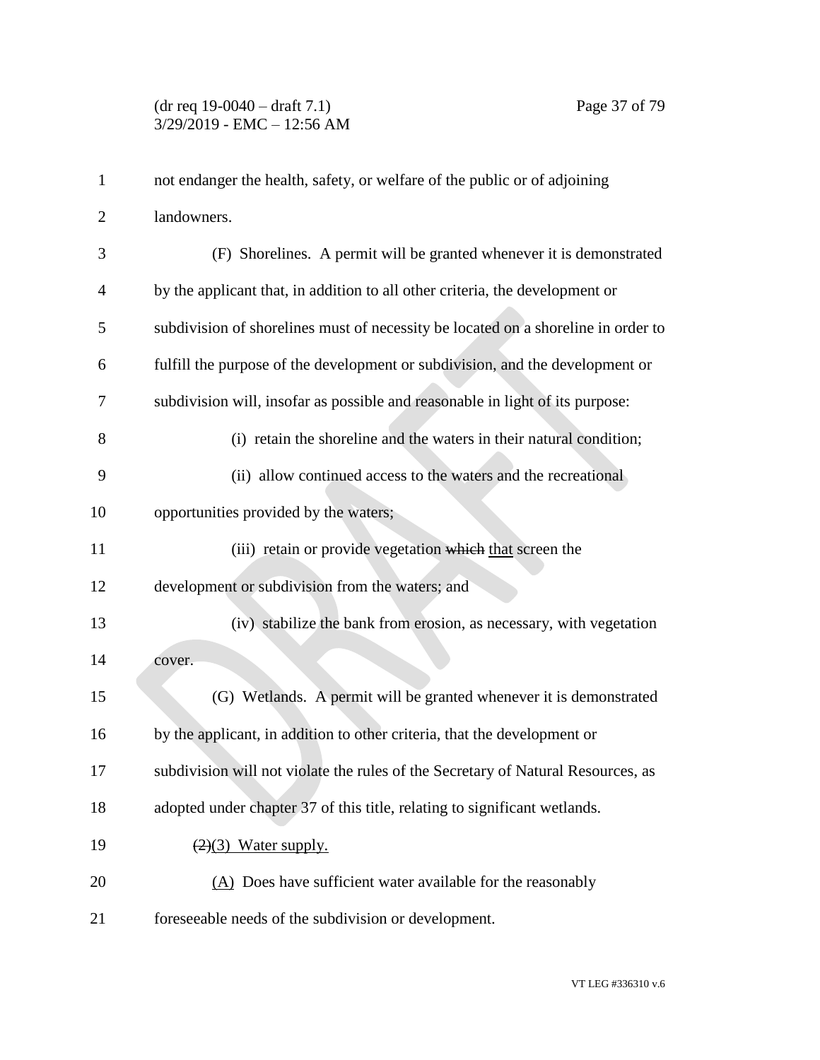not endanger the health, safety, or welfare of the public or of adjoining landowners.

(F) Shorelines. A permit will be granted whenever it is demonstrated by the applicant that, in addition to all other criteria, the development or subdivision of shorelines must of necessity be located on a shoreline in order to fulfill the purpose of the development or subdivision, and the development or subdivision will, insofar as possible and reasonable in light of its purpose:

(i) retain the shoreline and the waters in their natural condition;

(ii) allow continued access to the waters and the recreational opportunities provided by the waters;

(iii) retain or provide vegetation ~~which~~ that screen the development or subdivision from the waters; and

(iv) stabilize the bank from erosion, as necessary, with vegetation cover.

(G) Wetlands. A permit will be granted whenever it is demonstrated by the applicant, in addition to other criteria, that the development or subdivision will not violate the rules of the Secretary of Natural Resources, as adopted under chapter 37 of this title, relating to significant wetlands.

~~(2)~~(3) Water supply.

(A) Does have sufficient water available for the reasonably foreseeable needs of the subdivision or development.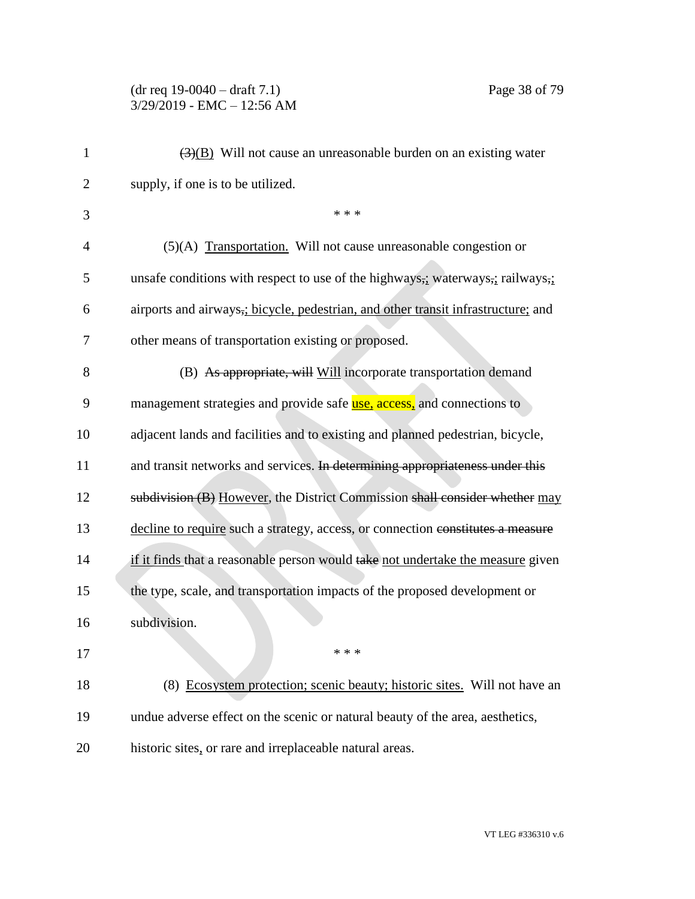~~(3)~~(B) Will not cause an unreasonable burden on an existing water supply, if one is to be utilized.

\* \* \*

(5)(A) Transportation. Will not cause unreasonable congestion or unsafe conditions with respect to use of the highways~~,~~; waterways~~,~~; railways~~,~~; airports and airways~~,~~; bicycle, pedestrian, and other transit infrastructure; and other means of transportation existing or proposed.

(B) ~~As appropriate, will~~ Will incorporate transportation demand management strategies and provide safe use, access, and connections to adjacent lands and facilities and to existing and planned pedestrian, bicycle, and transit networks and services. ~~In determining appropriateness under this subdivision (B)~~ However, the District Commission ~~shall consider whether~~ may decline to require such a strategy, access, or connection ~~constitutes a measure~~ if it finds that a reasonable person would ~~take~~ not undertake the measure given the type, scale, and transportation impacts of the proposed development or subdivision.

\* \* \*

(8) Ecosystem protection; scenic beauty; historic sites. Will not have an undue adverse effect on the scenic or natural beauty of the area, aesthetics, historic sites, or rare and irreplaceable natural areas.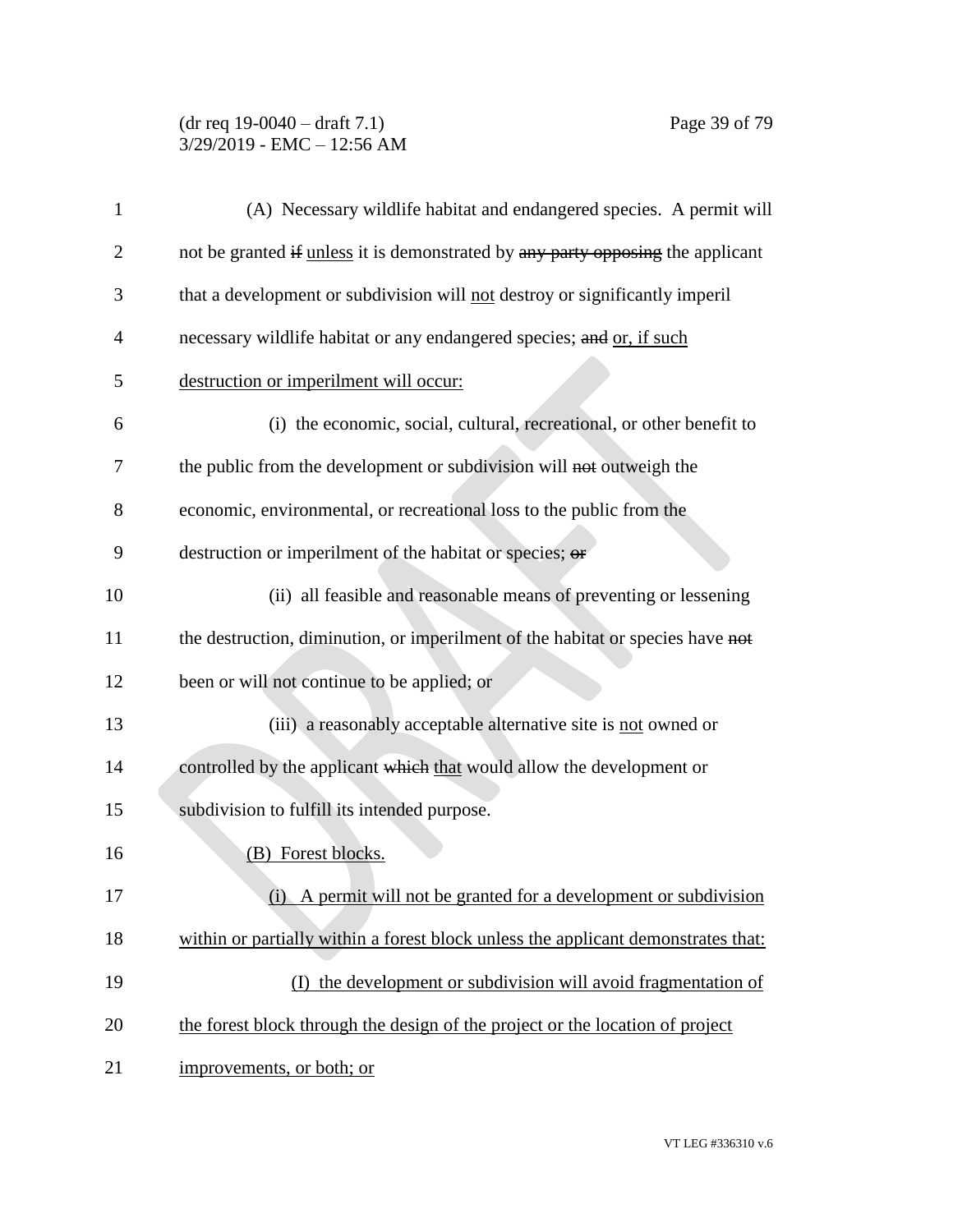(A) Necessary wildlife habitat and endangered species. A permit will not be granted ~~if~~ unless it is demonstrated by ~~any party opposing~~ the applicant that a development or subdivision will not destroy or significantly imperil necessary wildlife habitat or any endangered species; ~~and~~ or, if such destruction or imperilment will occur:

(i) the economic, social, cultural, recreational, or other benefit to the public from the development or subdivision will ~~not~~ outweigh the economic, environmental, or recreational loss to the public from the destruction or imperilment of the habitat or species; ~~or~~

(ii) all feasible and reasonable means of preventing or lessening the destruction, diminution, or imperilment of the habitat or species have ~~not~~ been or will ~~not~~ continue to be applied; or

(iii) a reasonably acceptable alternative site is not owned or controlled by the applicant ~~which~~ that would allow the development or subdivision to fulfill its intended purpose.

(B) Forest blocks.

(i) A permit will not be granted for a development or subdivision within or partially within a forest block unless the applicant demonstrates that:

(I) the development or subdivision will avoid fragmentation of the forest block through the design of the project or the location of project improvements, or both; or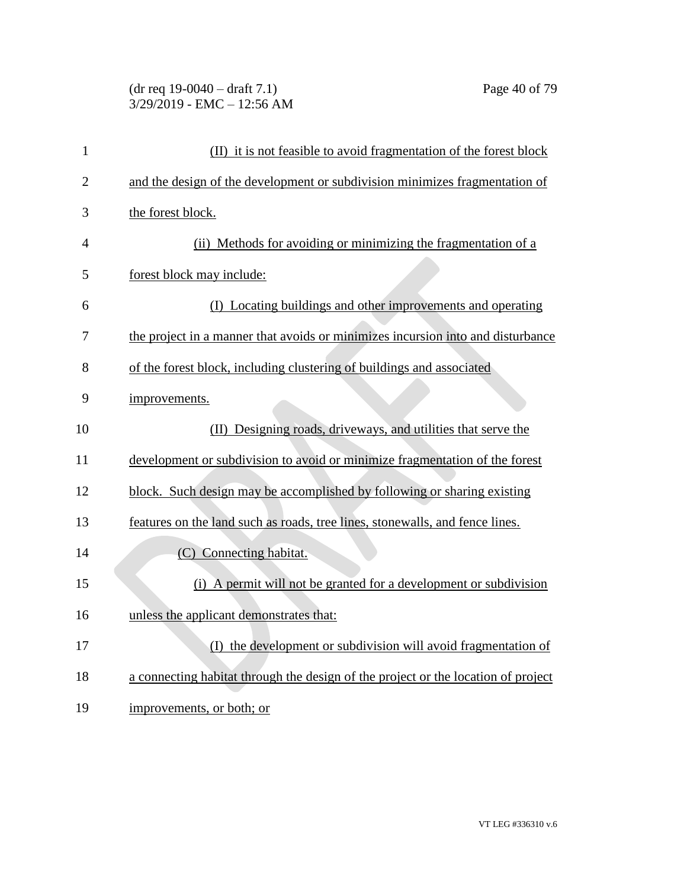(II) it is not feasible to avoid fragmentation of the forest block and the design of the development or subdivision minimizes fragmentation of the forest block.

(ii) Methods for avoiding or minimizing the fragmentation of a forest block may include:

(I) Locating buildings and other improvements and operating the project in a manner that avoids or minimizes incursion into and disturbance of the forest block, including clustering of buildings and associated improvements.

(II) Designing roads, driveways, and utilities that serve the development or subdivision to avoid or minimize fragmentation of the forest block. Such design may be accomplished by following or sharing existing features on the land such as roads, tree lines, stonewalls, and fence lines.

(C) Connecting habitat.

(i) A permit will not be granted for a development or subdivision unless the applicant demonstrates that:

(I) the development or subdivision will avoid fragmentation of a connecting habitat through the design of the project or the location of project improvements, or both; or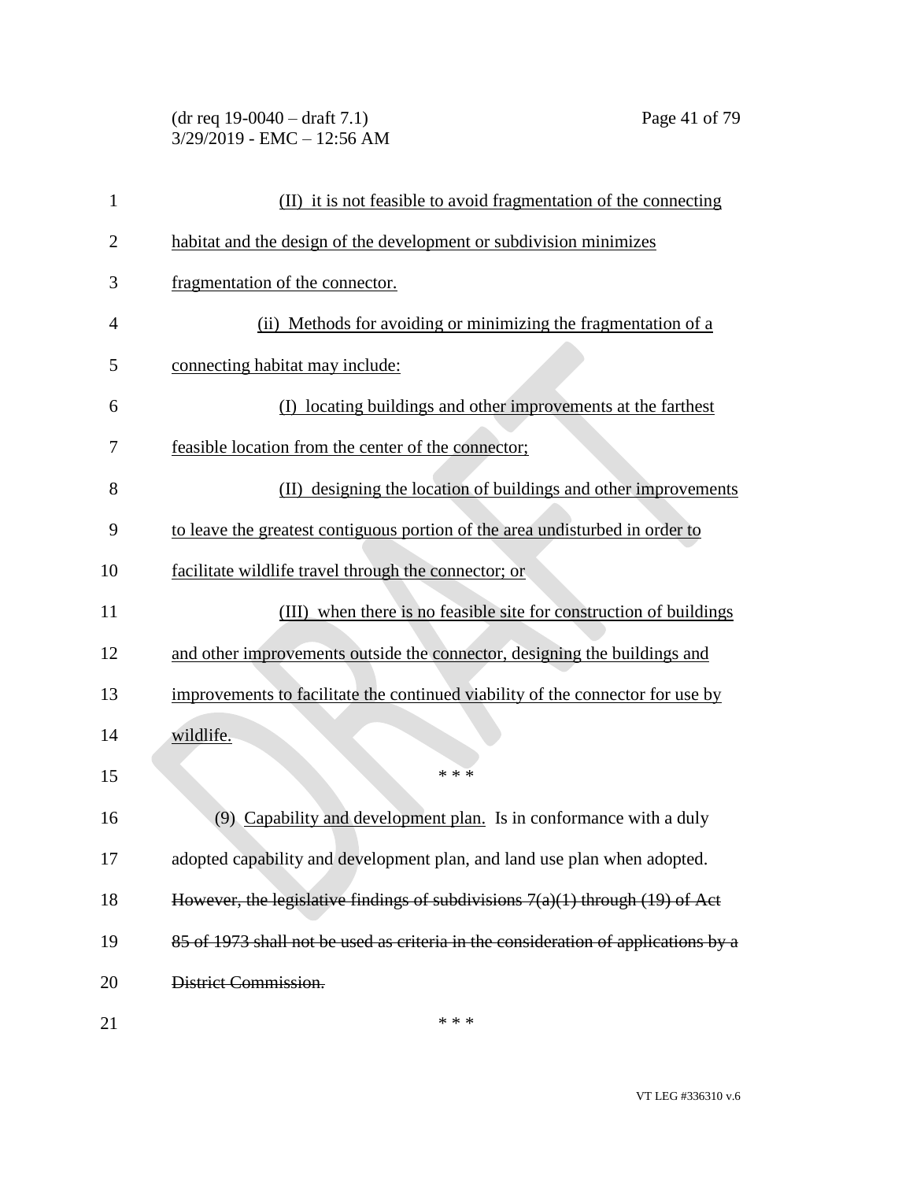(II) it is not feasible to avoid fragmentation of the connecting habitat and the design of the development or subdivision minimizes fragmentation of the connector.

(ii) Methods for avoiding or minimizing the fragmentation of a connecting habitat may include:

(I) locating buildings and other improvements at the farthest feasible location from the center of the connector;

(II) designing the location of buildings and other improvements to leave the greatest contiguous portion of the area undisturbed in order to facilitate wildlife travel through the connector; or

(III) when there is no feasible site for construction of buildings and other improvements outside the connector, designing the buildings and improvements to facilitate the continued viability of the connector for use by wildlife.

\* \* \*

(9) Capability and development plan. Is in conformance with a duly adopted capability and development plan, and land use plan when adopted. ~~However, the legislative findings of subdivisions 7(a)(1) through (19) of Act 85 of 1973 shall not be used as criteria in the consideration of applications by a District Commission.~~

\* \* \*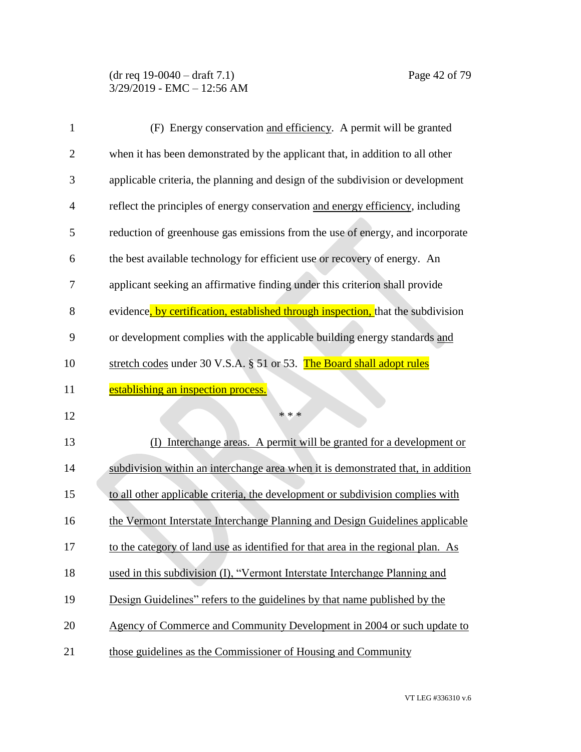(F) Energy conservation and efficiency. A permit will be granted when it has been demonstrated by the applicant that, in addition to all other applicable criteria, the planning and design of the subdivision or development reflect the principles of energy conservation and energy efficiency, including reduction of greenhouse gas emissions from the use of energy, and incorporate the best available technology for efficient use or recovery of energy. An applicant seeking an affirmative finding under this criterion shall provide evidence, by certification, established through inspection, that the subdivision or development complies with the applicable building energy standards and stretch codes under 30 V.S.A. § 51 or 53. The Board shall adopt rules establishing an inspection process.

\* \* \*

(I) Interchange areas. A permit will be granted for a development or subdivision within an interchange area when it is demonstrated that, in addition to all other applicable criteria, the development or subdivision complies with the Vermont Interstate Interchange Planning and Design Guidelines applicable to the category of land use as identified for that area in the regional plan. As used in this subdivision (I), "Vermont Interstate Interchange Planning and Design Guidelines" refers to the guidelines by that name published by the Agency of Commerce and Community Development in 2004 or such update to those guidelines as the Commissioner of Housing and Community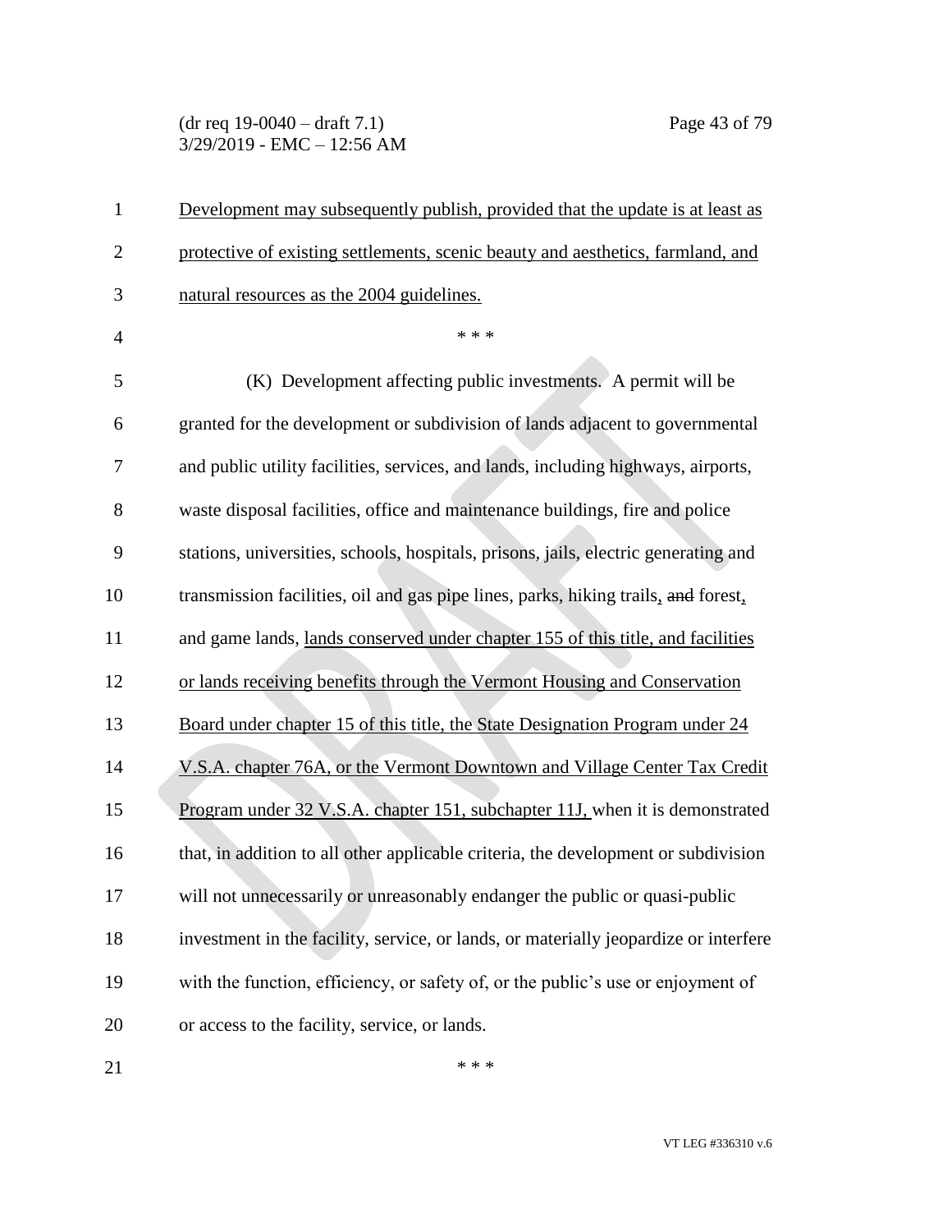Development may subsequently publish, provided that the update is at least as protective of existing settlements, scenic beauty and aesthetics, farmland, and natural resources as the 2004 guidelines.

\* \* \*

(K) Development affecting public investments. A permit will be granted for the development or subdivision of lands adjacent to governmental and public utility facilities, services, and lands, including highways, airports, waste disposal facilities, office and maintenance buildings, fire and police stations, universities, schools, hospitals, prisons, jails, electric generating and transmission facilities, oil and gas pipe lines, parks, hiking trails, ~~and~~ forest, and game lands, lands conserved under chapter 155 of this title, and facilities or lands receiving benefits through the Vermont Housing and Conservation Board under chapter 15 of this title, the State Designation Program under 24 V.S.A. chapter 76A, or the Vermont Downtown and Village Center Tax Credit Program under 32 V.S.A. chapter 151, subchapter 11J, when it is demonstrated that, in addition to all other applicable criteria, the development or subdivision will not unnecessarily or unreasonably endanger the public or quasi-public investment in the facility, service, or lands, or materially jeopardize or interfere with the function, efficiency, or safety of, or the public's use or enjoyment of or access to the facility, service, or lands.

\* \* \*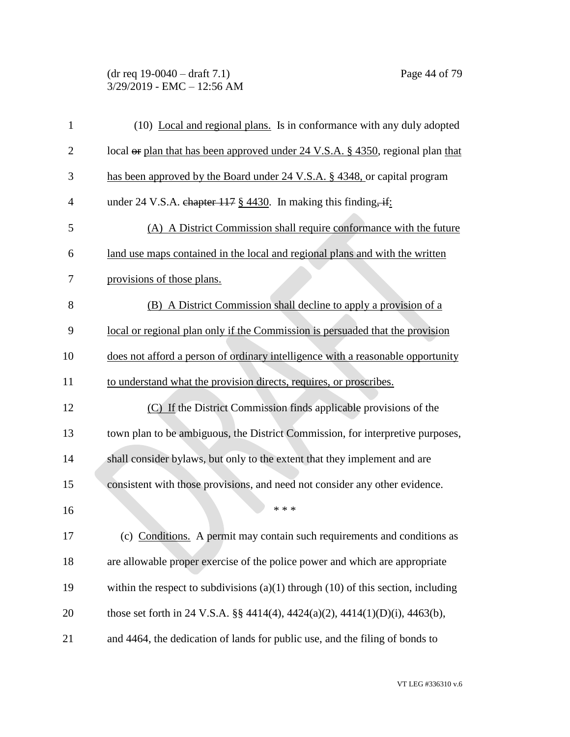(10) Local and regional plans. Is in conformance with any duly adopted local ~~or~~ plan that has been approved under 24 V.S.A. § 4350, regional plan that has been approved by the Board under 24 V.S.A. § 4348, or capital program under 24 V.S.A. ~~chapter 117~~ § 4430. In making this finding~~, if~~:

(A) A District Commission shall require conformance with the future land use maps contained in the local and regional plans and with the written provisions of those plans.

(B) A District Commission shall decline to apply a provision of a local or regional plan only if the Commission is persuaded that the provision does not afford a person of ordinary intelligence with a reasonable opportunity to understand what the provision directs, requires, or proscribes.

(C) If the District Commission finds applicable provisions of the town plan to be ambiguous, the District Commission, for interpretive purposes, shall consider bylaws, but only to the extent that they implement and are consistent with those provisions, and need not consider any other evidence.

\* \* \*

(c) Conditions. A permit may contain such requirements and conditions as are allowable proper exercise of the police power and which are appropriate within the respect to subdivisions (a)(1) through (10) of this section, including those set forth in 24 V.S.A. §§ 4414(4), 4424(a)(2), 4414(1)(D)(i), 4463(b), and 4464, the dedication of lands for public use, and the filing of bonds to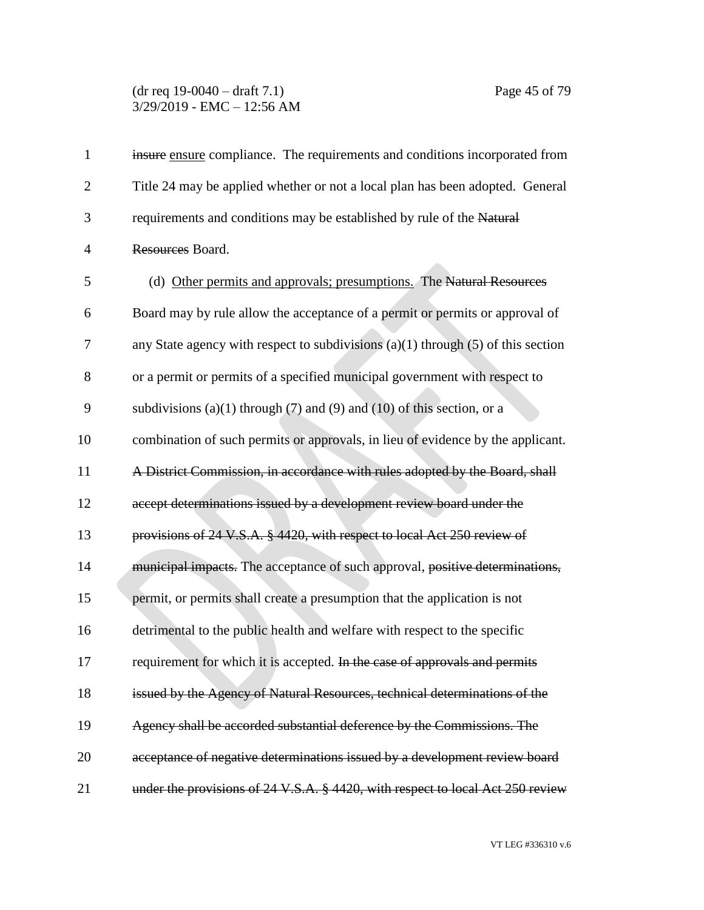~~insure~~ ensure compliance. The requirements and conditions incorporated from Title 24 may be applied whether or not a local plan has been adopted. General requirements and conditions may be established by rule of the ~~Natural Resources~~ Board.

(d) Other permits and approvals; presumptions. The ~~Natural Resources~~ Board may by rule allow the acceptance of a permit or permits or approval of any State agency with respect to subdivisions (a)(1) through (5) of this section or a permit or permits of a specified municipal government with respect to subdivisions (a)(1) through (7) and (9) and (10) of this section, or a combination of such permits or approvals, in lieu of evidence by the applicant. ~~A District Commission, in accordance with rules adopted by the Board, shall accept determinations issued by a development review board under the provisions of 24 V.S.A. § 4420, with respect to local Act 250 review of municipal impacts.~~ The acceptance of such approval, ~~positive determinations,~~ permit, or permits shall create a presumption that the application is not detrimental to the public health and welfare with respect to the specific requirement for which it is accepted. ~~In the case of approvals and permits issued by the Agency of Natural Resources, technical determinations of the Agency shall be accorded substantial deference by the Commissions. The acceptance of negative determinations issued by a development review board under the provisions of 24 V.S.A. § 4420, with respect to local Act 250 review~~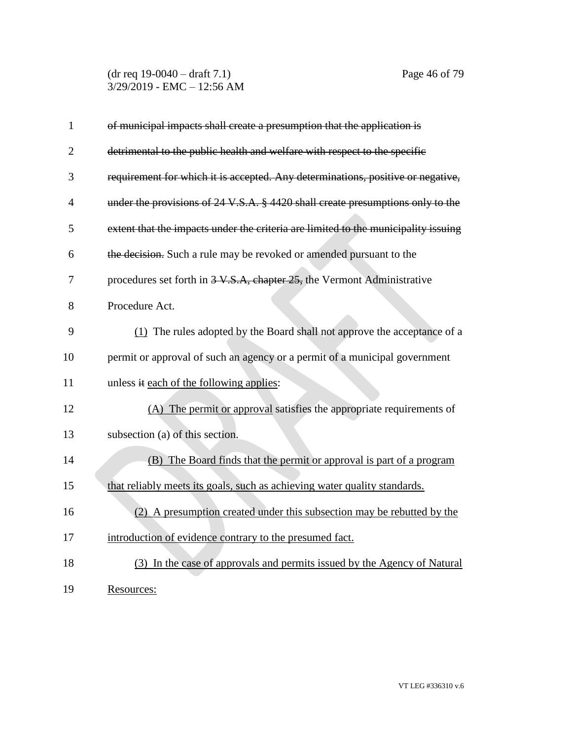~~of municipal impacts shall create a presumption that the application is detrimental to the public health and welfare with respect to the specific requirement for which it is accepted. Any determinations, positive or negative, under the provisions of 24 V.S.A. § 4420 shall create presumptions only to the extent that the impacts under the criteria are limited to the municipality issuing the decision.~~ Such a rule may be revoked or amended pursuant to the procedures set forth in ~~3 V.S.A, chapter 25,~~ the Vermont Administrative Procedure Act.

<u>(1)</u> The rules adopted by the Board shall not approve the acceptance of a permit or approval of such an agency or a permit of a municipal government unless ~~it~~ <u>each of the following applies</u>:

<u>(A) The permit or approval</u> satisfies the appropriate requirements of subsection (a) of this section.

<u>(B) The Board finds that the permit or approval is part of a program that reliably meets its goals, such as achieving water quality standards.</u>

<u>(2) A presumption created under this subsection may be rebutted by the introduction of evidence contrary to the presumed fact.</u>

<u>(3) In the case of approvals and permits issued by the Agency of Natural Resources:</u>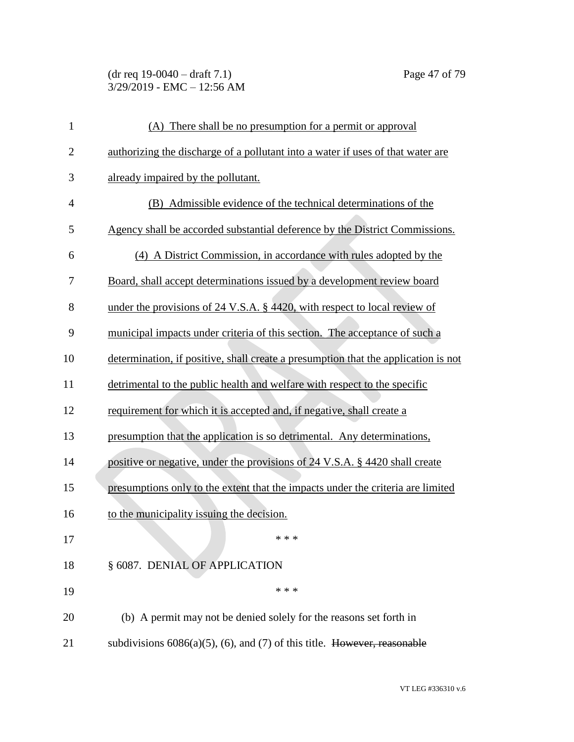(A) There shall be no presumption for a permit or approval authorizing the discharge of a pollutant into a water if uses of that water are already impaired by the pollutant.

(B) Admissible evidence of the technical determinations of the Agency shall be accorded substantial deference by the District Commissions.

(4) A District Commission, in accordance with rules adopted by the Board, shall accept determinations issued by a development review board under the provisions of 24 V.S.A. § 4420, with respect to local review of municipal impacts under criteria of this section. The acceptance of such a determination, if positive, shall create a presumption that the application is not detrimental to the public health and welfare with respect to the specific requirement for which it is accepted and, if negative, shall create a presumption that the application is so detrimental. Any determinations, positive or negative, under the provisions of 24 V.S.A. § 4420 shall create presumptions only to the extent that the impacts under the criteria are limited to the municipality issuing the decision.

* * *

§ 6087. DENIAL OF APPLICATION

* * *

(b) A permit may not be denied solely for the reasons set forth in subdivisions 6086(a)(5), (6), and (7) of this title. ~~However, reasonable~~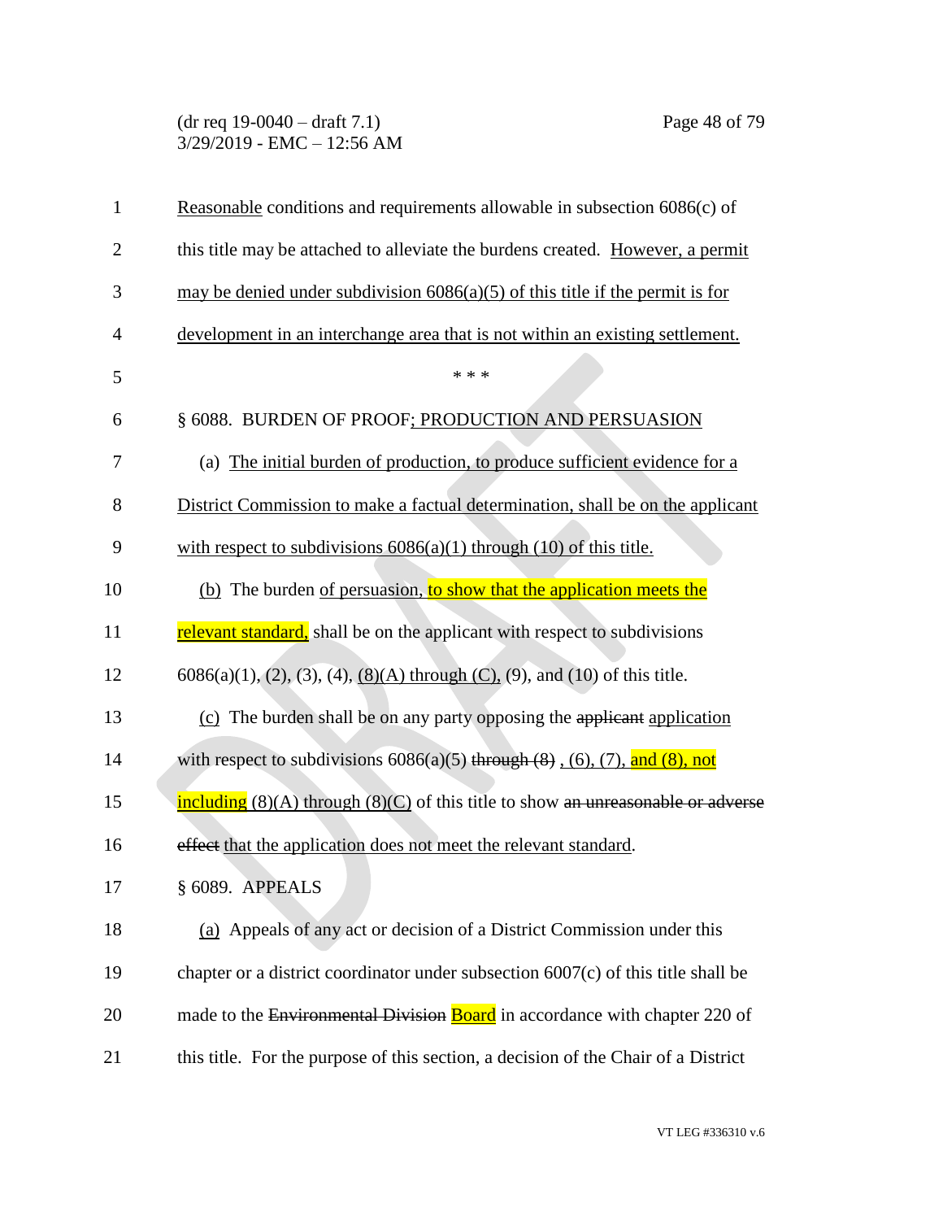Reasonable conditions and requirements allowable in subsection 6086(c) of this title may be attached to alleviate the burdens created. However, a permit may be denied under subdivision 6086(a)(5) of this title if the permit is for development in an interchange area that is not within an existing settlement.

\* \* \*

§ 6088. BURDEN OF PROOF; PRODUCTION AND PERSUASION

(a) The initial burden of production, to produce sufficient evidence for a District Commission to make a factual determination, shall be on the applicant with respect to subdivisions 6086(a)(1) through (10) of this title.

(b) The burden of persuasion, to show that the application meets the relevant standard, shall be on the applicant with respect to subdivisions 6086(a)(1), (2), (3), (4), (8)(A) through (C), (9), and (10) of this title.

(c) The burden shall be on any party opposing the ~~applicant~~ application with respect to subdivisions 6086(a)(5) ~~through (8)~~ , (6), (7), and (8), not including (8)(A) through (8)(C) of this title to show ~~an unreasonable or adverse effect~~ that the application does not meet the relevant standard.

§ 6089. APPEALS

(a) Appeals of any act or decision of a District Commission under this chapter or a district coordinator under subsection 6007(c) of this title shall be made to the ~~Environmental Division~~ Board in accordance with chapter 220 of this title. For the purpose of this section, a decision of the Chair of a District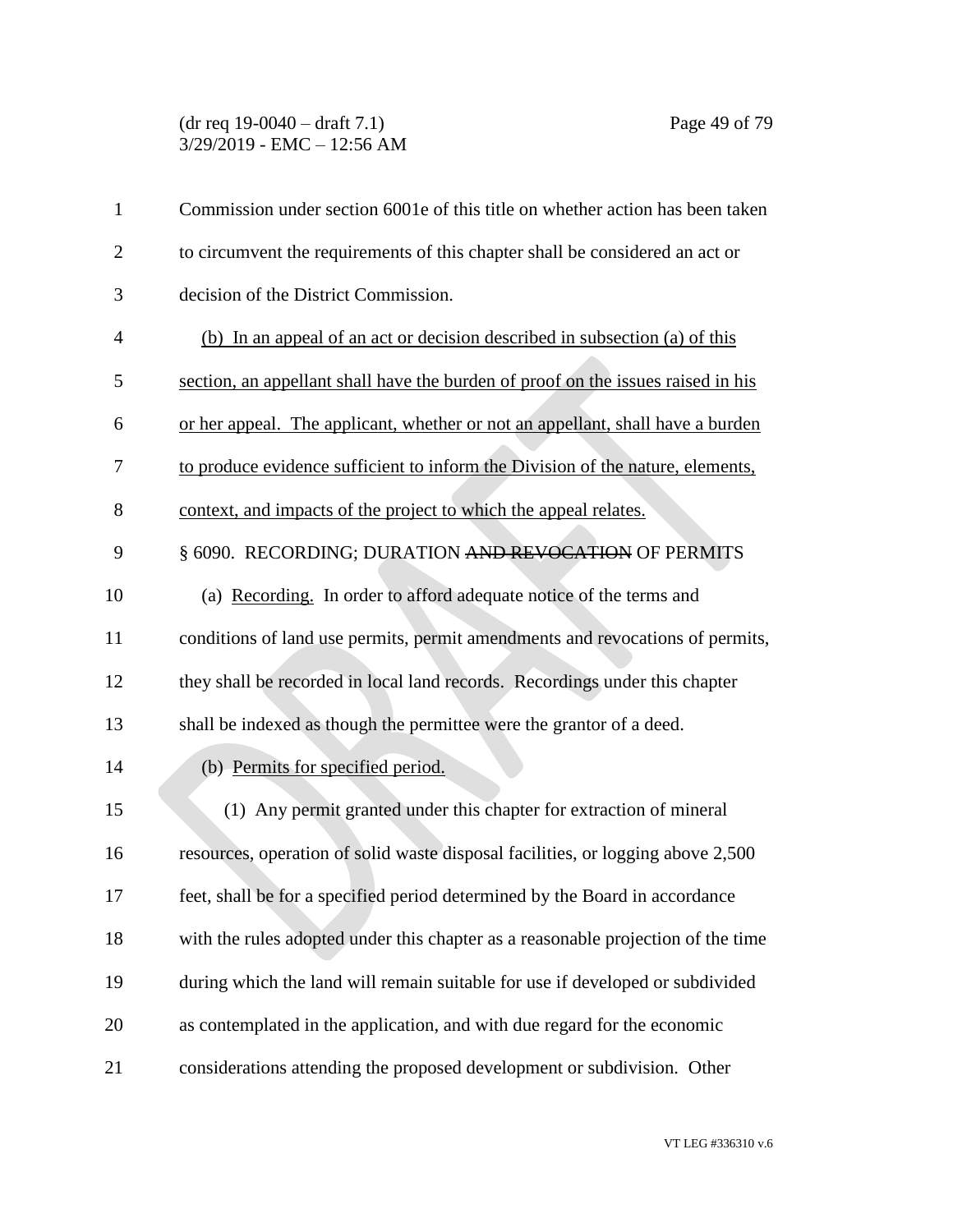Commission under section 6001e of this title on whether action has been taken to circumvent the requirements of this chapter shall be considered an act or decision of the District Commission.

<u>(b) In an appeal of an act or decision described in subsection (a) of this section, an appellant shall have the burden of proof on the issues raised in his or her appeal. The applicant, whether or not an appellant, shall have a burden to produce evidence sufficient to inform the Division of the nature, elements, context, and impacts of the project to which the appeal relates.</u>

§ 6090. RECORDING; DURATION ~~AND REVOCATION~~ OF PERMITS

(a) <u>Recording.</u> In order to afford adequate notice of the terms and conditions of land use permits, permit amendments and revocations of permits, they shall be recorded in local land records. Recordings under this chapter shall be indexed as though the permittee were the grantor of a deed.

(b) <u>Permits for specified period.</u>

(1) Any permit granted under this chapter for extraction of mineral resources, operation of solid waste disposal facilities, or logging above 2,500 feet, shall be for a specified period determined by the Board in accordance with the rules adopted under this chapter as a reasonable projection of the time during which the land will remain suitable for use if developed or subdivided as contemplated in the application, and with due regard for the economic considerations attending the proposed development or subdivision. Other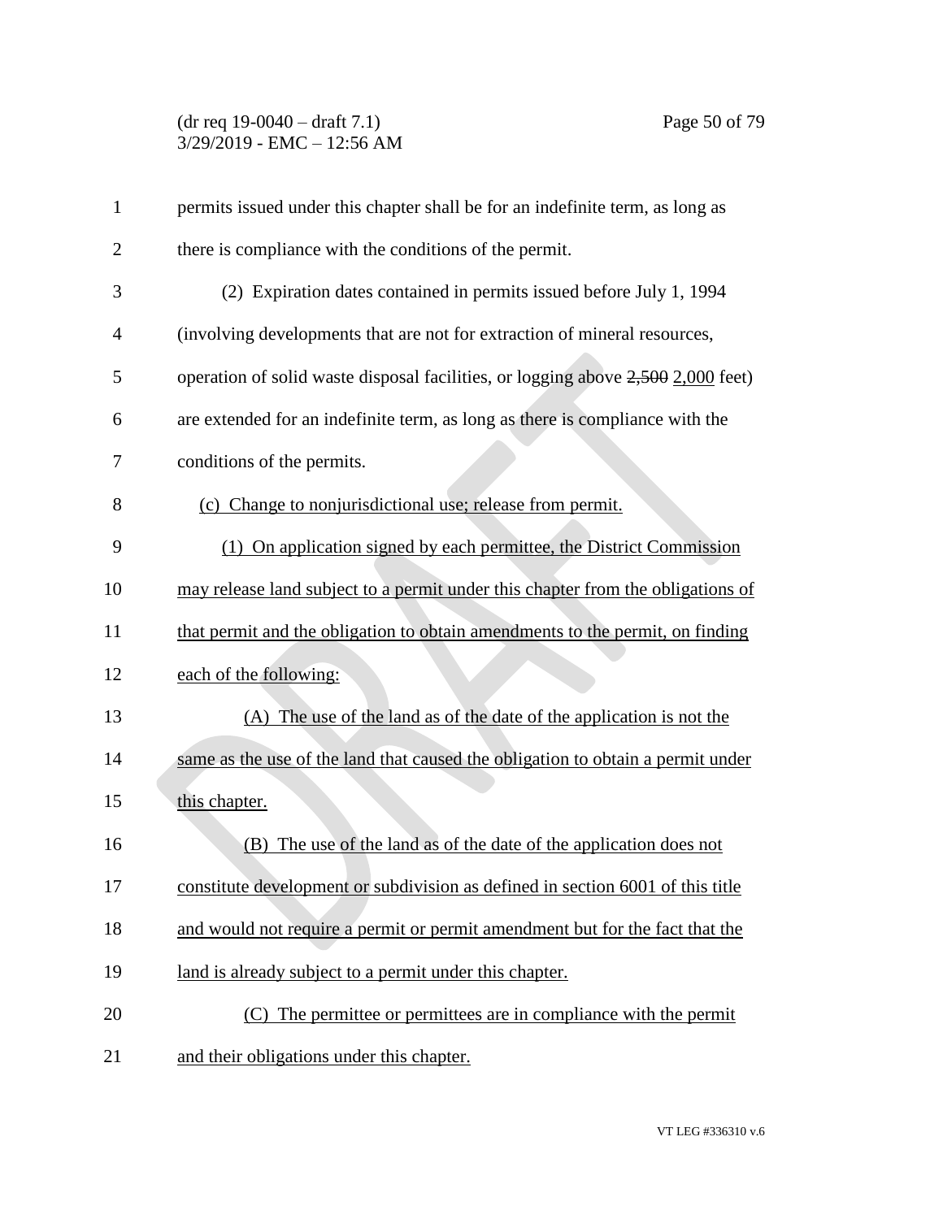permits issued under this chapter shall be for an indefinite term, as long as there is compliance with the conditions of the permit.

(2) Expiration dates contained in permits issued before July 1, 1994 (involving developments that are not for extraction of mineral resources, operation of solid waste disposal facilities, or logging above ~~2,500~~ 2,000 feet) are extended for an indefinite term, as long as there is compliance with the conditions of the permits.

(c) Change to nonjurisdictional use; release from permit.

(1) On application signed by each permittee, the District Commission may release land subject to a permit under this chapter from the obligations of that permit and the obligation to obtain amendments to the permit, on finding each of the following:

(A) The use of the land as of the date of the application is not the same as the use of the land that caused the obligation to obtain a permit under this chapter.

(B) The use of the land as of the date of the application does not constitute development or subdivision as defined in section 6001 of this title and would not require a permit or permit amendment but for the fact that the land is already subject to a permit under this chapter.

(C) The permittee or permittees are in compliance with the permit and their obligations under this chapter.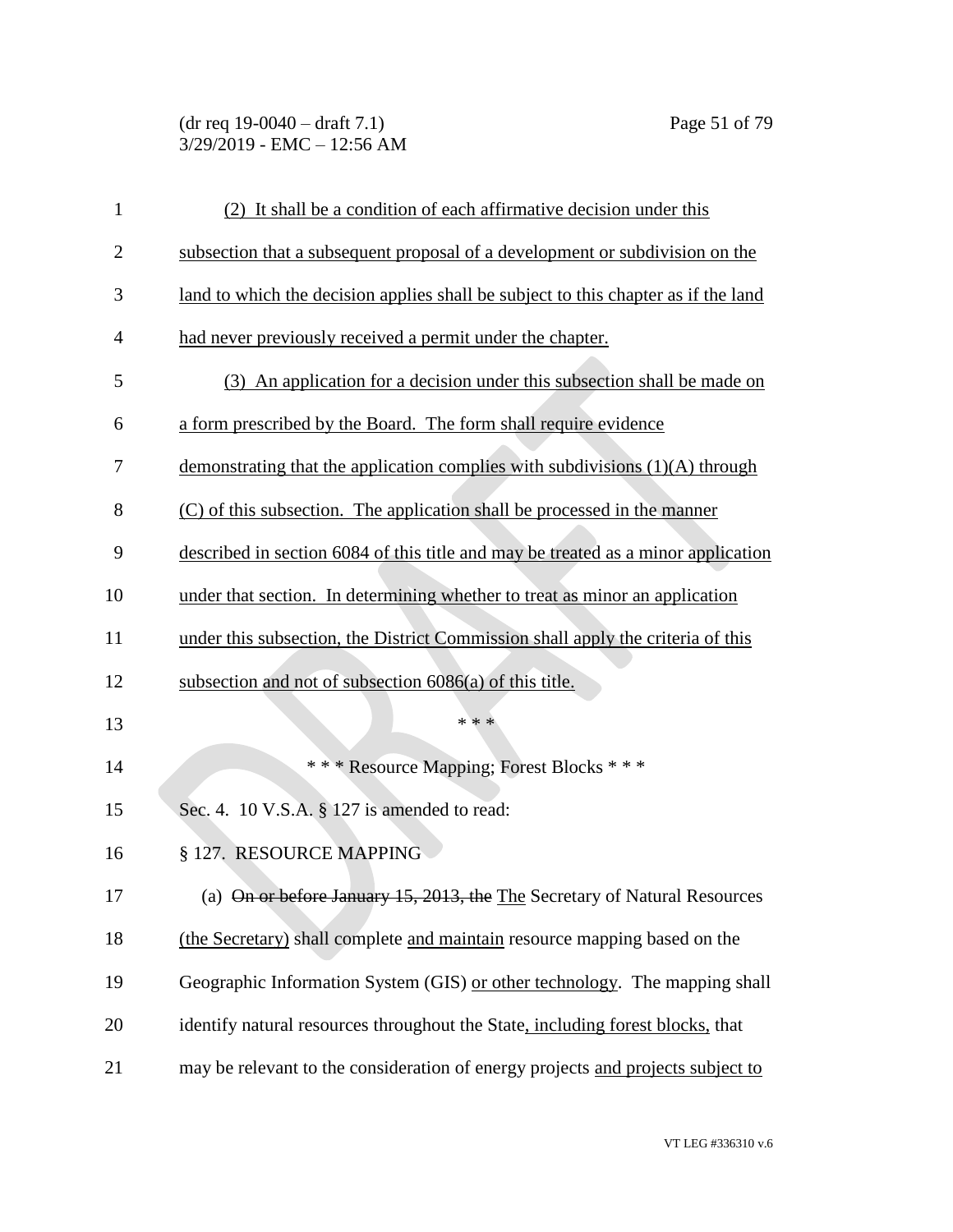(2) It shall be a condition of each affirmative decision under this subsection that a subsequent proposal of a development or subdivision on the land to which the decision applies shall be subject to this chapter as if the land had never previously received a permit under the chapter.

(3) An application for a decision under this subsection shall be made on a form prescribed by the Board. The form shall require evidence demonstrating that the application complies with subdivisions (1)(A) through (C) of this subsection. The application shall be processed in the manner described in section 6084 of this title and may be treated as a minor application under that section. In determining whether to treat as minor an application under this subsection, the District Commission shall apply the criteria of this subsection and not of subsection 6086(a) of this title.

\* \* \*

\* \* \* Resource Mapping; Forest Blocks \* \* \*

Sec. 4. 10 V.S.A. § 127 is amended to read:

§ 127. RESOURCE MAPPING

(a) ~~On or before January 15, 2013, the~~ The Secretary of Natural Resources (the Secretary) shall complete and maintain resource mapping based on the Geographic Information System (GIS) or other technology. The mapping shall identify natural resources throughout the State, including forest blocks, that may be relevant to the consideration of energy projects and projects subject to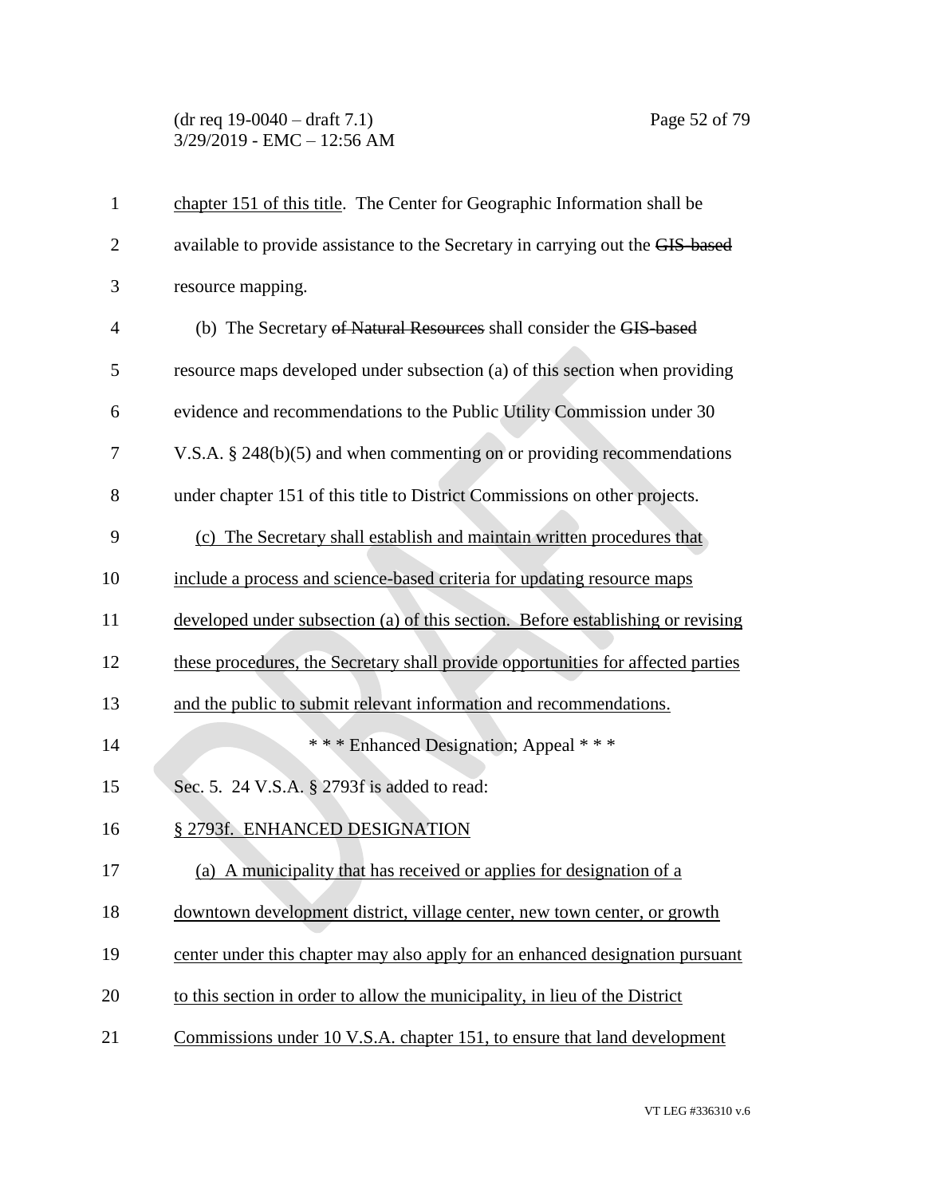chapter 151 of this title. The Center for Geographic Information shall be available to provide assistance to the Secretary in carrying out the ~~GIS-based~~ resource mapping.

(b) The Secretary ~~of Natural Resources~~ shall consider the ~~GIS-based~~ resource maps developed under subsection (a) of this section when providing evidence and recommendations to the Public Utility Commission under 30 V.S.A. § 248(b)(5) and when commenting on or providing recommendations under chapter 151 of this title to District Commissions on other projects.

(c) The Secretary shall establish and maintain written procedures that include a process and science-based criteria for updating resource maps developed under subsection (a) of this section. Before establishing or revising these procedures, the Secretary shall provide opportunities for affected parties and the public to submit relevant information and recommendations.

\* \* \* Enhanced Designation; Appeal \* \* \*

Sec. 5. 24 V.S.A. § 2793f is added to read:

§ 2793f. ENHANCED DESIGNATION

(a) A municipality that has received or applies for designation of a downtown development district, village center, new town center, or growth center under this chapter may also apply for an enhanced designation pursuant to this section in order to allow the municipality, in lieu of the District Commissions under 10 V.S.A. chapter 151, to ensure that land development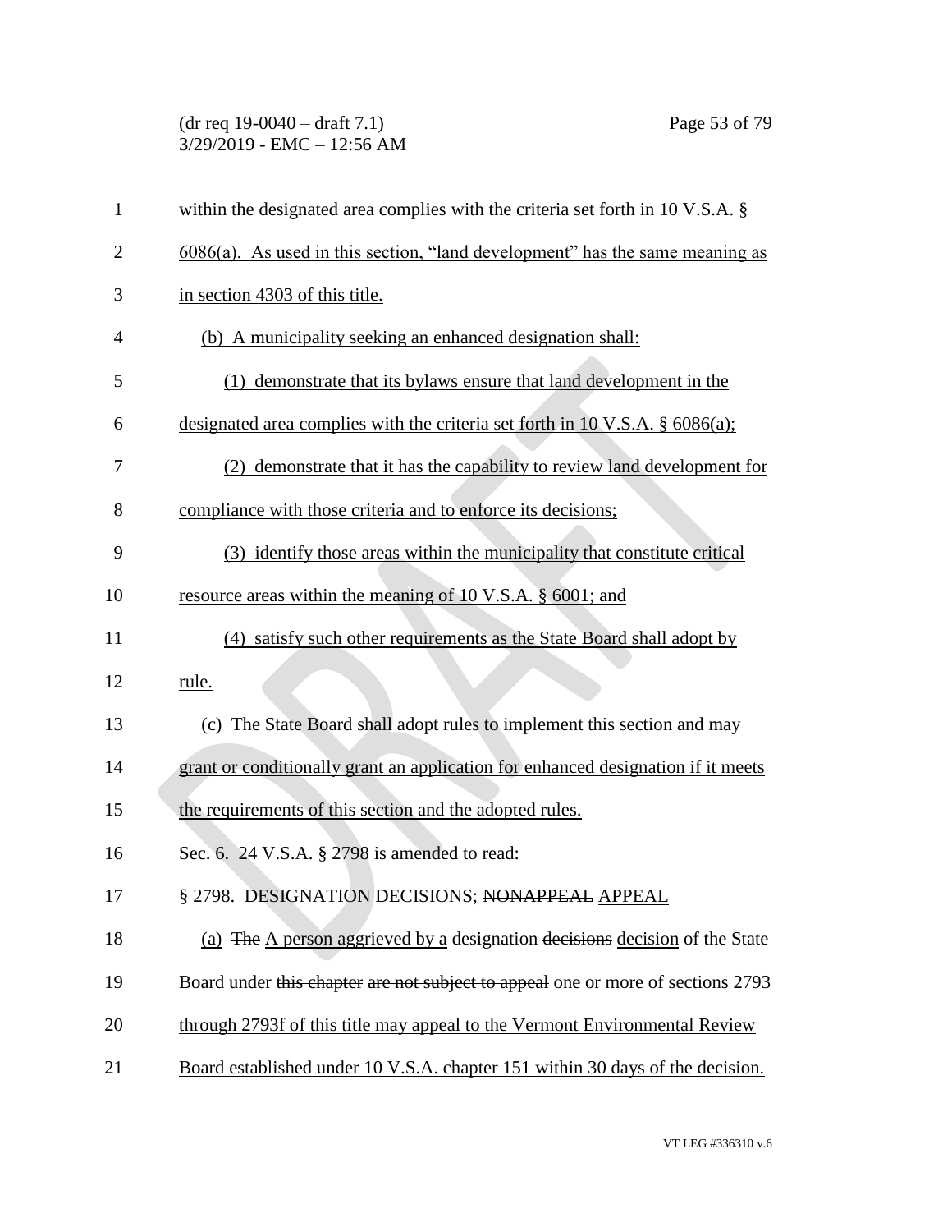within the designated area complies with the criteria set forth in 10 V.S.A. § 6086(a). As used in this section, "land development" has the same meaning as in section 4303 of this title.

(b) A municipality seeking an enhanced designation shall:

(1) demonstrate that its bylaws ensure that land development in the designated area complies with the criteria set forth in 10 V.S.A. § 6086(a);

(2) demonstrate that it has the capability to review land development for compliance with those criteria and to enforce its decisions;

(3) identify those areas within the municipality that constitute critical resource areas within the meaning of 10 V.S.A. § 6001; and

(4) satisfy such other requirements as the State Board shall adopt by rule.

(c) The State Board shall adopt rules to implement this section and may grant or conditionally grant an application for enhanced designation if it meets the requirements of this section and the adopted rules.

Sec. 6. 24 V.S.A. § 2798 is amended to read:

§ 2798. DESIGNATION DECISIONS; ~~NONAPPEAL~~ APPEAL

(a) ~~The~~ A person aggrieved by a designation ~~decisions~~ decision of the State Board under ~~this chapter are not subject to appeal~~ one or more of sections 2793 through 2793f of this title may appeal to the Vermont Environmental Review Board established under 10 V.S.A. chapter 151 within 30 days of the decision.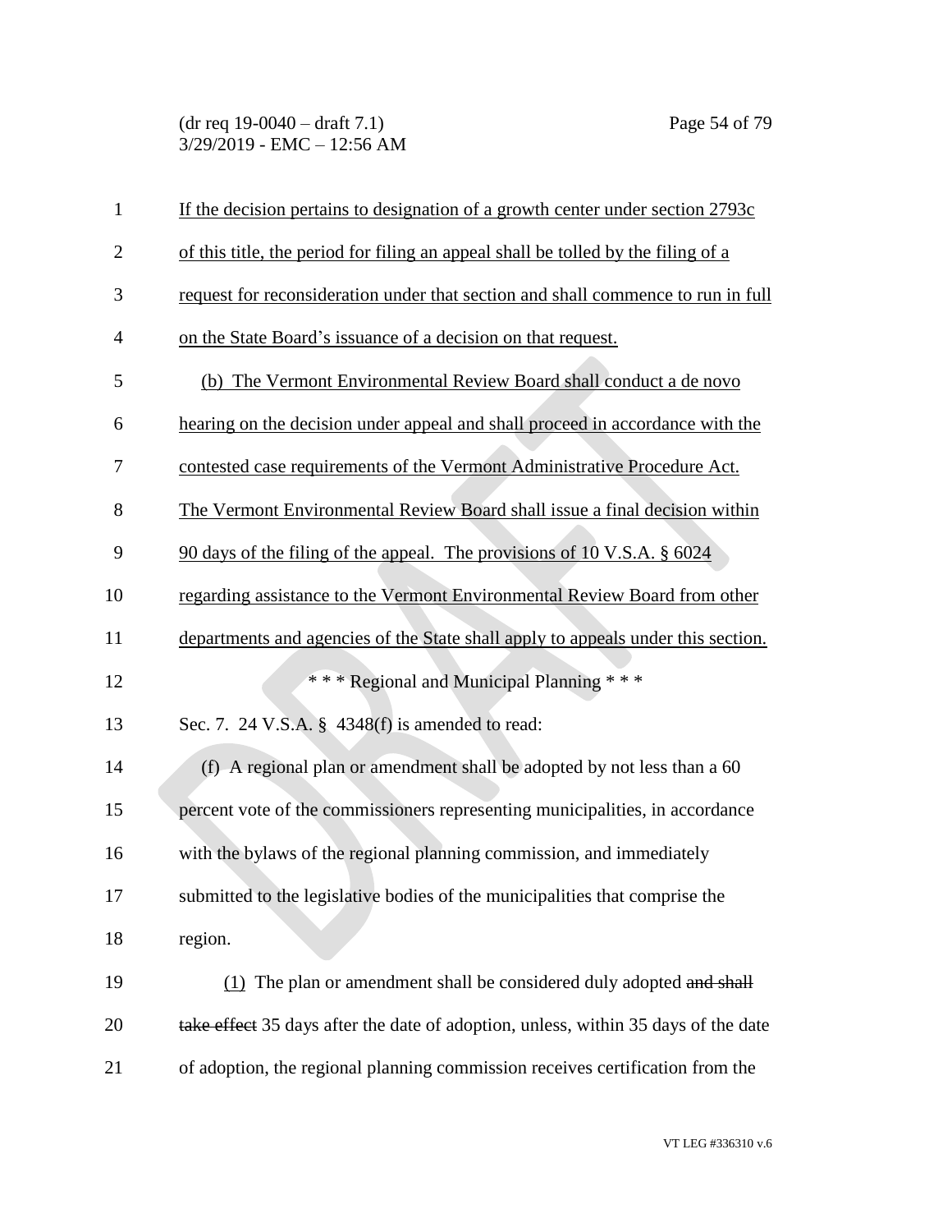If the decision pertains to designation of a growth center under section 2793c of this title, the period for filing an appeal shall be tolled by the filing of a request for reconsideration under that section and shall commence to run in full on the State Board's issuance of a decision on that request.

(b) The Vermont Environmental Review Board shall conduct a de novo hearing on the decision under appeal and shall proceed in accordance with the contested case requirements of the Vermont Administrative Procedure Act. The Vermont Environmental Review Board shall issue a final decision within 90 days of the filing of the appeal. The provisions of 10 V.S.A. § 6024 regarding assistance to the Vermont Environmental Review Board from other departments and agencies of the State shall apply to appeals under this section.

\* \* \* Regional and Municipal Planning \* \* \*

Sec. 7. 24 V.S.A. § 4348(f) is amended to read:

(f) A regional plan or amendment shall be adopted by not less than a 60 percent vote of the commissioners representing municipalities, in accordance with the bylaws of the regional planning commission, and immediately submitted to the legislative bodies of the municipalities that comprise the region.

(1) The plan or amendment shall be considered duly adopted ~~and shall take effect~~ 35 days after the date of adoption, unless, within 35 days of the date of adoption, the regional planning commission receives certification from the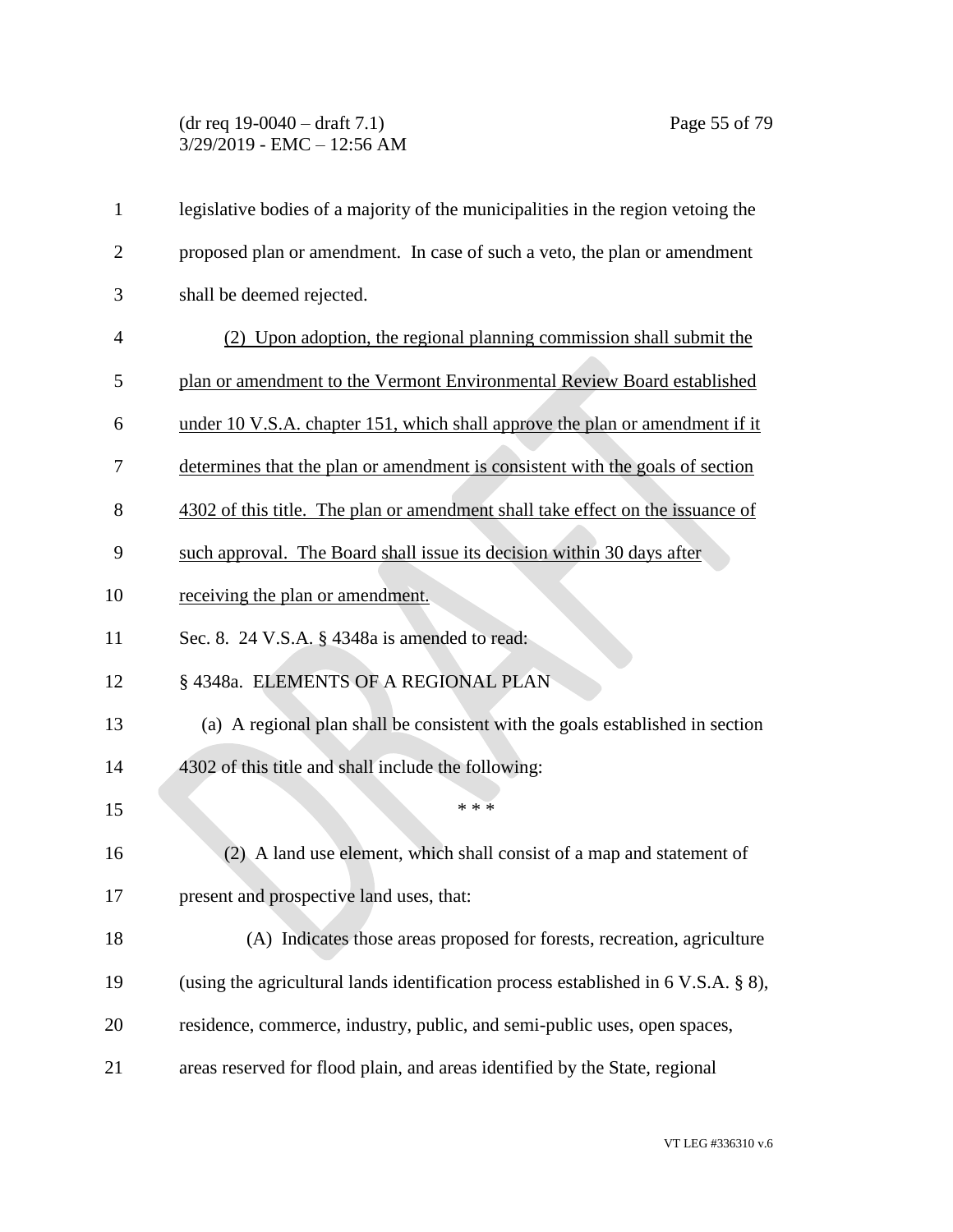legislative bodies of a majority of the municipalities in the region vetoing the proposed plan or amendment. In case of such a veto, the plan or amendment shall be deemed rejected.

(2) Upon adoption, the regional planning commission shall submit the plan or amendment to the Vermont Environmental Review Board established under 10 V.S.A. chapter 151, which shall approve the plan or amendment if it determines that the plan or amendment is consistent with the goals of section 4302 of this title. The plan or amendment shall take effect on the issuance of such approval. The Board shall issue its decision within 30 days after receiving the plan or amendment.

Sec. 8. 24 V.S.A. § 4348a is amended to read:

§ 4348a. ELEMENTS OF A REGIONAL PLAN

(a) A regional plan shall be consistent with the goals established in section 4302 of this title and shall include the following:

\* \* \*

(2) A land use element, which shall consist of a map and statement of present and prospective land uses, that:

(A) Indicates those areas proposed for forests, recreation, agriculture (using the agricultural lands identification process established in 6 V.S.A. § 8), residence, commerce, industry, public, and semi-public uses, open spaces, areas reserved for flood plain, and areas identified by the State, regional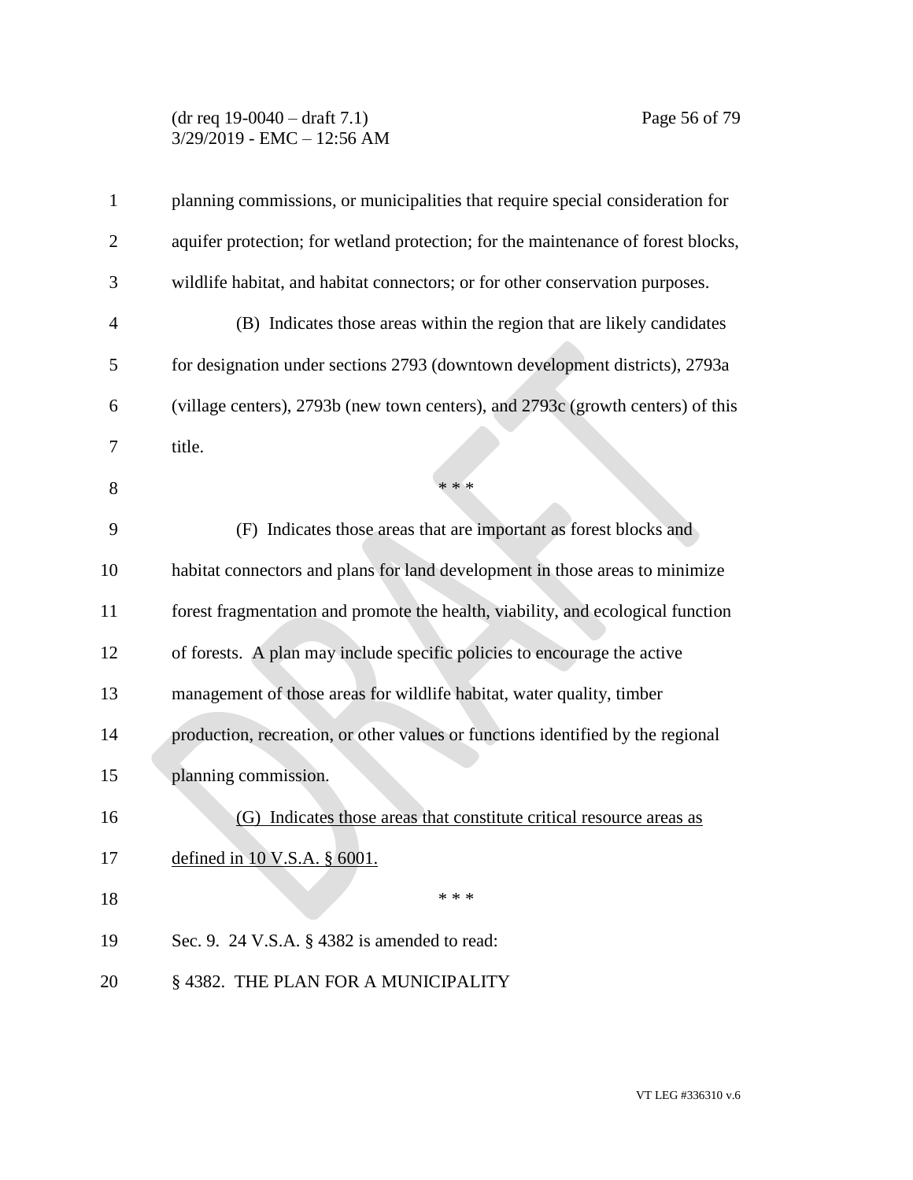planning commissions, or municipalities that require special consideration for aquifer protection; for wetland protection; for the maintenance of forest blocks, wildlife habitat, and habitat connectors; or for other conservation purposes.

(B) Indicates those areas within the region that are likely candidates for designation under sections 2793 (downtown development districts), 2793a (village centers), 2793b (new town centers), and 2793c (growth centers) of this title.

\* \* \*

(F) Indicates those areas that are important as forest blocks and habitat connectors and plans for land development in those areas to minimize forest fragmentation and promote the health, viability, and ecological function of forests. A plan may include specific policies to encourage the active management of those areas for wildlife habitat, water quality, timber production, recreation, or other values or functions identified by the regional planning commission.

<u>(G) Indicates those areas that constitute critical resource areas as defined in 10 V.S.A. § 6001.</u>

\* \* \*

Sec. 9. 24 V.S.A. § 4382 is amended to read:

§ 4382. THE PLAN FOR A MUNICIPALITY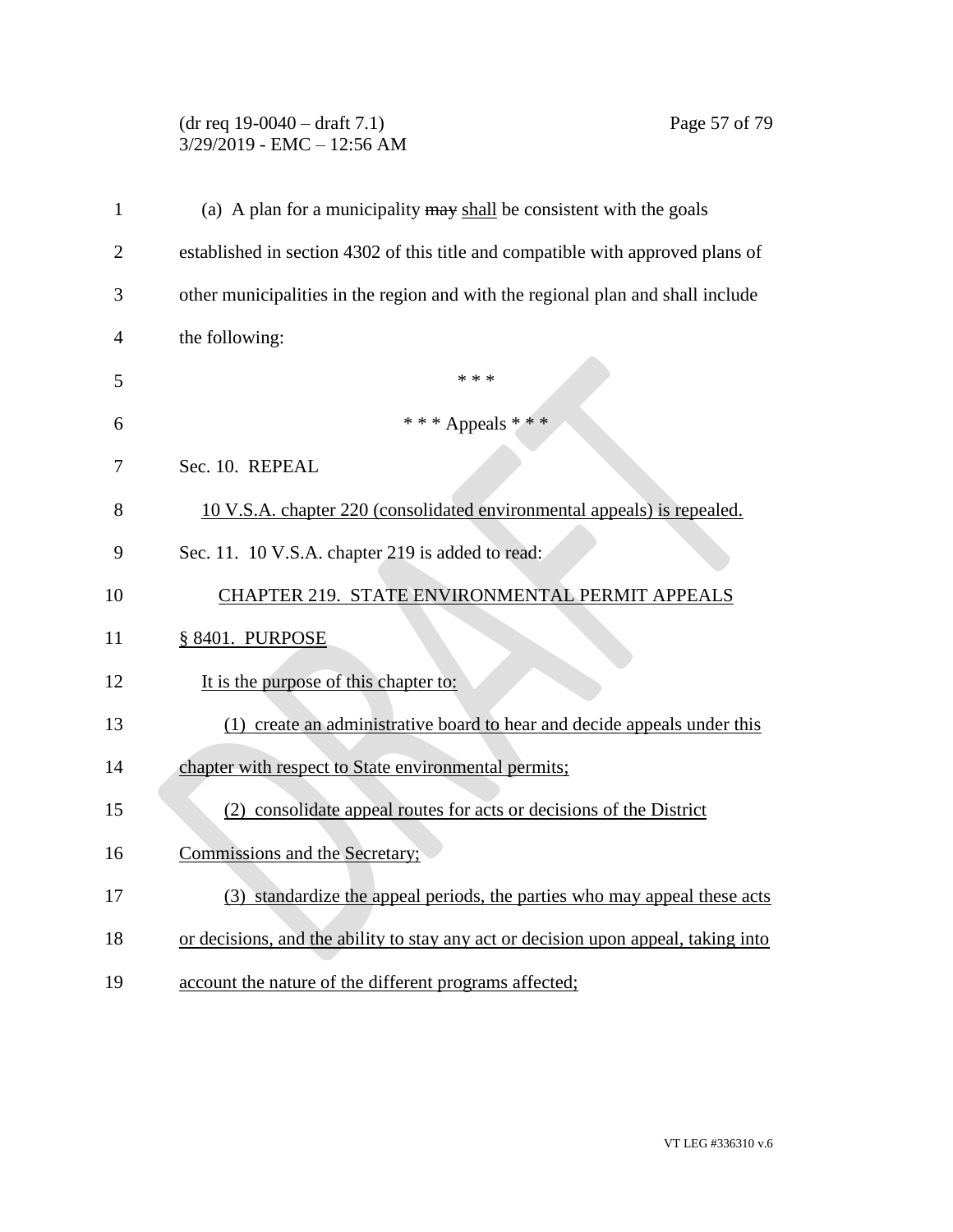(a) A plan for a municipality ~~may~~ shall be consistent with the goals established in section 4302 of this title and compatible with approved plans of other municipalities in the region and with the regional plan and shall include the following:

\* \* \*

\* \* \* Appeals \* \* \*

Sec. 10. REPEAL

10 V.S.A. chapter 220 (consolidated environmental appeals) is repealed.

Sec. 11. 10 V.S.A. chapter 219 is added to read:

CHAPTER 219. STATE ENVIRONMENTAL PERMIT APPEALS

§ 8401. PURPOSE

It is the purpose of this chapter to:

(1) create an administrative board to hear and decide appeals under this chapter with respect to State environmental permits;

(2) consolidate appeal routes for acts or decisions of the District Commissions and the Secretary;

(3) standardize the appeal periods, the parties who may appeal these acts or decisions, and the ability to stay any act or decision upon appeal, taking into account the nature of the different programs affected;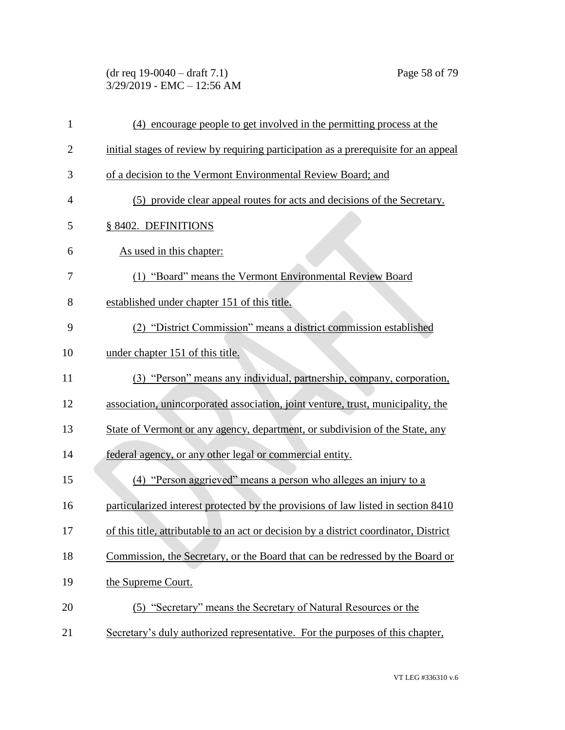(4) encourage people to get involved in the permitting process at the initial stages of review by requiring participation as a prerequisite for an appeal of a decision to the Vermont Environmental Review Board; and

(5) provide clear appeal routes for acts and decisions of the Secretary.

§ 8402. DEFINITIONS

As used in this chapter:

(1) "Board" means the Vermont Environmental Review Board established under chapter 151 of this title.

(2) "District Commission" means a district commission established under chapter 151 of this title.

(3) "Person" means any individual, partnership, company, corporation, association, unincorporated association, joint venture, trust, municipality, the State of Vermont or any agency, department, or subdivision of the State, any federal agency, or any other legal or commercial entity.

(4) "Person aggrieved" means a person who alleges an injury to a particularized interest protected by the provisions of law listed in section 8410 of this title, attributable to an act or decision by a district coordinator, District Commission, the Secretary, or the Board that can be redressed by the Board or the Supreme Court.

(5) "Secretary" means the Secretary of Natural Resources or the Secretary's duly authorized representative. For the purposes of this chapter,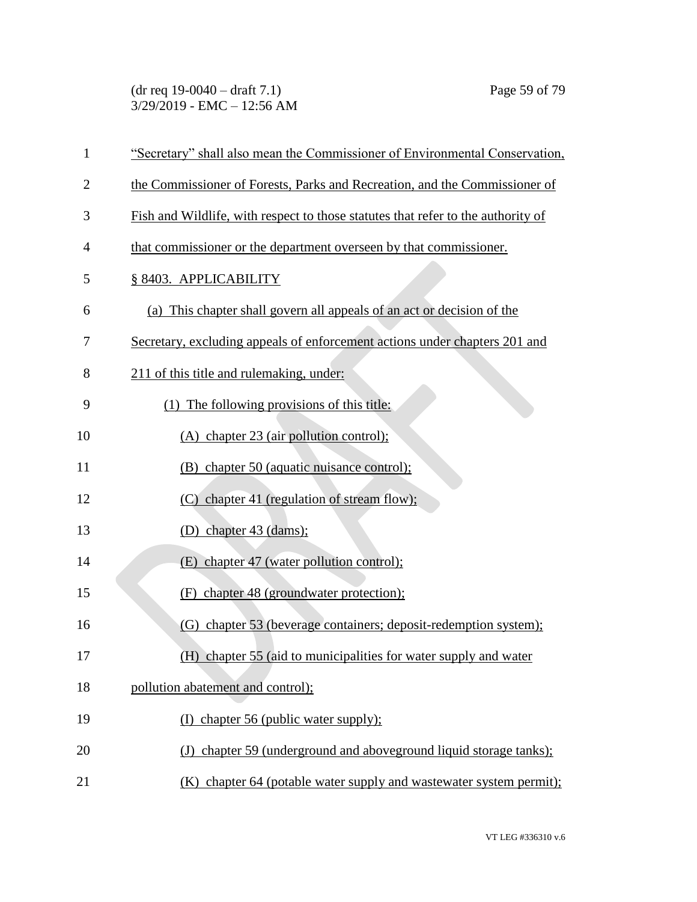"Secretary" shall also mean the Commissioner of Environmental Conservation, the Commissioner of Forests, Parks and Recreation, and the Commissioner of Fish and Wildlife, with respect to those statutes that refer to the authority of that commissioner or the department overseen by that commissioner.

§ 8403. APPLICABILITY

(a) This chapter shall govern all appeals of an act or decision of the Secretary, excluding appeals of enforcement actions under chapters 201 and 211 of this title and rulemaking, under:

(1) The following provisions of this title:

(A) chapter 23 (air pollution control);

(B) chapter 50 (aquatic nuisance control);

(C) chapter 41 (regulation of stream flow);

(D) chapter 43 (dams);

(E) chapter 47 (water pollution control);

(F) chapter 48 (groundwater protection);

(G) chapter 53 (beverage containers; deposit-redemption system);

(H) chapter 55 (aid to municipalities for water supply and water pollution abatement and control);

(I) chapter 56 (public water supply);

(J) chapter 59 (underground and aboveground liquid storage tanks);

(K) chapter 64 (potable water supply and wastewater system permit);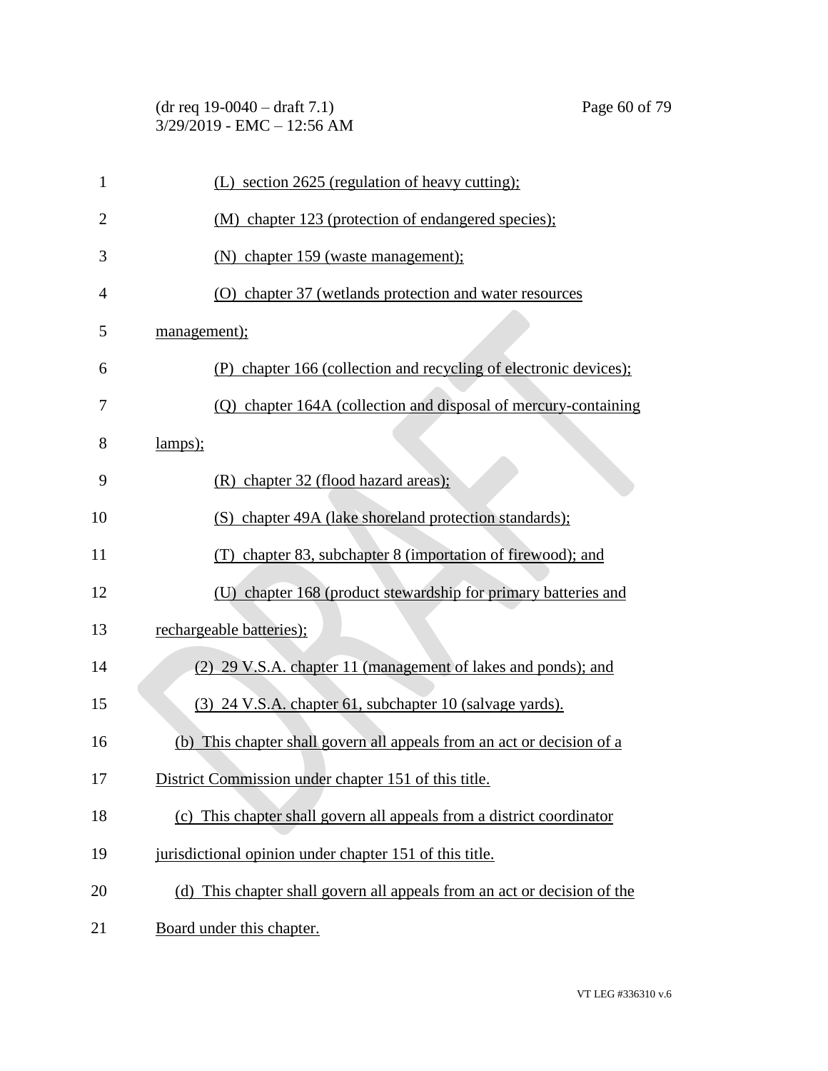(L) section 2625 (regulation of heavy cutting);

(M) chapter 123 (protection of endangered species);

(N) chapter 159 (waste management);

(O) chapter 37 (wetlands protection and water resources management);

(P) chapter 166 (collection and recycling of electronic devices);

(Q) chapter 164A (collection and disposal of mercury-containing lamps);

(R) chapter 32 (flood hazard areas);

(S) chapter 49A (lake shoreland protection standards);

(T) chapter 83, subchapter 8 (importation of firewood); and

(U) chapter 168 (product stewardship for primary batteries and rechargeable batteries);

(2) 29 V.S.A. chapter 11 (management of lakes and ponds); and

(3) 24 V.S.A. chapter 61, subchapter 10 (salvage yards).

(b) This chapter shall govern all appeals from an act or decision of a District Commission under chapter 151 of this title.

(c) This chapter shall govern all appeals from a district coordinator jurisdictional opinion under chapter 151 of this title.

(d) This chapter shall govern all appeals from an act or decision of the Board under this chapter.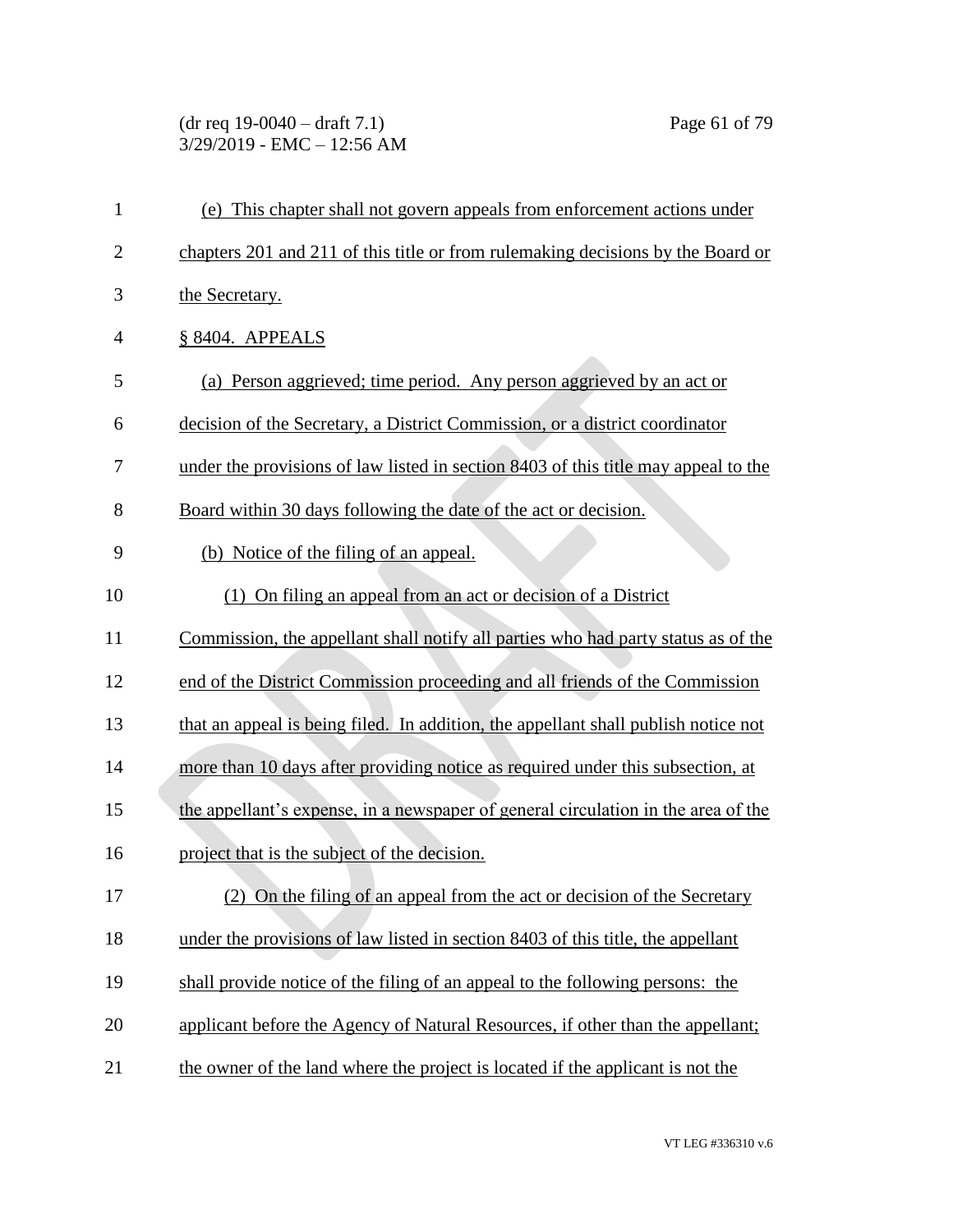(e) This chapter shall not govern appeals from enforcement actions under chapters 201 and 211 of this title or from rulemaking decisions by the Board or the Secretary.

§ 8404. APPEALS

(a) Person aggrieved; time period. Any person aggrieved by an act or decision of the Secretary, a District Commission, or a district coordinator under the provisions of law listed in section 8403 of this title may appeal to the Board within 30 days following the date of the act or decision.

(b) Notice of the filing of an appeal.

(1) On filing an appeal from an act or decision of a District Commission, the appellant shall notify all parties who had party status as of the end of the District Commission proceeding and all friends of the Commission that an appeal is being filed. In addition, the appellant shall publish notice not more than 10 days after providing notice as required under this subsection, at the appellant's expense, in a newspaper of general circulation in the area of the project that is the subject of the decision.

(2) On the filing of an appeal from the act or decision of the Secretary under the provisions of law listed in section 8403 of this title, the appellant shall provide notice of the filing of an appeal to the following persons: the applicant before the Agency of Natural Resources, if other than the appellant; the owner of the land where the project is located if the applicant is not the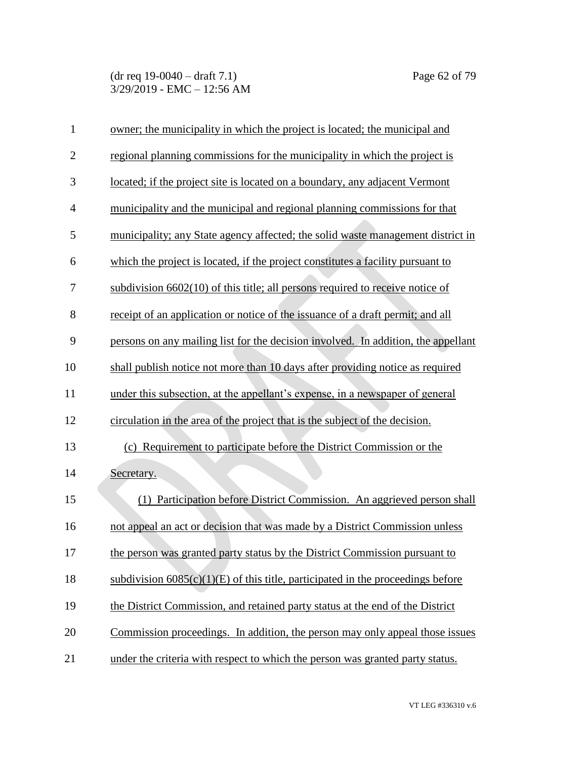owner; the municipality in which the project is located; the municipal and regional planning commissions for the municipality in which the project is located; if the project site is located on a boundary, any adjacent Vermont municipality and the municipal and regional planning commissions for that municipality; any State agency affected; the solid waste management district in which the project is located, if the project constitutes a facility pursuant to subdivision 6602(10) of this title; all persons required to receive notice of receipt of an application or notice of the issuance of a draft permit; and all persons on any mailing list for the decision involved. In addition, the appellant shall publish notice not more than 10 days after providing notice as required under this subsection, at the appellant's expense, in a newspaper of general circulation in the area of the project that is the subject of the decision.

(c) Requirement to participate before the District Commission or the Secretary.

(1) Participation before District Commission. An aggrieved person shall not appeal an act or decision that was made by a District Commission unless the person was granted party status by the District Commission pursuant to subdivision 6085(c)(1)(E) of this title, participated in the proceedings before the District Commission, and retained party status at the end of the District Commission proceedings. In addition, the person may only appeal those issues under the criteria with respect to which the person was granted party status.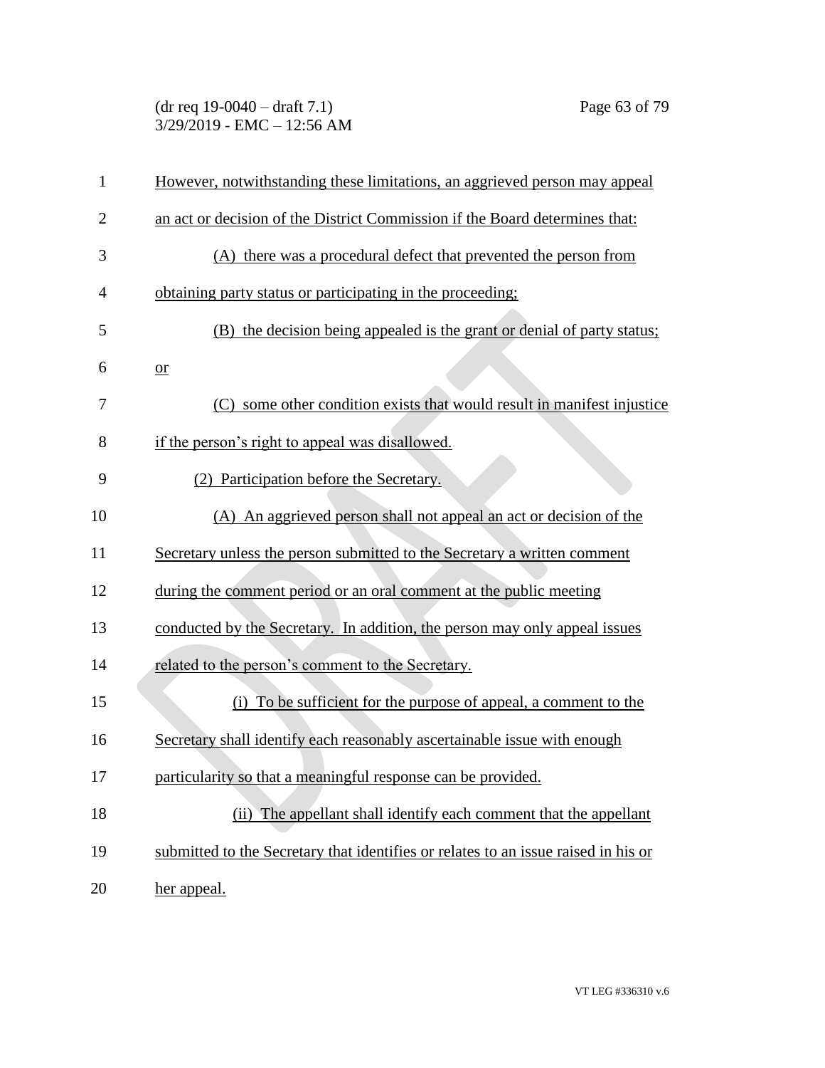However, notwithstanding these limitations, an aggrieved person may appeal an act or decision of the District Commission if the Board determines that:

(A) there was a procedural defect that prevented the person from obtaining party status or participating in the proceeding;

(B) the decision being appealed is the grant or denial of party status; or

(C) some other condition exists that would result in manifest injustice if the person's right to appeal was disallowed.

(2) Participation before the Secretary.

(A) An aggrieved person shall not appeal an act or decision of the Secretary unless the person submitted to the Secretary a written comment during the comment period or an oral comment at the public meeting conducted by the Secretary. In addition, the person may only appeal issues related to the person's comment to the Secretary.

(i) To be sufficient for the purpose of appeal, a comment to the Secretary shall identify each reasonably ascertainable issue with enough particularity so that a meaningful response can be provided.

(ii) The appellant shall identify each comment that the appellant submitted to the Secretary that identifies or relates to an issue raised in his or her appeal.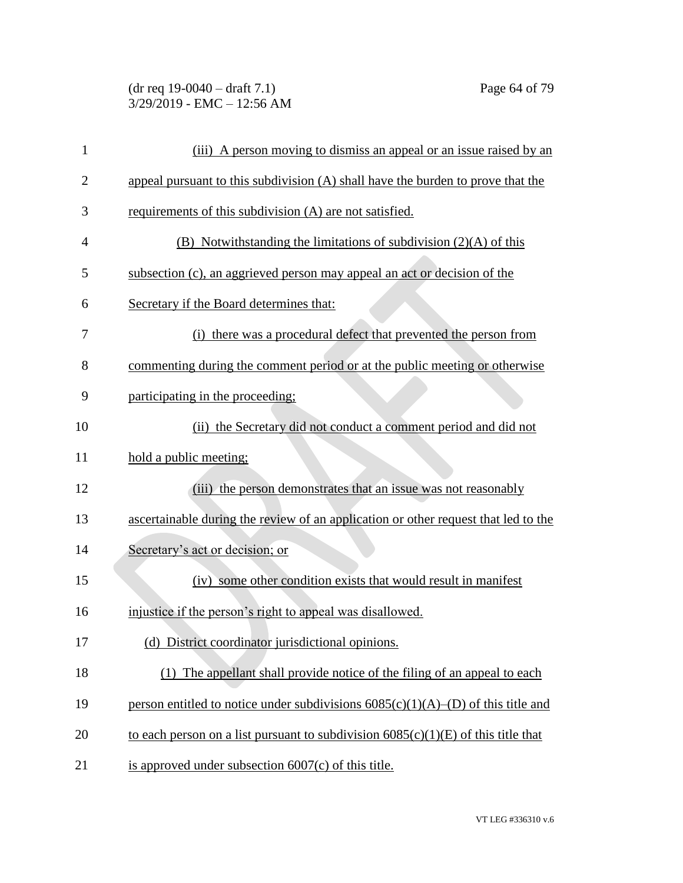(iii) A person moving to dismiss an appeal or an issue raised by an appeal pursuant to this subdivision (A) shall have the burden to prove that the requirements of this subdivision (A) are not satisfied.

(B) Notwithstanding the limitations of subdivision (2)(A) of this subsection (c), an aggrieved person may appeal an act or decision of the Secretary if the Board determines that:

(i) there was a procedural defect that prevented the person from commenting during the comment period or at the public meeting or otherwise participating in the proceeding;

(ii) the Secretary did not conduct a comment period and did not hold a public meeting;

(iii) the person demonstrates that an issue was not reasonably ascertainable during the review of an application or other request that led to the Secretary's act or decision; or

(iv) some other condition exists that would result in manifest injustice if the person's right to appeal was disallowed.

(d) District coordinator jurisdictional opinions.

(1) The appellant shall provide notice of the filing of an appeal to each person entitled to notice under subdivisions 6085(c)(1)(A)–(D) of this title and to each person on a list pursuant to subdivision 6085(c)(1)(E) of this title that is approved under subsection 6007(c) of this title.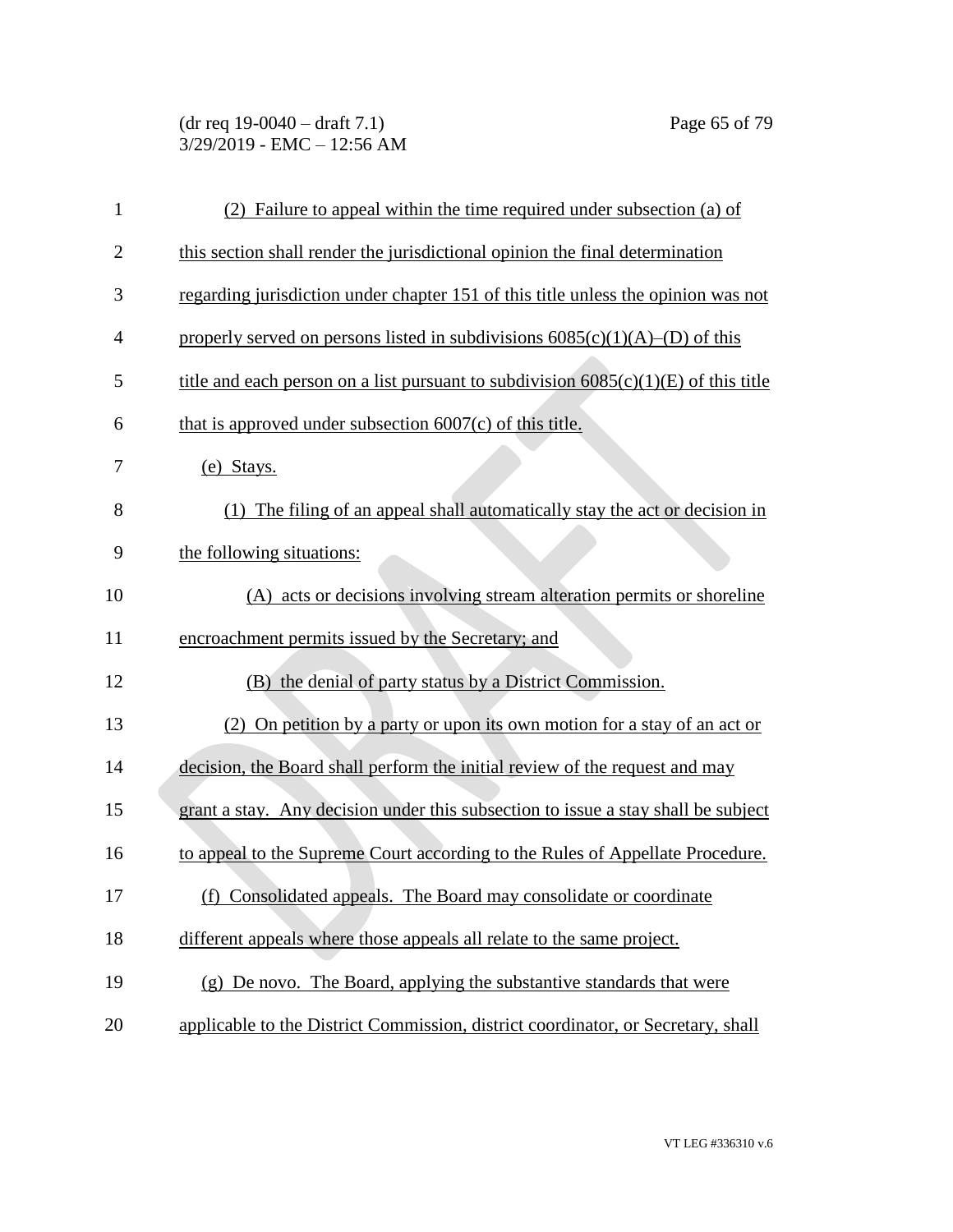(2) Failure to appeal within the time required under subsection (a) of this section shall render the jurisdictional opinion the final determination regarding jurisdiction under chapter 151 of this title unless the opinion was not properly served on persons listed in subdivisions 6085(c)(1)(A)–(D) of this title and each person on a list pursuant to subdivision 6085(c)(1)(E) of this title that is approved under subsection 6007(c) of this title.

(e) Stays.

(1) The filing of an appeal shall automatically stay the act or decision in the following situations:

(A) acts or decisions involving stream alteration permits or shoreline encroachment permits issued by the Secretary; and

(B) the denial of party status by a District Commission.

(2) On petition by a party or upon its own motion for a stay of an act or decision, the Board shall perform the initial review of the request and may grant a stay. Any decision under this subsection to issue a stay shall be subject to appeal to the Supreme Court according to the Rules of Appellate Procedure.

(f) Consolidated appeals. The Board may consolidate or coordinate different appeals where those appeals all relate to the same project.

(g) De novo. The Board, applying the substantive standards that were applicable to the District Commission, district coordinator, or Secretary, shall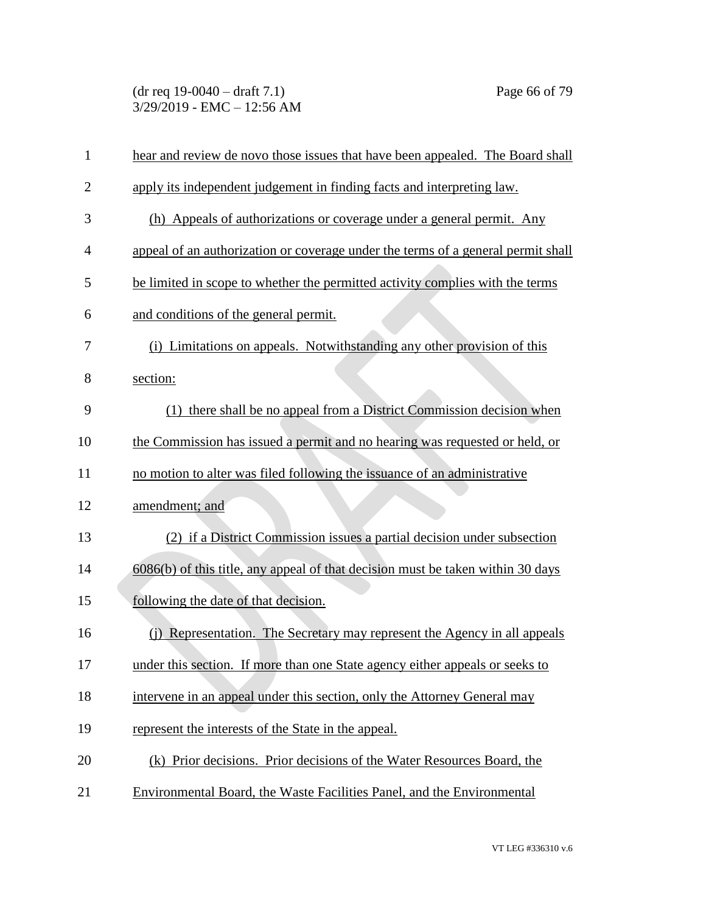hear and review de novo those issues that have been appealed. The Board shall apply its independent judgement in finding facts and interpreting law.

(h) Appeals of authorizations or coverage under a general permit. Any appeal of an authorization or coverage under the terms of a general permit shall be limited in scope to whether the permitted activity complies with the terms and conditions of the general permit.

(i) Limitations on appeals. Notwithstanding any other provision of this section:

(1) there shall be no appeal from a District Commission decision when the Commission has issued a permit and no hearing was requested or held, or no motion to alter was filed following the issuance of an administrative amendment; and

(2) if a District Commission issues a partial decision under subsection 6086(b) of this title, any appeal of that decision must be taken within 30 days following the date of that decision.

(j) Representation. The Secretary may represent the Agency in all appeals under this section. If more than one State agency either appeals or seeks to intervene in an appeal under this section, only the Attorney General may represent the interests of the State in the appeal.

(k) Prior decisions. Prior decisions of the Water Resources Board, the Environmental Board, the Waste Facilities Panel, and the Environmental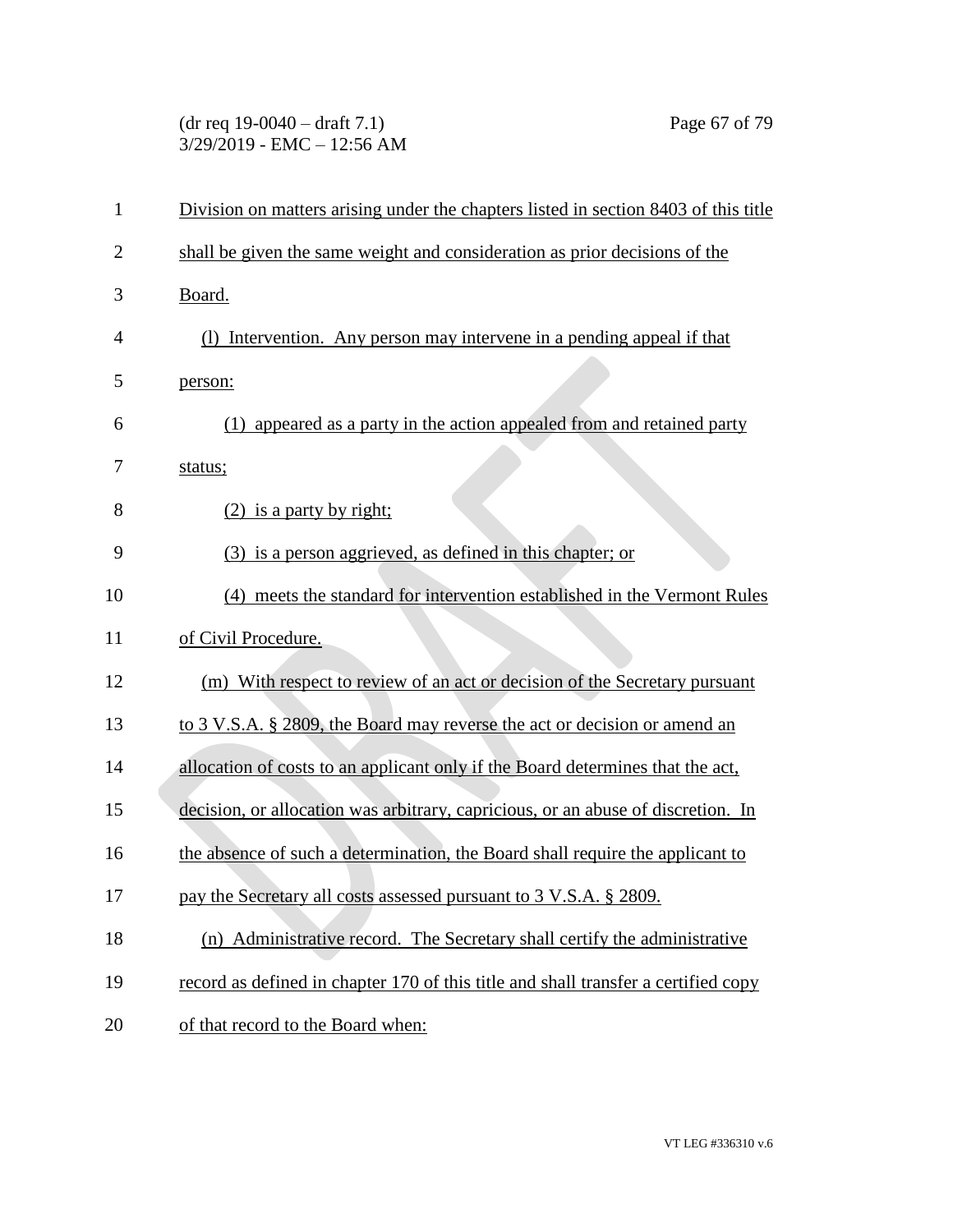Division on matters arising under the chapters listed in section 8403 of this title shall be given the same weight and consideration as prior decisions of the Board.

(l) Intervention. Any person may intervene in a pending appeal if that person:

(1) appeared as a party in the action appealed from and retained party status;

(2) is a party by right;

(3) is a person aggrieved, as defined in this chapter; or

(4) meets the standard for intervention established in the Vermont Rules of Civil Procedure.

(m) With respect to review of an act or decision of the Secretary pursuant to 3 V.S.A. § 2809, the Board may reverse the act or decision or amend an allocation of costs to an applicant only if the Board determines that the act, decision, or allocation was arbitrary, capricious, or an abuse of discretion. In the absence of such a determination, the Board shall require the applicant to pay the Secretary all costs assessed pursuant to 3 V.S.A. § 2809.

(n) Administrative record. The Secretary shall certify the administrative record as defined in chapter 170 of this title and shall transfer a certified copy of that record to the Board when: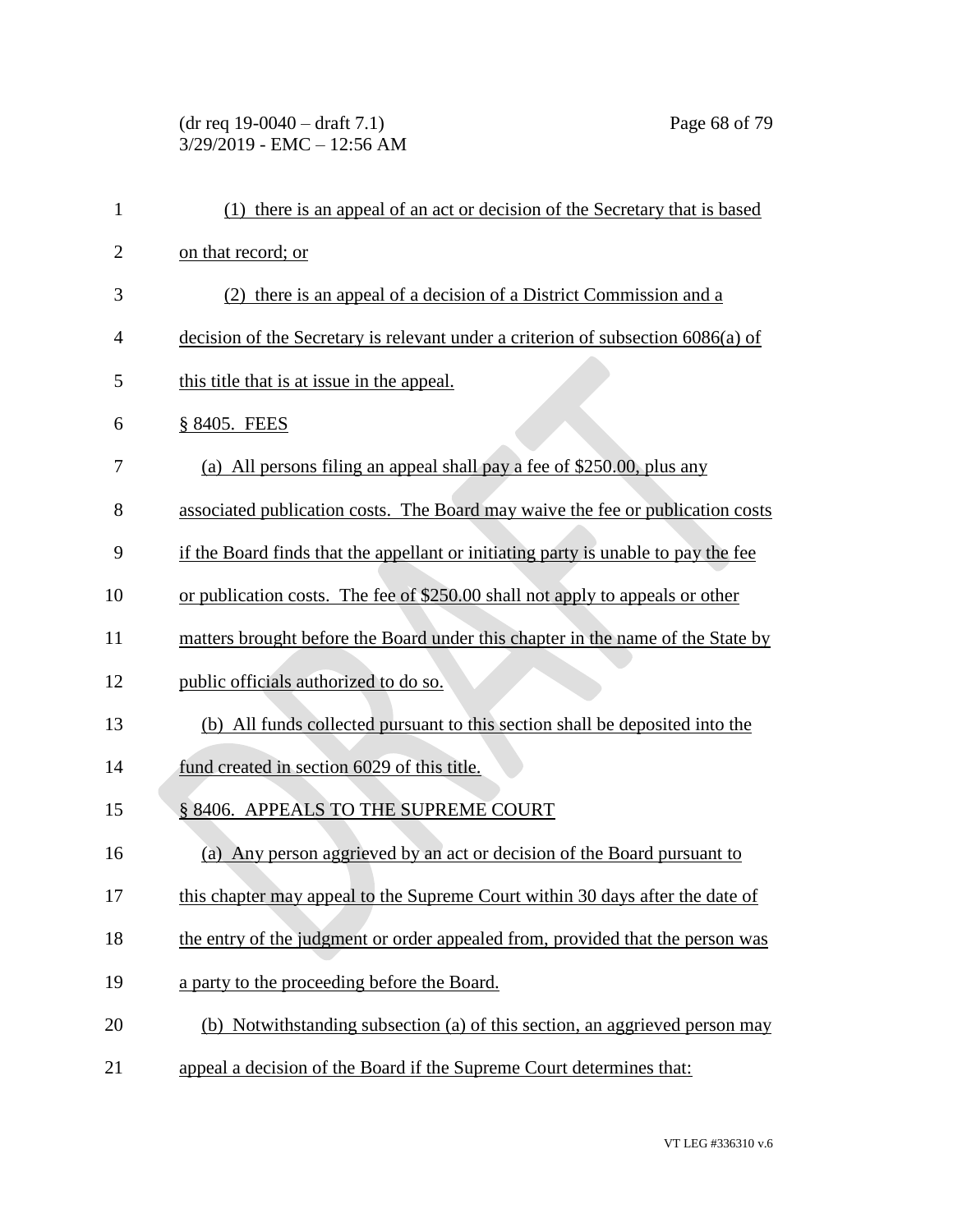(1) there is an appeal of an act or decision of the Secretary that is based on that record; or

(2) there is an appeal of a decision of a District Commission and a decision of the Secretary is relevant under a criterion of subsection 6086(a) of this title that is at issue in the appeal.

§ 8405. FEES

(a) All persons filing an appeal shall pay a fee of $250.00, plus any associated publication costs. The Board may waive the fee or publication costs if the Board finds that the appellant or initiating party is unable to pay the fee or publication costs. The fee of $250.00 shall not apply to appeals or other matters brought before the Board under this chapter in the name of the State by public officials authorized to do so.

(b) All funds collected pursuant to this section shall be deposited into the fund created in section 6029 of this title.

§ 8406. APPEALS TO THE SUPREME COURT

(a) Any person aggrieved by an act or decision of the Board pursuant to this chapter may appeal to the Supreme Court within 30 days after the date of the entry of the judgment or order appealed from, provided that the person was a party to the proceeding before the Board.

(b) Notwithstanding subsection (a) of this section, an aggrieved person may appeal a decision of the Board if the Supreme Court determines that: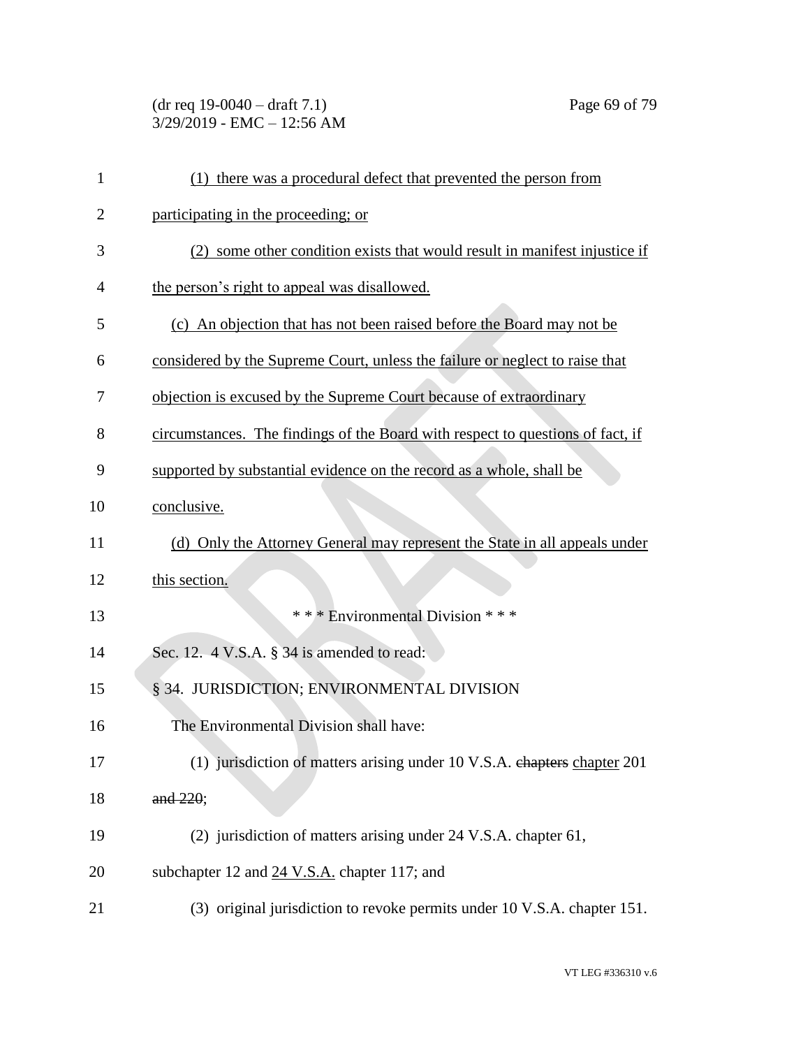(1) there was a procedural defect that prevented the person from participating in the proceeding; or

(2) some other condition exists that would result in manifest injustice if the person's right to appeal was disallowed.

(c) An objection that has not been raised before the Board may not be considered by the Supreme Court, unless the failure or neglect to raise that objection is excused by the Supreme Court because of extraordinary circumstances. The findings of the Board with respect to questions of fact, if supported by substantial evidence on the record as a whole, shall be conclusive.

(d) Only the Attorney General may represent the State in all appeals under this section.

\* \* \* Environmental Division \* \* \*

Sec. 12. 4 V.S.A. § 34 is amended to read:

§ 34. JURISDICTION; ENVIRONMENTAL DIVISION

The Environmental Division shall have:

(1) jurisdiction of matters arising under 10 V.S.A. ~~chapters~~ chapter 201 ~~and 220~~;

(2) jurisdiction of matters arising under 24 V.S.A. chapter 61, subchapter 12 and 24 V.S.A. chapter 117; and

(3) original jurisdiction to revoke permits under 10 V.S.A. chapter 151.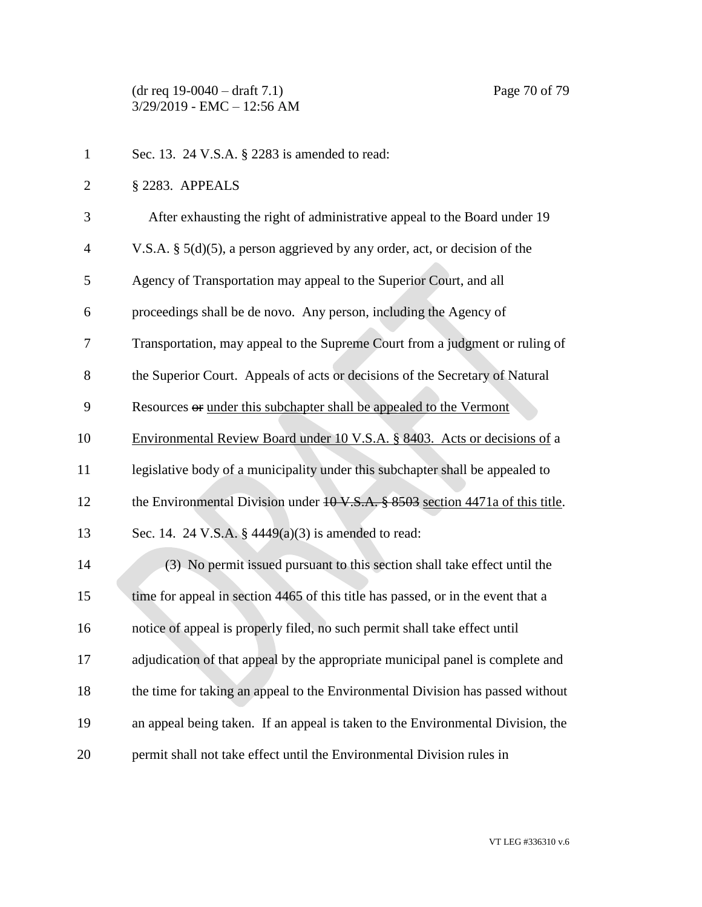Sec. 13. 24 V.S.A. § 2283 is amended to read:

§ 2283. APPEALS

After exhausting the right of administrative appeal to the Board under 19 V.S.A. § 5(d)(5), a person aggrieved by any order, act, or decision of the Agency of Transportation may appeal to the Superior Court, and all proceedings shall be de novo. Any person, including the Agency of Transportation, may appeal to the Supreme Court from a judgment or ruling of the Superior Court. Appeals of acts or decisions of the Secretary of Natural Resources ~~or~~ under this subchapter shall be appealed to the Vermont Environmental Review Board under 10 V.S.A. § 8403. Acts or decisions of a legislative body of a municipality under this subchapter shall be appealed to the Environmental Division under ~~10 V.S.A. § 8503~~ section 4471a of this title.

Sec. 14. 24 V.S.A. § 4449(a)(3) is amended to read:

(3) No permit issued pursuant to this section shall take effect until the time for appeal in section 4465 of this title has passed, or in the event that a notice of appeal is properly filed, no such permit shall take effect until adjudication of that appeal by the appropriate municipal panel is complete and the time for taking an appeal to the Environmental Division has passed without an appeal being taken. If an appeal is taken to the Environmental Division, the permit shall not take effect until the Environmental Division rules in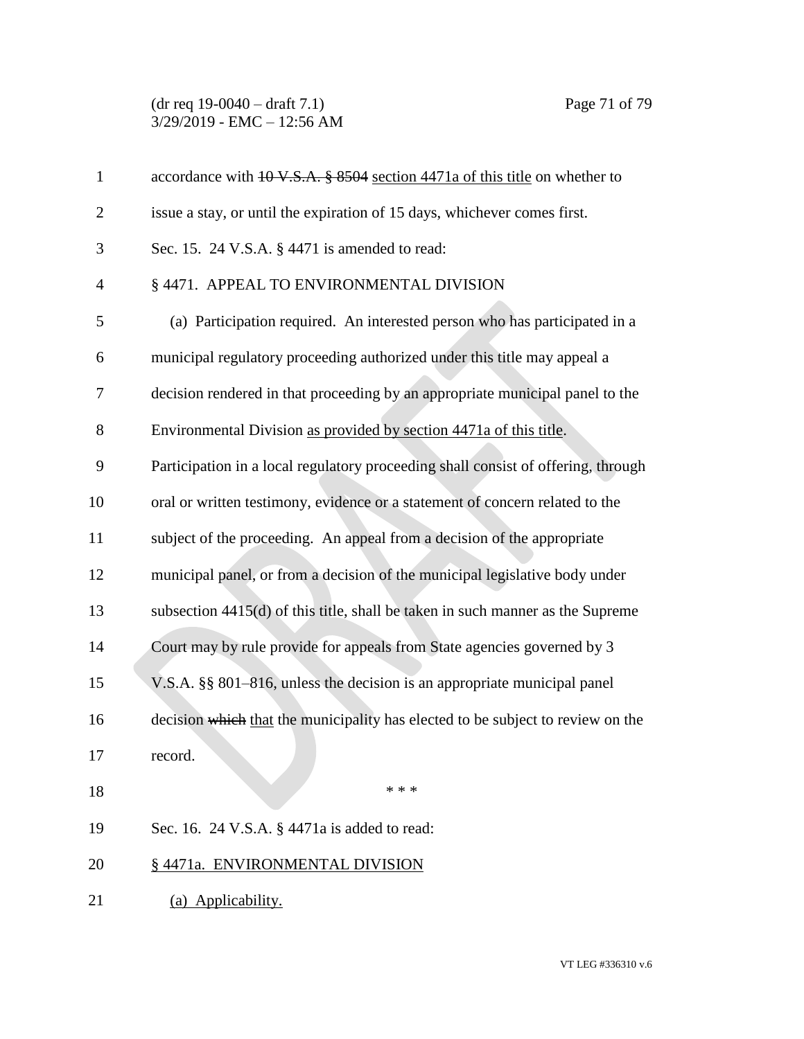accordance with ~~10 V.S.A. § 8504~~ section 4471a of this title on whether to issue a stay, or until the expiration of 15 days, whichever comes first.

Sec. 15. 24 V.S.A. § 4471 is amended to read:

§ 4471. APPEAL TO ENVIRONMENTAL DIVISION

(a) Participation required. An interested person who has participated in a municipal regulatory proceeding authorized under this title may appeal a decision rendered in that proceeding by an appropriate municipal panel to the Environmental Division as provided by section 4471a of this title. Participation in a local regulatory proceeding shall consist of offering, through oral or written testimony, evidence or a statement of concern related to the subject of the proceeding. An appeal from a decision of the appropriate municipal panel, or from a decision of the municipal legislative body under subsection 4415(d) of this title, shall be taken in such manner as the Supreme Court may by rule provide for appeals from State agencies governed by 3 V.S.A. §§ 801–816, unless the decision is an appropriate municipal panel decision ~~which~~ that the municipality has elected to be subject to review on the record.

\* \* \*

Sec. 16. 24 V.S.A. § 4471a is added to read:

§ 4471a. ENVIRONMENTAL DIVISION

(a) Applicability.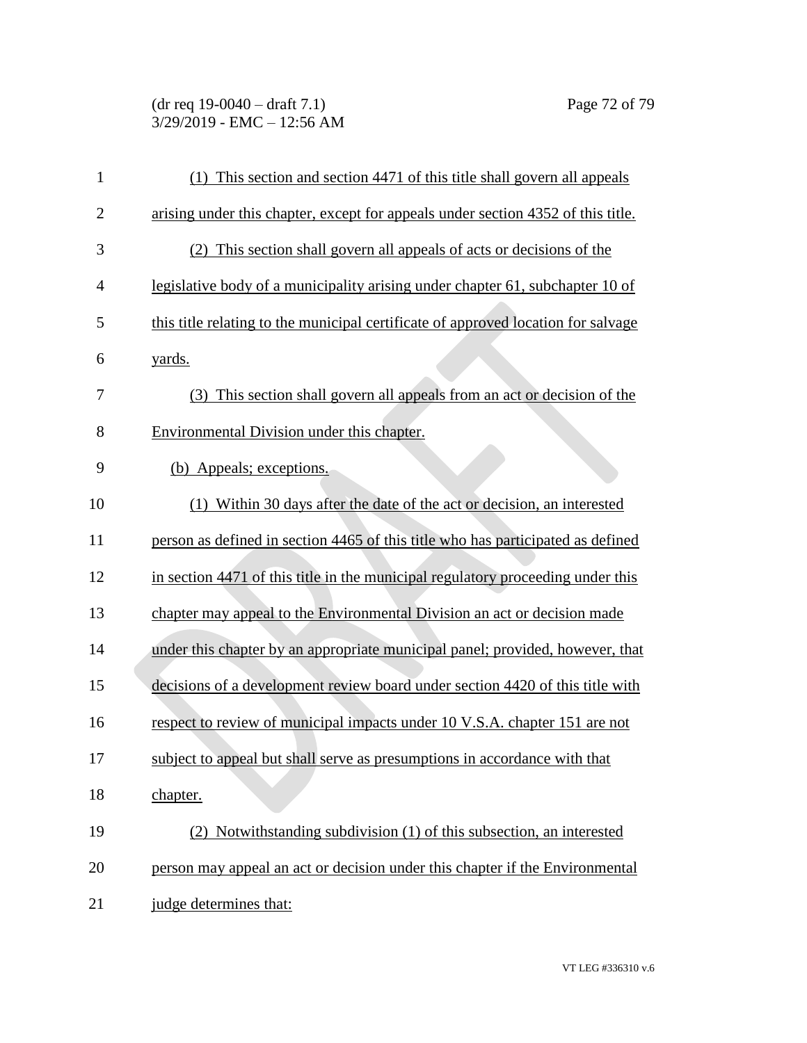(1) This section and section 4471 of this title shall govern all appeals arising under this chapter, except for appeals under section 4352 of this title.

(2) This section shall govern all appeals of acts or decisions of the legislative body of a municipality arising under chapter 61, subchapter 10 of this title relating to the municipal certificate of approved location for salvage yards.

(3) This section shall govern all appeals from an act or decision of the Environmental Division under this chapter.

(b) Appeals; exceptions.

(1) Within 30 days after the date of the act or decision, an interested person as defined in section 4465 of this title who has participated as defined in section 4471 of this title in the municipal regulatory proceeding under this chapter may appeal to the Environmental Division an act or decision made under this chapter by an appropriate municipal panel; provided, however, that decisions of a development review board under section 4420 of this title with respect to review of municipal impacts under 10 V.S.A. chapter 151 are not subject to appeal but shall serve as presumptions in accordance with that chapter.

(2) Notwithstanding subdivision (1) of this subsection, an interested person may appeal an act or decision under this chapter if the Environmental judge determines that: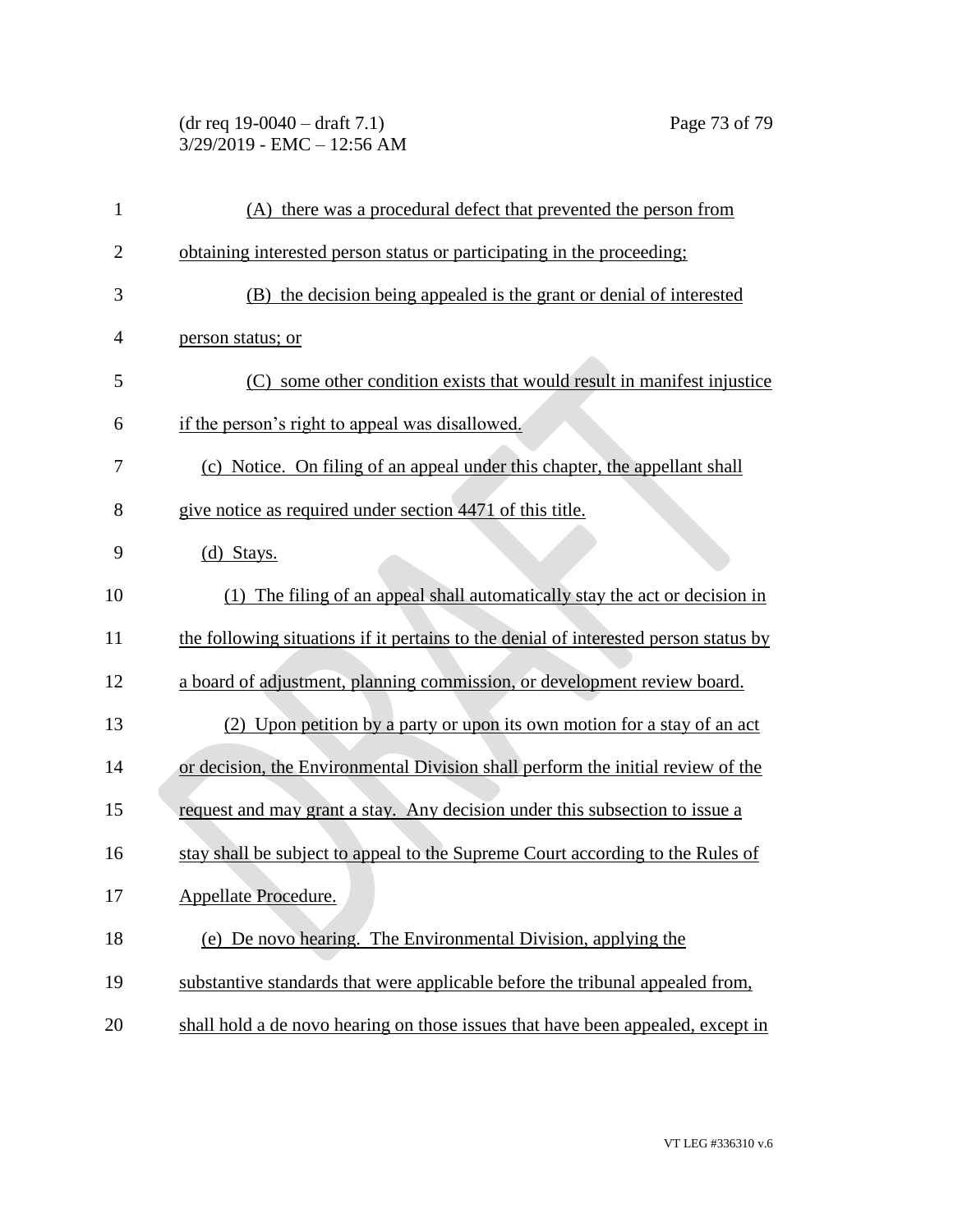(A) there was a procedural defect that prevented the person from obtaining interested person status or participating in the proceeding;

(B) the decision being appealed is the grant or denial of interested person status; or

(C) some other condition exists that would result in manifest injustice if the person's right to appeal was disallowed.

(c) Notice. On filing of an appeal under this chapter, the appellant shall give notice as required under section 4471 of this title.

(d) Stays.

(1) The filing of an appeal shall automatically stay the act or decision in the following situations if it pertains to the denial of interested person status by a board of adjustment, planning commission, or development review board.

(2) Upon petition by a party or upon its own motion for a stay of an act or decision, the Environmental Division shall perform the initial review of the request and may grant a stay. Any decision under this subsection to issue a stay shall be subject to appeal to the Supreme Court according to the Rules of Appellate Procedure.

(e) De novo hearing. The Environmental Division, applying the substantive standards that were applicable before the tribunal appealed from, shall hold a de novo hearing on those issues that have been appealed, except in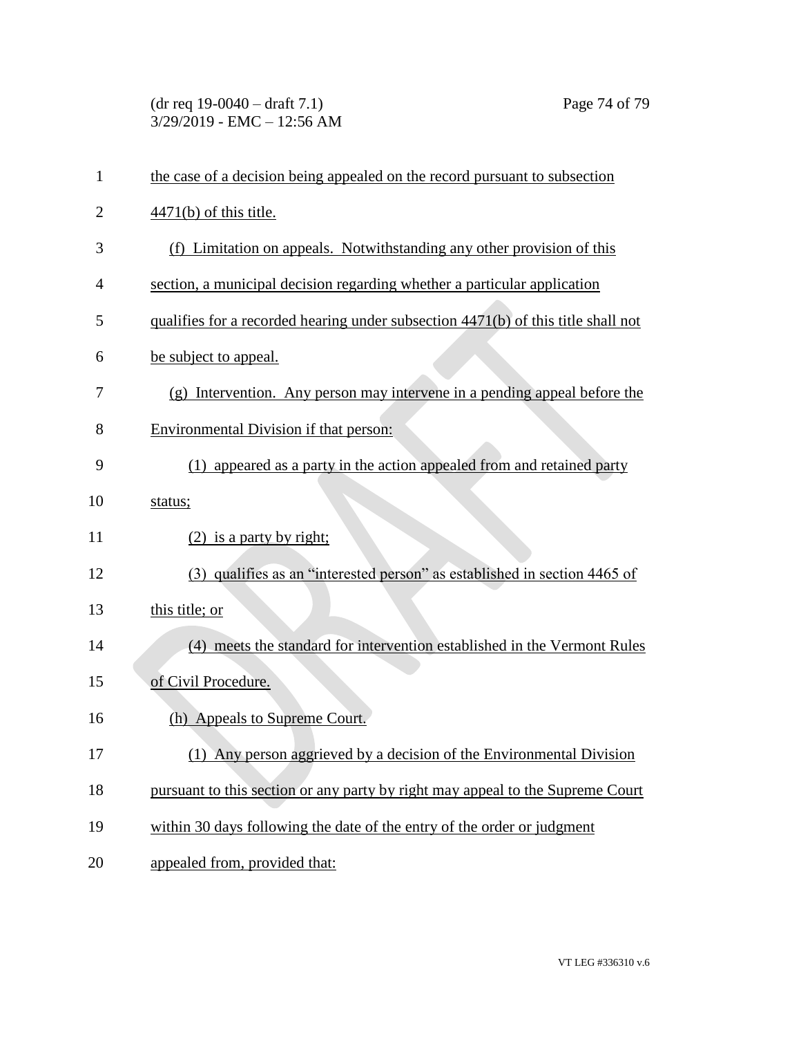the case of a decision being appealed on the record pursuant to subsection 4471(b) of this title.

(f) Limitation on appeals. Notwithstanding any other provision of this section, a municipal decision regarding whether a particular application qualifies for a recorded hearing under subsection 4471(b) of this title shall not be subject to appeal.

(g) Intervention. Any person may intervene in a pending appeal before the Environmental Division if that person:

(1) appeared as a party in the action appealed from and retained party status;

(2) is a party by right;

(3) qualifies as an "interested person" as established in section 4465 of this title; or

(4) meets the standard for intervention established in the Vermont Rules of Civil Procedure.

(h) Appeals to Supreme Court.

(1) Any person aggrieved by a decision of the Environmental Division pursuant to this section or any party by right may appeal to the Supreme Court within 30 days following the date of the entry of the order or judgment appealed from, provided that: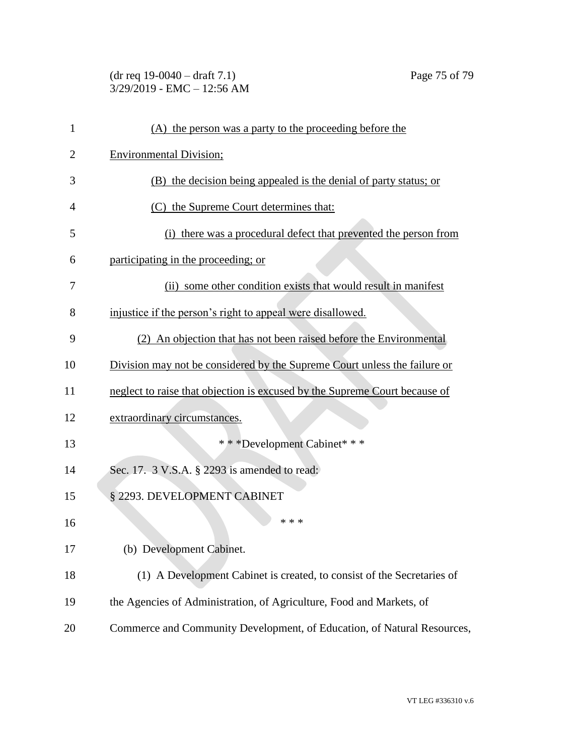(A) the person was a party to the proceeding before the Environmental Division;

(B) the decision being appealed is the denial of party status; or

(C) the Supreme Court determines that:

(i) there was a procedural defect that prevented the person from participating in the proceeding; or

(ii) some other condition exists that would result in manifest injustice if the person's right to appeal were disallowed.

(2) An objection that has not been raised before the Environmental Division may not be considered by the Supreme Court unless the failure or neglect to raise that objection is excused by the Supreme Court because of extraordinary circumstances.

\* \* \*Development Cabinet\* \* \*

Sec. 17. 3 V.S.A. § 2293 is amended to read:

§ 2293. DEVELOPMENT CABINET

\* \* \*

(b) Development Cabinet.

(1) A Development Cabinet is created, to consist of the Secretaries of the Agencies of Administration, of Agriculture, Food and Markets, of Commerce and Community Development, of Education, of Natural Resources,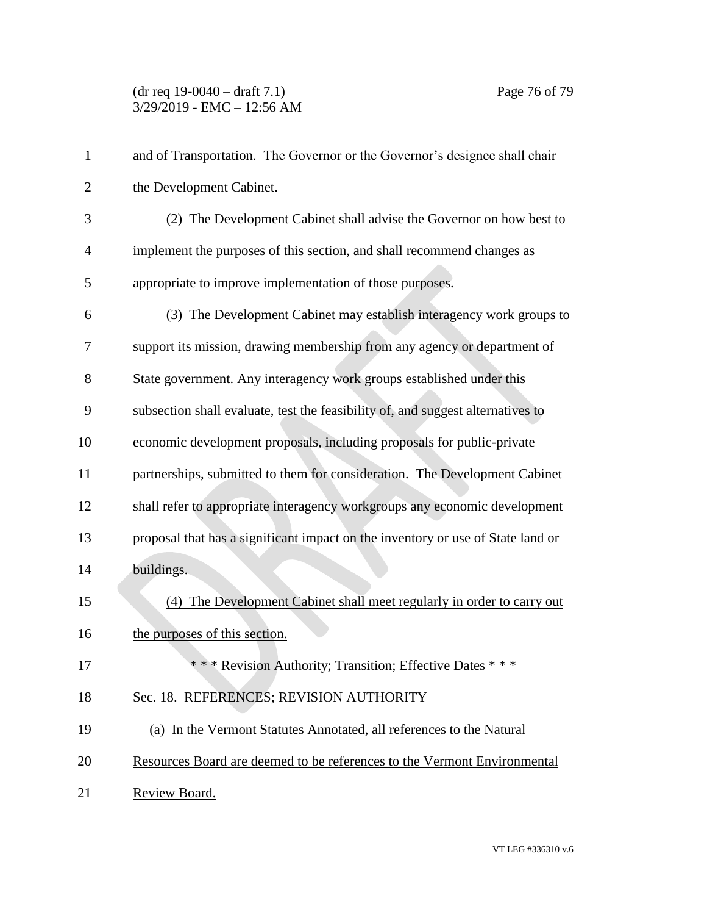and of Transportation. The Governor or the Governor's designee shall chair the Development Cabinet.

(2) The Development Cabinet shall advise the Governor on how best to implement the purposes of this section, and shall recommend changes as appropriate to improve implementation of those purposes.

(3) The Development Cabinet may establish interagency work groups to support its mission, drawing membership from any agency or department of State government. Any interagency work groups established under this subsection shall evaluate, test the feasibility of, and suggest alternatives to economic development proposals, including proposals for public-private partnerships, submitted to them for consideration. The Development Cabinet shall refer to appropriate interagency workgroups any economic development proposal that has a significant impact on the inventory or use of State land or buildings.

<u>(4) The Development Cabinet shall meet regularly in order to carry out the purposes of this section.</u>

\* \* \* Revision Authority; Transition; Effective Dates \* \* \*

Sec. 18. REFERENCES; REVISION AUTHORITY

<u>(a) In the Vermont Statutes Annotated, all references to the Natural Resources Board are deemed to be references to the Vermont Environmental Review Board.</u>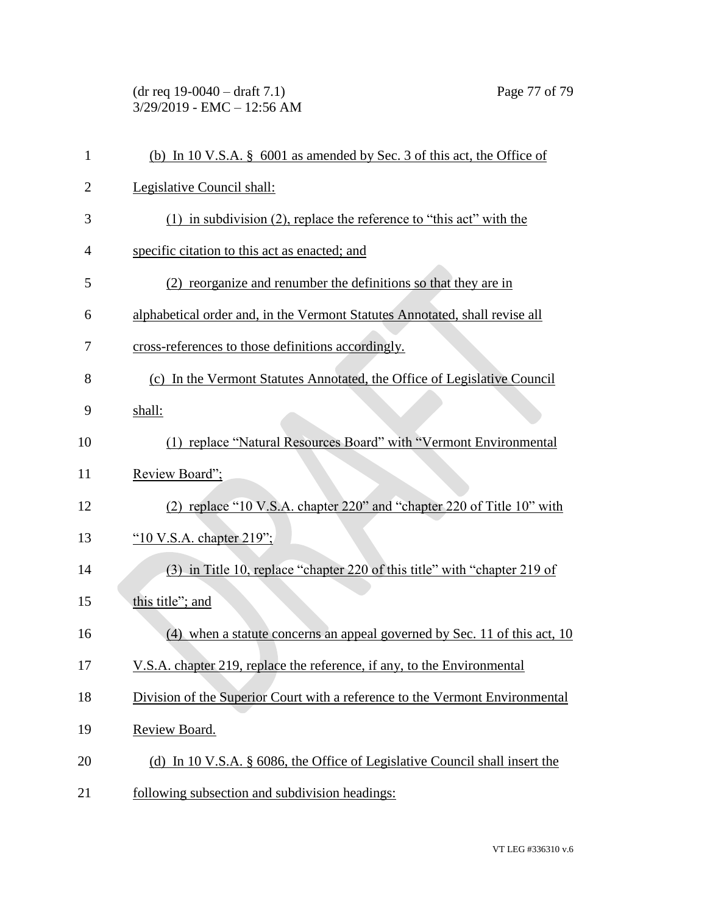(b) In 10 V.S.A. § 6001 as amended by Sec. 3 of this act, the Office of Legislative Council shall:

(1) in subdivision (2), replace the reference to "this act" with the specific citation to this act as enacted; and

(2) reorganize and renumber the definitions so that they are in alphabetical order and, in the Vermont Statutes Annotated, shall revise all cross-references to those definitions accordingly.

(c) In the Vermont Statutes Annotated, the Office of Legislative Council shall:

(1) replace "Natural Resources Board" with "Vermont Environmental Review Board";

(2) replace "10 V.S.A. chapter 220" and "chapter 220 of Title 10" with "10 V.S.A. chapter 219";

(3) in Title 10, replace "chapter 220 of this title" with "chapter 219 of this title"; and

(4) when a statute concerns an appeal governed by Sec. 11 of this act, 10 V.S.A. chapter 219, replace the reference, if any, to the Environmental Division of the Superior Court with a reference to the Vermont Environmental Review Board.

(d) In 10 V.S.A. § 6086, the Office of Legislative Council shall insert the following subsection and subdivision headings: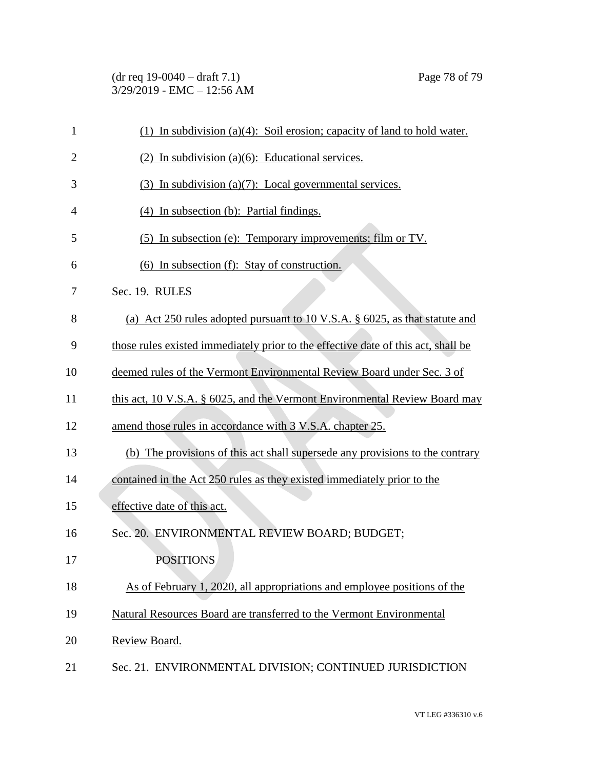(1) In subdivision (a)(4): Soil erosion; capacity of land to hold water.

(2) In subdivision (a)(6): Educational services.

(3) In subdivision (a)(7): Local governmental services.

(4) In subsection (b): Partial findings.

(5) In subsection (e): Temporary improvements; film or TV.

(6) In subsection (f): Stay of construction.

Sec. 19. RULES

(a) Act 250 rules adopted pursuant to 10 V.S.A. § 6025, as that statute and those rules existed immediately prior to the effective date of this act, shall be deemed rules of the Vermont Environmental Review Board under Sec. 3 of this act, 10 V.S.A. § 6025, and the Vermont Environmental Review Board may amend those rules in accordance with 3 V.S.A. chapter 25.

(b) The provisions of this act shall supersede any provisions to the contrary contained in the Act 250 rules as they existed immediately prior to the effective date of this act.

Sec. 20. ENVIRONMENTAL REVIEW BOARD; BUDGET; POSITIONS

As of February 1, 2020, all appropriations and employee positions of the Natural Resources Board are transferred to the Vermont Environmental Review Board.

Sec. 21. ENVIRONMENTAL DIVISION; CONTINUED JURISDICTION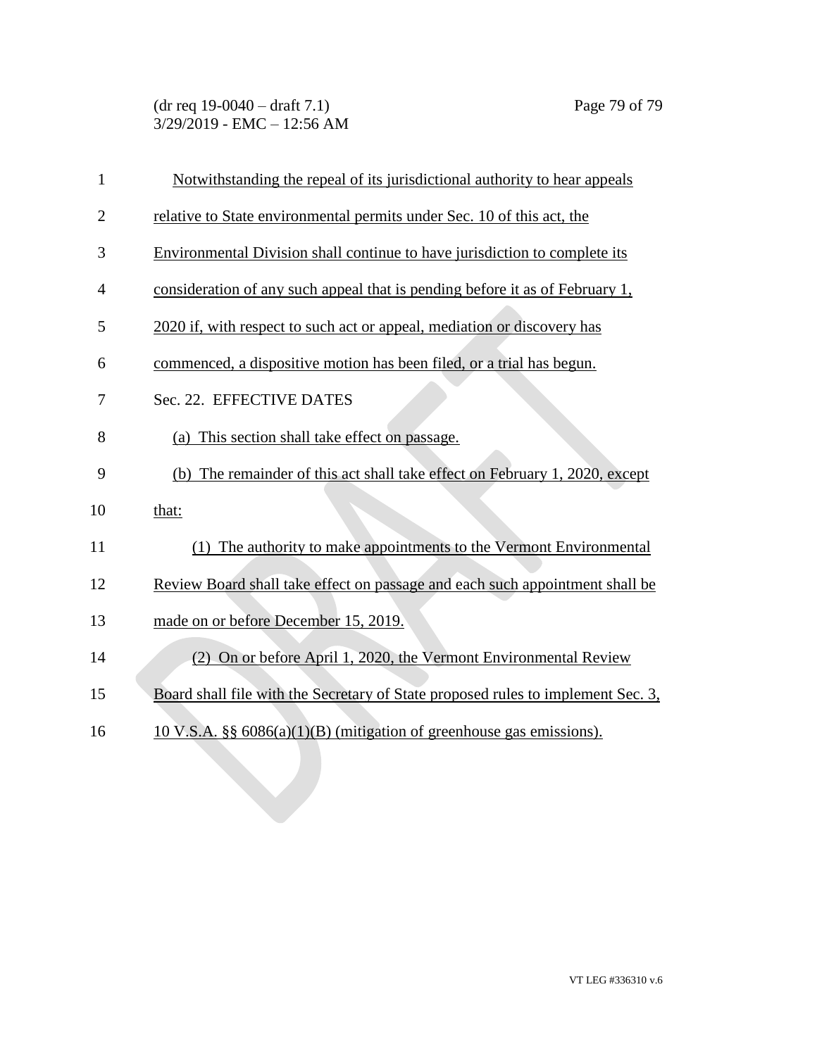Notwithstanding the repeal of its jurisdictional authority to hear appeals relative to State environmental permits under Sec. 10 of this act, the Environmental Division shall continue to have jurisdiction to complete its consideration of any such appeal that is pending before it as of February 1, 2020 if, with respect to such act or appeal, mediation or discovery has commenced, a dispositive motion has been filed, or a trial has begun.

Sec. 22. EFFECTIVE DATES

(a) This section shall take effect on passage.

(b) The remainder of this act shall take effect on February 1, 2020, except that:

(1) The authority to make appointments to the Vermont Environmental Review Board shall take effect on passage and each such appointment shall be made on or before December 15, 2019.

(2) On or before April 1, 2020, the Vermont Environmental Review Board shall file with the Secretary of State proposed rules to implement Sec. 3, 10 V.S.A. §§ 6086(a)(1)(B) (mitigation of greenhouse gas emissions).